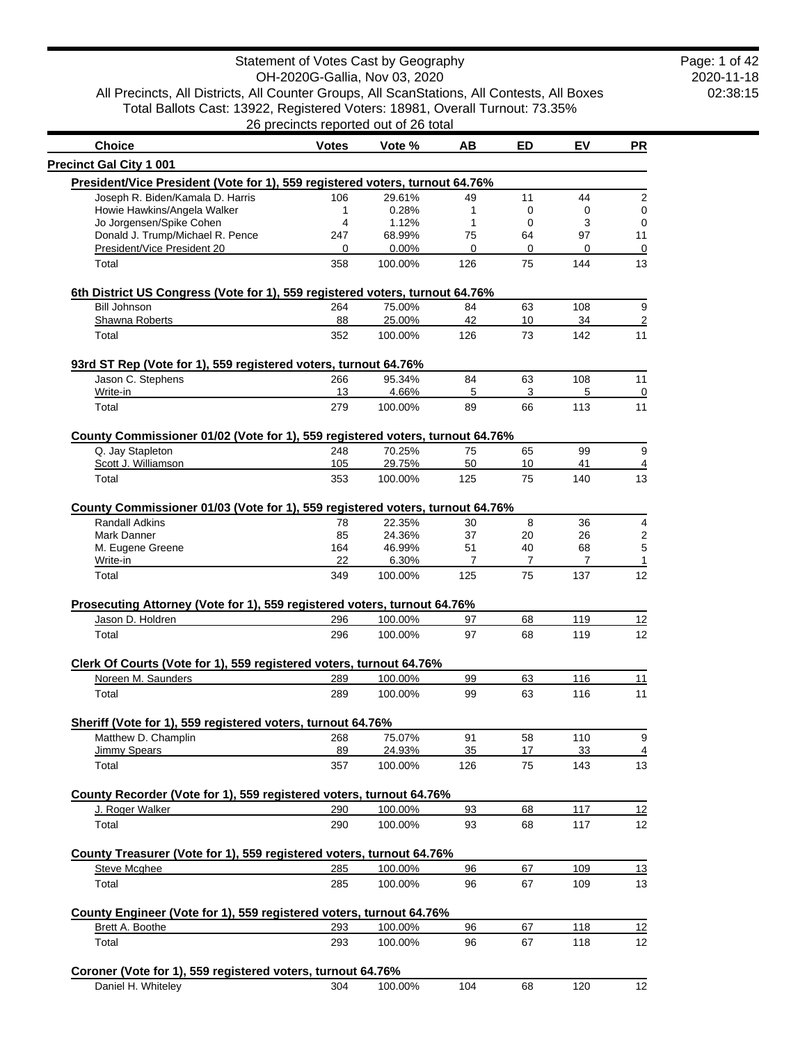# Statement of Votes Cast by Geography

OH-2020G-Gallia, Nov 03, 2020

All Precincts, All Districts, All Counter Groups, All ScanStations, All Contests, All Boxes

Total Ballots Cast: 13922, Registered Voters: 18981, Overall Turnout: 73.35%

26 precincts reported out of 26 total

| Choice | Votes | Vote % | AB | ED | EV | PR |
|---|---|---|---|---|---|---|

## Precinct Gal City 1 001

### President/Vice President (Vote for 1), 559 registered voters, turnout 64.76%

| Choice | Votes | Vote % | AB | ED | EV | PR |
|---|---|---|---|---|---|---|
| Joseph R. Biden/Kamala D. Harris | 106 | 29.61% | 49 | 11 | 44 | 2 |
| Howie Hawkins/Angela Walker | 1 | 0.28% | 1 | 0 | 0 | 0 |
| Jo Jorgensen/Spike Cohen | 4 | 1.12% | 1 | 0 | 3 | 0 |
| Donald J. Trump/Michael R. Pence | 247 | 68.99% | 75 | 64 | 97 | 11 |
| President/Vice President 20 | 0 | 0.00% | 0 | 0 | 0 | 0 |
| Total | 358 | 100.00% | 126 | 75 | 144 | 13 |

### 6th District US Congress (Vote for 1), 559 registered voters, turnout 64.76%

| Choice | Votes | Vote % | AB | ED | EV | PR |
|---|---|---|---|---|---|---|
| Bill Johnson | 264 | 75.00% | 84 | 63 | 108 | 9 |
| Shawna Roberts | 88 | 25.00% | 42 | 10 | 34 | 2 |
| Total | 352 | 100.00% | 126 | 73 | 142 | 11 |

### 93rd ST Rep (Vote for 1), 559 registered voters, turnout 64.76%

| Choice | Votes | Vote % | AB | ED | EV | PR |
|---|---|---|---|---|---|---|
| Jason C. Stephens | 266 | 95.34% | 84 | 63 | 108 | 11 |
| Write-in | 13 | 4.66% | 5 | 3 | 5 | 0 |
| Total | 279 | 100.00% | 89 | 66 | 113 | 11 |

### County Commissioner 01/02 (Vote for 1), 559 registered voters, turnout 64.76%

| Choice | Votes | Vote % | AB | ED | EV | PR |
|---|---|---|---|---|---|---|
| Q. Jay Stapleton | 248 | 70.25% | 75 | 65 | 99 | 9 |
| Scott J. Williamson | 105 | 29.75% | 50 | 10 | 41 | 4 |
| Total | 353 | 100.00% | 125 | 75 | 140 | 13 |

### County Commissioner 01/03 (Vote for 1), 559 registered voters, turnout 64.76%

| Choice | Votes | Vote % | AB | ED | EV | PR |
|---|---|---|---|---|---|---|
| Randall Adkins | 78 | 22.35% | 30 | 8 | 36 | 4 |
| Mark Danner | 85 | 24.36% | 37 | 20 | 26 | 2 |
| M. Eugene Greene | 164 | 46.99% | 51 | 40 | 68 | 5 |
| Write-in | 22 | 6.30% | 7 | 7 | 7 | 1 |
| Total | 349 | 100.00% | 125 | 75 | 137 | 12 |

### Prosecuting Attorney (Vote for 1), 559 registered voters, turnout 64.76%

| Choice | Votes | Vote % | AB | ED | EV | PR |
|---|---|---|---|---|---|---|
| Jason D. Holdren | 296 | 100.00% | 97 | 68 | 119 | 12 |
| Total | 296 | 100.00% | 97 | 68 | 119 | 12 |

### Clerk Of Courts (Vote for 1), 559 registered voters, turnout 64.76%

| Choice | Votes | Vote % | AB | ED | EV | PR |
|---|---|---|---|---|---|---|
| Noreen M. Saunders | 289 | 100.00% | 99 | 63 | 116 | 11 |
| Total | 289 | 100.00% | 99 | 63 | 116 | 11 |

### Sheriff (Vote for 1), 559 registered voters, turnout 64.76%

| Choice | Votes | Vote % | AB | ED | EV | PR |
|---|---|---|---|---|---|---|
| Matthew D. Champlin | 268 | 75.07% | 91 | 58 | 110 | 9 |
| Jimmy Spears | 89 | 24.93% | 35 | 17 | 33 | 4 |
| Total | 357 | 100.00% | 126 | 75 | 143 | 13 |

### County Recorder (Vote for 1), 559 registered voters, turnout 64.76%

| Choice | Votes | Vote % | AB | ED | EV | PR |
|---|---|---|---|---|---|---|
| J. Roger Walker | 290 | 100.00% | 93 | 68 | 117 | 12 |
| Total | 290 | 100.00% | 93 | 68 | 117 | 12 |

### County Treasurer (Vote for 1), 559 registered voters, turnout 64.76%

| Choice | Votes | Vote % | AB | ED | EV | PR |
|---|---|---|---|---|---|---|
| Steve Mcghee | 285 | 100.00% | 96 | 67 | 109 | 13 |
| Total | 285 | 100.00% | 96 | 67 | 109 | 13 |

### County Engineer (Vote for 1), 559 registered voters, turnout 64.76%

| Choice | Votes | Vote % | AB | ED | EV | PR |
|---|---|---|---|---|---|---|
| Brett A. Boothe | 293 | 100.00% | 96 | 67 | 118 | 12 |
| Total | 293 | 100.00% | 96 | 67 | 118 | 12 |

### Coroner (Vote for 1), 559 registered voters, turnout 64.76%

| Choice | Votes | Vote % | AB | ED | EV | PR |
|---|---|---|---|---|---|---|
| Daniel H. Whiteley | 304 | 100.00% | 104 | 68 | 120 | 12 |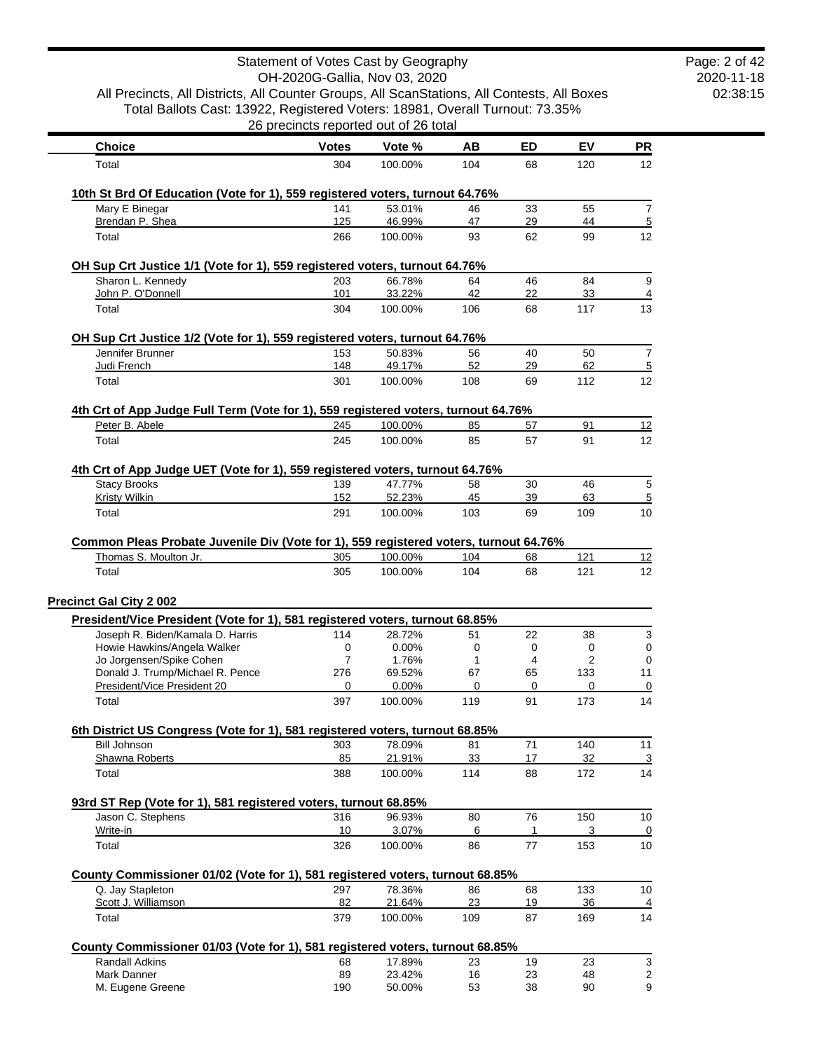| Choice | Votes | Vote % | AB | ED | EV | PR |
|---|---|---|---|---|---|---|
| Total | 304 | 100.00% | 104 | 68 | 120 | 12 |

**10th St Brd Of Education (Vote for 1), 559 registered voters, turnout 64.76%**

| Choice | Votes | Vote % | AB | ED | EV | PR |
|---|---|---|---|---|---|---|
| Mary E Binegar | 141 | 53.01% | 46 | 33 | 55 | 7 |
| Brendan P. Shea | 125 | 46.99% | 47 | 29 | 44 | 5 |
| Total | 266 | 100.00% | 93 | 62 | 99 | 12 |

**OH Sup Crt Justice 1/1 (Vote for 1), 559 registered voters, turnout 64.76%**

| Choice | Votes | Vote % | AB | ED | EV | PR |
|---|---|---|---|---|---|---|
| Sharon L. Kennedy | 203 | 66.78% | 64 | 46 | 84 | 9 |
| John P. O'Donnell | 101 | 33.22% | 42 | 22 | 33 | 4 |
| Total | 304 | 100.00% | 106 | 68 | 117 | 13 |

**OH Sup Crt Justice 1/2 (Vote for 1), 559 registered voters, turnout 64.76%**

| Choice | Votes | Vote % | AB | ED | EV | PR |
|---|---|---|---|---|---|---|
| Jennifer Brunner | 153 | 50.83% | 56 | 40 | 50 | 7 |
| Judi French | 148 | 49.17% | 52 | 29 | 62 | 5 |
| Total | 301 | 100.00% | 108 | 69 | 112 | 12 |

**4th Crt of App Judge Full Term (Vote for 1), 559 registered voters, turnout 64.76%**

| Choice | Votes | Vote % | AB | ED | EV | PR |
|---|---|---|---|---|---|---|
| Peter B. Abele | 245 | 100.00% | 85 | 57 | 91 | 12 |
| Total | 245 | 100.00% | 85 | 57 | 91 | 12 |

**4th Crt of App Judge UET (Vote for 1), 559 registered voters, turnout 64.76%**

| Choice | Votes | Vote % | AB | ED | EV | PR |
|---|---|---|---|---|---|---|
| Stacy Brooks | 139 | 47.77% | 58 | 30 | 46 | 5 |
| Kristy Wilkin | 152 | 52.23% | 45 | 39 | 63 | 5 |
| Total | 291 | 100.00% | 103 | 69 | 109 | 10 |

**Common Pleas Probate Juvenile Div (Vote for 1), 559 registered voters, turnout 64.76%**

| Choice | Votes | Vote % | AB | ED | EV | PR |
|---|---|---|---|---|---|---|
| Thomas S. Moulton Jr. | 305 | 100.00% | 104 | 68 | 121 | 12 |
| Total | 305 | 100.00% | 104 | 68 | 121 | 12 |

## Precinct Gal City 2 002

**President/Vice President (Vote for 1), 581 registered voters, turnout 68.85%**

| Choice | Votes | Vote % | AB | ED | EV | PR |
|---|---|---|---|---|---|---|
| Joseph R. Biden/Kamala D. Harris | 114 | 28.72% | 51 | 22 | 38 | 3 |
| Howie Hawkins/Angela Walker | 0 | 0.00% | 0 | 0 | 0 | 0 |
| Jo Jorgensen/Spike Cohen | 7 | 1.76% | 1 | 4 | 2 | 0 |
| Donald J. Trump/Michael R. Pence | 276 | 69.52% | 67 | 65 | 133 | 11 |
| President/Vice President 20 | 0 | 0.00% | 0 | 0 | 0 | 0 |
| Total | 397 | 100.00% | 119 | 91 | 173 | 14 |

**6th District US Congress (Vote for 1), 581 registered voters, turnout 68.85%**

| Choice | Votes | Vote % | AB | ED | EV | PR |
|---|---|---|---|---|---|---|
| Bill Johnson | 303 | 78.09% | 81 | 71 | 140 | 11 |
| Shawna Roberts | 85 | 21.91% | 33 | 17 | 32 | 3 |
| Total | 388 | 100.00% | 114 | 88 | 172 | 14 |

**93rd ST Rep (Vote for 1), 581 registered voters, turnout 68.85%**

| Choice | Votes | Vote % | AB | ED | EV | PR |
|---|---|---|---|---|---|---|
| Jason C. Stephens | 316 | 96.93% | 80 | 76 | 150 | 10 |
| Write-in | 10 | 3.07% | 6 | 1 | 3 | 0 |
| Total | 326 | 100.00% | 86 | 77 | 153 | 10 |

**County Commissioner 01/02 (Vote for 1), 581 registered voters, turnout 68.85%**

| Choice | Votes | Vote % | AB | ED | EV | PR |
|---|---|---|---|---|---|---|
| Q. Jay Stapleton | 297 | 78.36% | 86 | 68 | 133 | 10 |
| Scott J. Williamson | 82 | 21.64% | 23 | 19 | 36 | 4 |
| Total | 379 | 100.00% | 109 | 87 | 169 | 14 |

**County Commissioner 01/03 (Vote for 1), 581 registered voters, turnout 68.85%**

| Choice | Votes | Vote % | AB | ED | EV | PR |
|---|---|---|---|---|---|---|
| Randall Adkins | 68 | 17.89% | 23 | 19 | 23 | 3 |
| Mark Danner | 89 | 23.42% | 16 | 23 | 48 | 2 |
| M. Eugene Greene | 190 | 50.00% | 53 | 38 | 90 | 9 |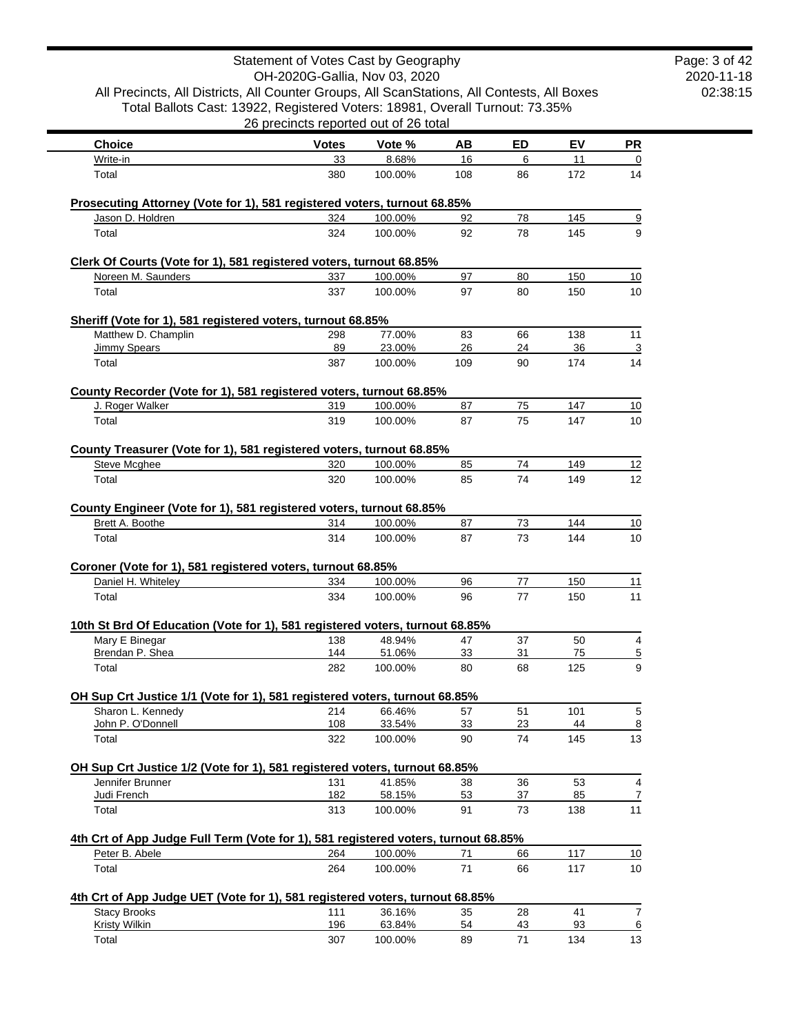Statement of Votes Cast by Geography
OH-2020G-Gallia, Nov 03, 2020
All Precincts, All Districts, All Counter Groups, All ScanStations, All Contests, All Boxes
Total Ballots Cast: 13922, Registered Voters: 18981, Overall Turnout: 73.35%
26 precincts reported out of 26 total

| Choice | Votes | Vote % | AB | ED | EV | PR |
|---|---|---|---|---|---|---|
| Write-in | 33 | 8.68% | 16 | 6 | 11 | 0 |
| Total | 380 | 100.00% | 108 | 86 | 172 | 14 |

**Prosecuting Attorney (Vote for 1), 581 registered voters, turnout 68.85%**

| Choice | Votes | Vote % | AB | ED | EV | PR |
|---|---|---|---|---|---|---|
| Jason D. Holdren | 324 | 100.00% | 92 | 78 | 145 | 9 |
| Total | 324 | 100.00% | 92 | 78 | 145 | 9 |

**Clerk Of Courts (Vote for 1), 581 registered voters, turnout 68.85%**

| Choice | Votes | Vote % | AB | ED | EV | PR |
|---|---|---|---|---|---|---|
| Noreen M. Saunders | 337 | 100.00% | 97 | 80 | 150 | 10 |
| Total | 337 | 100.00% | 97 | 80 | 150 | 10 |

**Sheriff (Vote for 1), 581 registered voters, turnout 68.85%**

| Choice | Votes | Vote % | AB | ED | EV | PR |
|---|---|---|---|---|---|---|
| Matthew D. Champlin | 298 | 77.00% | 83 | 66 | 138 | 11 |
| Jimmy Spears | 89 | 23.00% | 26 | 24 | 36 | 3 |
| Total | 387 | 100.00% | 109 | 90 | 174 | 14 |

**County Recorder (Vote for 1), 581 registered voters, turnout 68.85%**

| Choice | Votes | Vote % | AB | ED | EV | PR |
|---|---|---|---|---|---|---|
| J. Roger Walker | 319 | 100.00% | 87 | 75 | 147 | 10 |
| Total | 319 | 100.00% | 87 | 75 | 147 | 10 |

**County Treasurer (Vote for 1), 581 registered voters, turnout 68.85%**

| Choice | Votes | Vote % | AB | ED | EV | PR |
|---|---|---|---|---|---|---|
| Steve Mcghee | 320 | 100.00% | 85 | 74 | 149 | 12 |
| Total | 320 | 100.00% | 85 | 74 | 149 | 12 |

**County Engineer (Vote for 1), 581 registered voters, turnout 68.85%**

| Choice | Votes | Vote % | AB | ED | EV | PR |
|---|---|---|---|---|---|---|
| Brett A. Boothe | 314 | 100.00% | 87 | 73 | 144 | 10 |
| Total | 314 | 100.00% | 87 | 73 | 144 | 10 |

**Coroner (Vote for 1), 581 registered voters, turnout 68.85%**

| Choice | Votes | Vote % | AB | ED | EV | PR |
|---|---|---|---|---|---|---|
| Daniel H. Whiteley | 334 | 100.00% | 96 | 77 | 150 | 11 |
| Total | 334 | 100.00% | 96 | 77 | 150 | 11 |

**10th St Brd Of Education (Vote for 1), 581 registered voters, turnout 68.85%**

| Choice | Votes | Vote % | AB | ED | EV | PR |
|---|---|---|---|---|---|---|
| Mary E Binegar | 138 | 48.94% | 47 | 37 | 50 | 4 |
| Brendan P. Shea | 144 | 51.06% | 33 | 31 | 75 | 5 |
| Total | 282 | 100.00% | 80 | 68 | 125 | 9 |

**OH Sup Crt Justice 1/1 (Vote for 1), 581 registered voters, turnout 68.85%**

| Choice | Votes | Vote % | AB | ED | EV | PR |
|---|---|---|---|---|---|---|
| Sharon L. Kennedy | 214 | 66.46% | 57 | 51 | 101 | 5 |
| John P. O'Donnell | 108 | 33.54% | 33 | 23 | 44 | 8 |
| Total | 322 | 100.00% | 90 | 74 | 145 | 13 |

**OH Sup Crt Justice 1/2 (Vote for 1), 581 registered voters, turnout 68.85%**

| Choice | Votes | Vote % | AB | ED | EV | PR |
|---|---|---|---|---|---|---|
| Jennifer Brunner | 131 | 41.85% | 38 | 36 | 53 | 4 |
| Judi French | 182 | 58.15% | 53 | 37 | 85 | 7 |
| Total | 313 | 100.00% | 91 | 73 | 138 | 11 |

**4th Crt of App Judge Full Term (Vote for 1), 581 registered voters, turnout 68.85%**

| Choice | Votes | Vote % | AB | ED | EV | PR |
|---|---|---|---|---|---|---|
| Peter B. Abele | 264 | 100.00% | 71 | 66 | 117 | 10 |
| Total | 264 | 100.00% | 71 | 66 | 117 | 10 |

**4th Crt of App Judge UET (Vote for 1), 581 registered voters, turnout 68.85%**

| Choice | Votes | Vote % | AB | ED | EV | PR |
|---|---|---|---|---|---|---|
| Stacy Brooks | 111 | 36.16% | 35 | 28 | 41 | 7 |
| Kristy Wilkin | 196 | 63.84% | 54 | 43 | 93 | 6 |
| Total | 307 | 100.00% | 89 | 71 | 134 | 13 |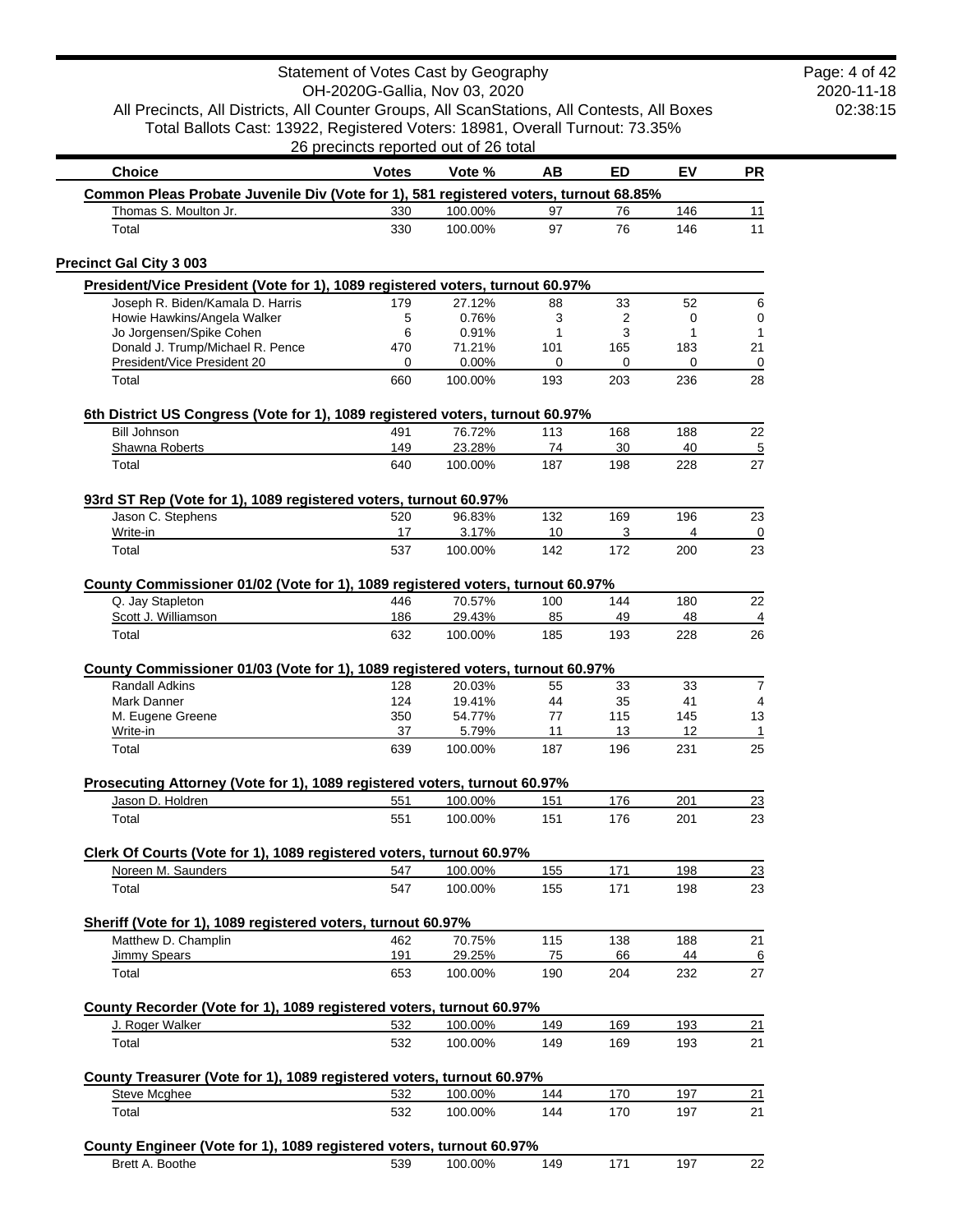# Statement of Votes Cast by Geography

OH-2020G-Gallia, Nov 03, 2020

All Precincts, All Districts, All Counter Groups, All ScanStations, All Contests, All Boxes

Total Ballots Cast: 13922, Registered Voters: 18981, Overall Turnout: 73.35%

26 precincts reported out of 26 total

| Choice | Votes | Vote % | AB | ED | EV | PR |
|---|---|---|---|---|---|---|
| **Common Pleas Probate Juvenile Div (Vote for 1), 581 registered voters, turnout 68.85%** | | | | | | |
| Thomas S. Moulton Jr. | 330 | 100.00% | 97 | 76 | 146 | 11 |
| Total | 330 | 100.00% | 97 | 76 | 146 | 11 |

## Precinct Gal City 3 003

| Choice | Votes | Vote % | AB | ED | EV | PR |
|---|---|---|---|---|---|---|
| **President/Vice President (Vote for 1), 1089 registered voters, turnout 60.97%** | | | | | | |
| Joseph R. Biden/Kamala D. Harris | 179 | 27.12% | 88 | 33 | 52 | 6 |
| Howie Hawkins/Angela Walker | 5 | 0.76% | 3 | 2 | 0 | 0 |
| Jo Jorgensen/Spike Cohen | 6 | 0.91% | 1 | 3 | 1 | 1 |
| Donald J. Trump/Michael R. Pence | 470 | 71.21% | 101 | 165 | 183 | 21 |
| President/Vice President 20 | 0 | 0.00% | 0 | 0 | 0 | 0 |
| Total | 660 | 100.00% | 193 | 203 | 236 | 28 |
| **6th District US Congress (Vote for 1), 1089 registered voters, turnout 60.97%** | | | | | | |
| Bill Johnson | 491 | 76.72% | 113 | 168 | 188 | 22 |
| Shawna Roberts | 149 | 23.28% | 74 | 30 | 40 | 5 |
| Total | 640 | 100.00% | 187 | 198 | 228 | 27 |
| **93rd ST Rep (Vote for 1), 1089 registered voters, turnout 60.97%** | | | | | | |
| Jason C. Stephens | 520 | 96.83% | 132 | 169 | 196 | 23 |
| Write-in | 17 | 3.17% | 10 | 3 | 4 | 0 |
| Total | 537 | 100.00% | 142 | 172 | 200 | 23 |
| **County Commissioner 01/02 (Vote for 1), 1089 registered voters, turnout 60.97%** | | | | | | |
| Q. Jay Stapleton | 446 | 70.57% | 100 | 144 | 180 | 22 |
| Scott J. Williamson | 186 | 29.43% | 85 | 49 | 48 | 4 |
| Total | 632 | 100.00% | 185 | 193 | 228 | 26 |
| **County Commissioner 01/03 (Vote for 1), 1089 registered voters, turnout 60.97%** | | | | | | |
| Randall Adkins | 128 | 20.03% | 55 | 33 | 33 | 7 |
| Mark Danner | 124 | 19.41% | 44 | 35 | 41 | 4 |
| M. Eugene Greene | 350 | 54.77% | 77 | 115 | 145 | 13 |
| Write-in | 37 | 5.79% | 11 | 13 | 12 | 1 |
| Total | 639 | 100.00% | 187 | 196 | 231 | 25 |
| **Prosecuting Attorney (Vote for 1), 1089 registered voters, turnout 60.97%** | | | | | | |
| Jason D. Holdren | 551 | 100.00% | 151 | 176 | 201 | 23 |
| Total | 551 | 100.00% | 151 | 176 | 201 | 23 |
| **Clerk Of Courts (Vote for 1), 1089 registered voters, turnout 60.97%** | | | | | | |
| Noreen M. Saunders | 547 | 100.00% | 155 | 171 | 198 | 23 |
| Total | 547 | 100.00% | 155 | 171 | 198 | 23 |
| **Sheriff (Vote for 1), 1089 registered voters, turnout 60.97%** | | | | | | |
| Matthew D. Champlin | 462 | 70.75% | 115 | 138 | 188 | 21 |
| Jimmy Spears | 191 | 29.25% | 75 | 66 | 44 | 6 |
| Total | 653 | 100.00% | 190 | 204 | 232 | 27 |
| **County Recorder (Vote for 1), 1089 registered voters, turnout 60.97%** | | | | | | |
| J. Roger Walker | 532 | 100.00% | 149 | 169 | 193 | 21 |
| Total | 532 | 100.00% | 149 | 169 | 193 | 21 |
| **County Treasurer (Vote for 1), 1089 registered voters, turnout 60.97%** | | | | | | |
| Steve Mcghee | 532 | 100.00% | 144 | 170 | 197 | 21 |
| Total | 532 | 100.00% | 144 | 170 | 197 | 21 |
| **County Engineer (Vote for 1), 1089 registered voters, turnout 60.97%** | | | | | | |
| Brett A. Boothe | 539 | 100.00% | 149 | 171 | 197 | 22 |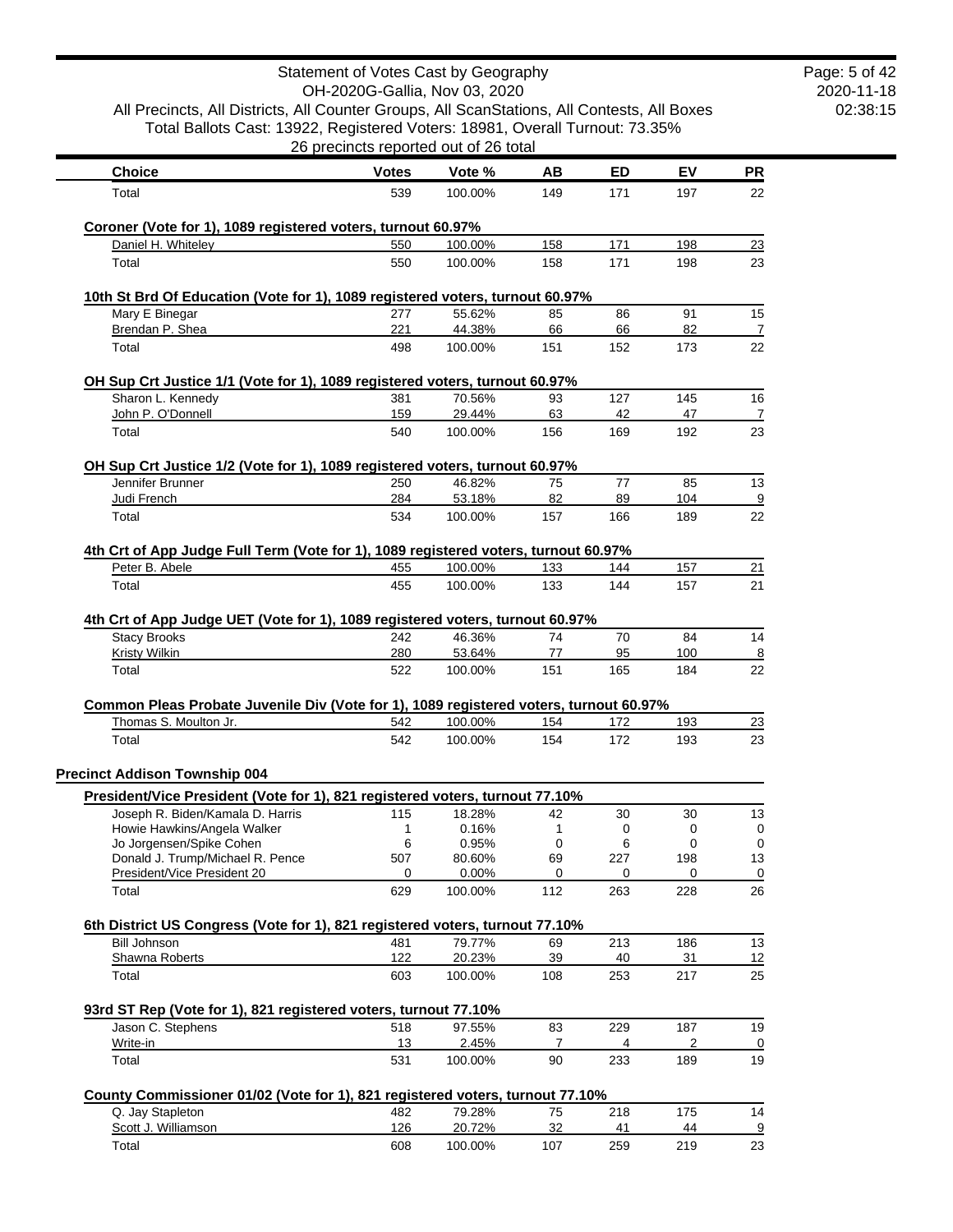| Choice | Votes | Vote % | AB | ED | EV | PR |
|---|---|---|---|---|---|---|
| Total | 539 | 100.00% | 149 | 171 | 197 | 22 |

**Coroner (Vote for 1), 1089 registered voters, turnout 60.97%**

| Choice | Votes | Vote % | AB | ED | EV | PR |
|---|---|---|---|---|---|---|
| Daniel H. Whiteley | 550 | 100.00% | 158 | 171 | 198 | 23 |
| Total | 550 | 100.00% | 158 | 171 | 198 | 23 |

**10th St Brd Of Education (Vote for 1), 1089 registered voters, turnout 60.97%**

| Choice | Votes | Vote % | AB | ED | EV | PR |
|---|---|---|---|---|---|---|
| Mary E Binegar | 277 | 55.62% | 85 | 86 | 91 | 15 |
| Brendan P. Shea | 221 | 44.38% | 66 | 66 | 82 | 7 |
| Total | 498 | 100.00% | 151 | 152 | 173 | 22 |

**OH Sup Crt Justice 1/1 (Vote for 1), 1089 registered voters, turnout 60.97%**

| Choice | Votes | Vote % | AB | ED | EV | PR |
|---|---|---|---|---|---|---|
| Sharon L. Kennedy | 381 | 70.56% | 93 | 127 | 145 | 16 |
| John P. O'Donnell | 159 | 29.44% | 63 | 42 | 47 | 7 |
| Total | 540 | 100.00% | 156 | 169 | 192 | 23 |

**OH Sup Crt Justice 1/2 (Vote for 1), 1089 registered voters, turnout 60.97%**

| Choice | Votes | Vote % | AB | ED | EV | PR |
|---|---|---|---|---|---|---|
| Jennifer Brunner | 250 | 46.82% | 75 | 77 | 85 | 13 |
| Judi French | 284 | 53.18% | 82 | 89 | 104 | 9 |
| Total | 534 | 100.00% | 157 | 166 | 189 | 22 |

**4th Crt of App Judge Full Term (Vote for 1), 1089 registered voters, turnout 60.97%**

| Choice | Votes | Vote % | AB | ED | EV | PR |
|---|---|---|---|---|---|---|
| Peter B. Abele | 455 | 100.00% | 133 | 144 | 157 | 21 |
| Total | 455 | 100.00% | 133 | 144 | 157 | 21 |

**4th Crt of App Judge UET (Vote for 1), 1089 registered voters, turnout 60.97%**

| Choice | Votes | Vote % | AB | ED | EV | PR |
|---|---|---|---|---|---|---|
| Stacy Brooks | 242 | 46.36% | 74 | 70 | 84 | 14 |
| Kristy Wilkin | 280 | 53.64% | 77 | 95 | 100 | 8 |
| Total | 522 | 100.00% | 151 | 165 | 184 | 22 |

**Common Pleas Probate Juvenile Div (Vote for 1), 1089 registered voters, turnout 60.97%**

| Choice | Votes | Vote % | AB | ED | EV | PR |
|---|---|---|---|---|---|---|
| Thomas S. Moulton Jr. | 542 | 100.00% | 154 | 172 | 193 | 23 |
| Total | 542 | 100.00% | 154 | 172 | 193 | 23 |

## Precinct Addison Township 004

**President/Vice President (Vote for 1), 821 registered voters, turnout 77.10%**

| Choice | Votes | Vote % | AB | ED | EV | PR |
|---|---|---|---|---|---|---|
| Joseph R. Biden/Kamala D. Harris | 115 | 18.28% | 42 | 30 | 30 | 13 |
| Howie Hawkins/Angela Walker | 1 | 0.16% | 1 | 0 | 0 | 0 |
| Jo Jorgensen/Spike Cohen | 6 | 0.95% | 0 | 6 | 0 | 0 |
| Donald J. Trump/Michael R. Pence | 507 | 80.60% | 69 | 227 | 198 | 13 |
| President/Vice President 20 | 0 | 0.00% | 0 | 0 | 0 | 0 |
| Total | 629 | 100.00% | 112 | 263 | 228 | 26 |

**6th District US Congress (Vote for 1), 821 registered voters, turnout 77.10%**

| Choice | Votes | Vote % | AB | ED | EV | PR |
|---|---|---|---|---|---|---|
| Bill Johnson | 481 | 79.77% | 69 | 213 | 186 | 13 |
| Shawna Roberts | 122 | 20.23% | 39 | 40 | 31 | 12 |
| Total | 603 | 100.00% | 108 | 253 | 217 | 25 |

**93rd ST Rep (Vote for 1), 821 registered voters, turnout 77.10%**

| Choice | Votes | Vote % | AB | ED | EV | PR |
|---|---|---|---|---|---|---|
| Jason C. Stephens | 518 | 97.55% | 83 | 229 | 187 | 19 |
| Write-in | 13 | 2.45% | 7 | 4 | 2 | 0 |
| Total | 531 | 100.00% | 90 | 233 | 189 | 19 |

**County Commissioner 01/02 (Vote for 1), 821 registered voters, turnout 77.10%**

| Choice | Votes | Vote % | AB | ED | EV | PR |
|---|---|---|---|---|---|---|
| Q. Jay Stapleton | 482 | 79.28% | 75 | 218 | 175 | 14 |
| Scott J. Williamson | 126 | 20.72% | 32 | 41 | 44 | 9 |
| Total | 608 | 100.00% | 107 | 259 | 219 | 23 |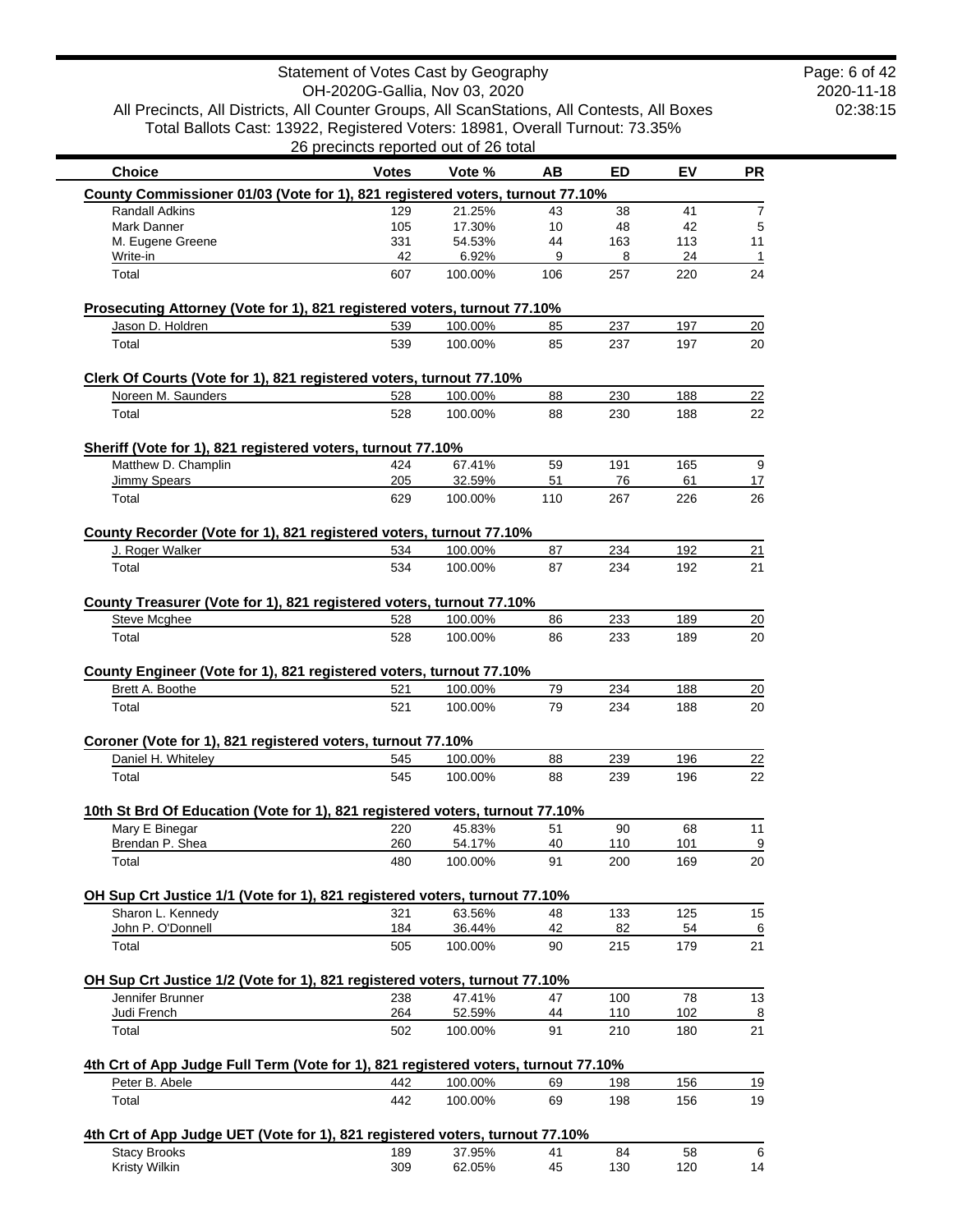Statement of Votes Cast by Geography
OH-2020G-Gallia, Nov 03, 2020
All Precincts, All Districts, All Counter Groups, All ScanStations, All Contests, All Boxes
Total Ballots Cast: 13922, Registered Voters: 18981, Overall Turnout: 73.35%
26 precincts reported out of 26 total

| Choice | Votes | Vote % | AB | ED | EV | PR |
|---|---|---|---|---|---|---|
| **County Commissioner 01/03 (Vote for 1), 821 registered voters, turnout 77.10%** | | | | | | |
| Randall Adkins | 129 | 21.25% | 43 | 38 | 41 | 7 |
| Mark Danner | 105 | 17.30% | 10 | 48 | 42 | 5 |
| M. Eugene Greene | 331 | 54.53% | 44 | 163 | 113 | 11 |
| Write-in | 42 | 6.92% | 9 | 8 | 24 | 1 |
| Total | 607 | 100.00% | 106 | 257 | 220 | 24 |
| **Prosecuting Attorney (Vote for 1), 821 registered voters, turnout 77.10%** | | | | | | |
| Jason D. Holdren | 539 | 100.00% | 85 | 237 | 197 | 20 |
| Total | 539 | 100.00% | 85 | 237 | 197 | 20 |
| **Clerk Of Courts (Vote for 1), 821 registered voters, turnout 77.10%** | | | | | | |
| Noreen M. Saunders | 528 | 100.00% | 88 | 230 | 188 | 22 |
| Total | 528 | 100.00% | 88 | 230 | 188 | 22 |
| **Sheriff (Vote for 1), 821 registered voters, turnout 77.10%** | | | | | | |
| Matthew D. Champlin | 424 | 67.41% | 59 | 191 | 165 | 9 |
| Jimmy Spears | 205 | 32.59% | 51 | 76 | 61 | 17 |
| Total | 629 | 100.00% | 110 | 267 | 226 | 26 |
| **County Recorder (Vote for 1), 821 registered voters, turnout 77.10%** | | | | | | |
| J. Roger Walker | 534 | 100.00% | 87 | 234 | 192 | 21 |
| Total | 534 | 100.00% | 87 | 234 | 192 | 21 |
| **County Treasurer (Vote for 1), 821 registered voters, turnout 77.10%** | | | | | | |
| Steve Mcghee | 528 | 100.00% | 86 | 233 | 189 | 20 |
| Total | 528 | 100.00% | 86 | 233 | 189 | 20 |
| **County Engineer (Vote for 1), 821 registered voters, turnout 77.10%** | | | | | | |
| Brett A. Boothe | 521 | 100.00% | 79 | 234 | 188 | 20 |
| Total | 521 | 100.00% | 79 | 234 | 188 | 20 |
| **Coroner (Vote for 1), 821 registered voters, turnout 77.10%** | | | | | | |
| Daniel H. Whiteley | 545 | 100.00% | 88 | 239 | 196 | 22 |
| Total | 545 | 100.00% | 88 | 239 | 196 | 22 |
| **10th St Brd Of Education (Vote for 1), 821 registered voters, turnout 77.10%** | | | | | | |
| Mary E Binegar | 220 | 45.83% | 51 | 90 | 68 | 11 |
| Brendan P. Shea | 260 | 54.17% | 40 | 110 | 101 | 9 |
| Total | 480 | 100.00% | 91 | 200 | 169 | 20 |
| **OH Sup Crt Justice 1/1 (Vote for 1), 821 registered voters, turnout 77.10%** | | | | | | |
| Sharon L. Kennedy | 321 | 63.56% | 48 | 133 | 125 | 15 |
| John P. O'Donnell | 184 | 36.44% | 42 | 82 | 54 | 6 |
| Total | 505 | 100.00% | 90 | 215 | 179 | 21 |
| **OH Sup Crt Justice 1/2 (Vote for 1), 821 registered voters, turnout 77.10%** | | | | | | |
| Jennifer Brunner | 238 | 47.41% | 47 | 100 | 78 | 13 |
| Judi French | 264 | 52.59% | 44 | 110 | 102 | 8 |
| Total | 502 | 100.00% | 91 | 210 | 180 | 21 |
| **4th Crt of App Judge Full Term (Vote for 1), 821 registered voters, turnout 77.10%** | | | | | | |
| Peter B. Abele | 442 | 100.00% | 69 | 198 | 156 | 19 |
| Total | 442 | 100.00% | 69 | 198 | 156 | 19 |
| **4th Crt of App Judge UET (Vote for 1), 821 registered voters, turnout 77.10%** | | | | | | |
| Stacy Brooks | 189 | 37.95% | 41 | 84 | 58 | 6 |
| Kristy Wilkin | 309 | 62.05% | 45 | 130 | 120 | 14 |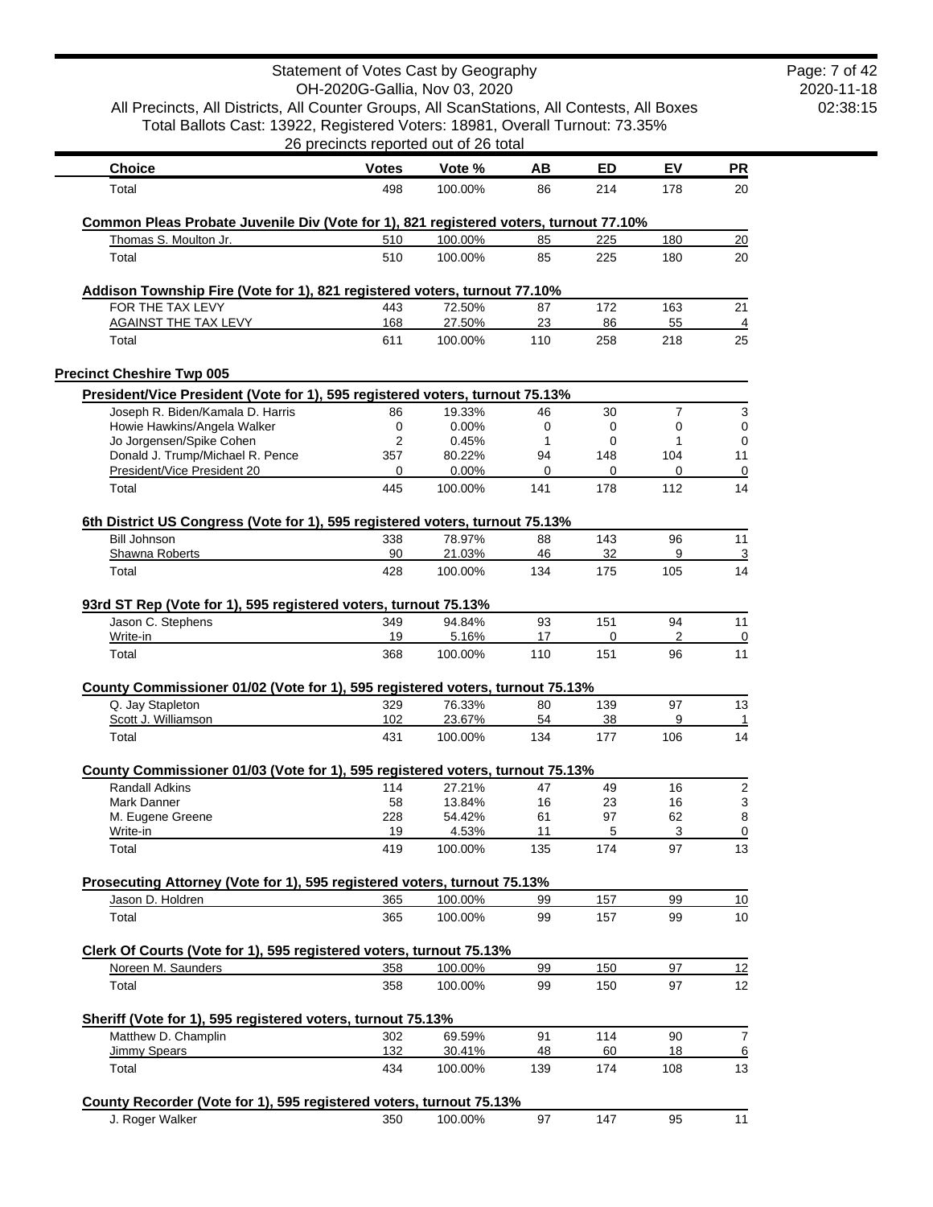| Choice | Votes | Vote % | AB | ED | EV | PR |
|---|---|---|---|---|---|---|
| Total | 498 | 100.00% | 86 | 214 | 178 | 20 |

**Common Pleas Probate Juvenile Div (Vote for 1), 821 registered voters, turnout 77.10%**

| Choice | Votes | Vote % | AB | ED | EV | PR |
|---|---|---|---|---|---|---|
| Thomas S. Moulton Jr. | 510 | 100.00% | 85 | 225 | 180 | 20 |
| Total | 510 | 100.00% | 85 | 225 | 180 | 20 |

**Addison Township Fire (Vote for 1), 821 registered voters, turnout 77.10%**

| Choice | Votes | Vote % | AB | ED | EV | PR |
|---|---|---|---|---|---|---|
| FOR THE TAX LEVY | 443 | 72.50% | 87 | 172 | 163 | 21 |
| AGAINST THE TAX LEVY | 168 | 27.50% | 23 | 86 | 55 | 4 |
| Total | 611 | 100.00% | 110 | 258 | 218 | 25 |

## Precinct Cheshire Twp 005

**President/Vice President (Vote for 1), 595 registered voters, turnout 75.13%**

| Choice | Votes | Vote % | AB | ED | EV | PR |
|---|---|---|---|---|---|---|
| Joseph R. Biden/Kamala D. Harris | 86 | 19.33% | 46 | 30 | 7 | 3 |
| Howie Hawkins/Angela Walker | 0 | 0.00% | 0 | 0 | 0 | 0 |
| Jo Jorgensen/Spike Cohen | 2 | 0.45% | 1 | 0 | 1 | 0 |
| Donald J. Trump/Michael R. Pence | 357 | 80.22% | 94 | 148 | 104 | 11 |
| President/Vice President 20 | 0 | 0.00% | 0 | 0 | 0 | 0 |
| Total | 445 | 100.00% | 141 | 178 | 112 | 14 |

**6th District US Congress (Vote for 1), 595 registered voters, turnout 75.13%**

| Choice | Votes | Vote % | AB | ED | EV | PR |
|---|---|---|---|---|---|---|
| Bill Johnson | 338 | 78.97% | 88 | 143 | 96 | 11 |
| Shawna Roberts | 90 | 21.03% | 46 | 32 | 9 | 3 |
| Total | 428 | 100.00% | 134 | 175 | 105 | 14 |

**93rd ST Rep (Vote for 1), 595 registered voters, turnout 75.13%**

| Choice | Votes | Vote % | AB | ED | EV | PR |
|---|---|---|---|---|---|---|
| Jason C. Stephens | 349 | 94.84% | 93 | 151 | 94 | 11 |
| Write-in | 19 | 5.16% | 17 | 0 | 2 | 0 |
| Total | 368 | 100.00% | 110 | 151 | 96 | 11 |

**County Commissioner 01/02 (Vote for 1), 595 registered voters, turnout 75.13%**

| Choice | Votes | Vote % | AB | ED | EV | PR |
|---|---|---|---|---|---|---|
| Q. Jay Stapleton | 329 | 76.33% | 80 | 139 | 97 | 13 |
| Scott J. Williamson | 102 | 23.67% | 54 | 38 | 9 | 1 |
| Total | 431 | 100.00% | 134 | 177 | 106 | 14 |

**County Commissioner 01/03 (Vote for 1), 595 registered voters, turnout 75.13%**

| Choice | Votes | Vote % | AB | ED | EV | PR |
|---|---|---|---|---|---|---|
| Randall Adkins | 114 | 27.21% | 47 | 49 | 16 | 2 |
| Mark Danner | 58 | 13.84% | 16 | 23 | 16 | 3 |
| M. Eugene Greene | 228 | 54.42% | 61 | 97 | 62 | 8 |
| Write-in | 19 | 4.53% | 11 | 5 | 3 | 0 |
| Total | 419 | 100.00% | 135 | 174 | 97 | 13 |

**Prosecuting Attorney (Vote for 1), 595 registered voters, turnout 75.13%**

| Choice | Votes | Vote % | AB | ED | EV | PR |
|---|---|---|---|---|---|---|
| Jason D. Holdren | 365 | 100.00% | 99 | 157 | 99 | 10 |
| Total | 365 | 100.00% | 99 | 157 | 99 | 10 |

**Clerk Of Courts (Vote for 1), 595 registered voters, turnout 75.13%**

| Choice | Votes | Vote % | AB | ED | EV | PR |
|---|---|---|---|---|---|---|
| Noreen M. Saunders | 358 | 100.00% | 99 | 150 | 97 | 12 |
| Total | 358 | 100.00% | 99 | 150 | 97 | 12 |

**Sheriff (Vote for 1), 595 registered voters, turnout 75.13%**

| Choice | Votes | Vote % | AB | ED | EV | PR |
|---|---|---|---|---|---|---|
| Matthew D. Champlin | 302 | 69.59% | 91 | 114 | 90 | 7 |
| Jimmy Spears | 132 | 30.41% | 48 | 60 | 18 | 6 |
| Total | 434 | 100.00% | 139 | 174 | 108 | 13 |

**County Recorder (Vote for 1), 595 registered voters, turnout 75.13%**

| Choice | Votes | Vote % | AB | ED | EV | PR |
|---|---|---|---|---|---|---|
| J. Roger Walker | 350 | 100.00% | 97 | 147 | 95 | 11 |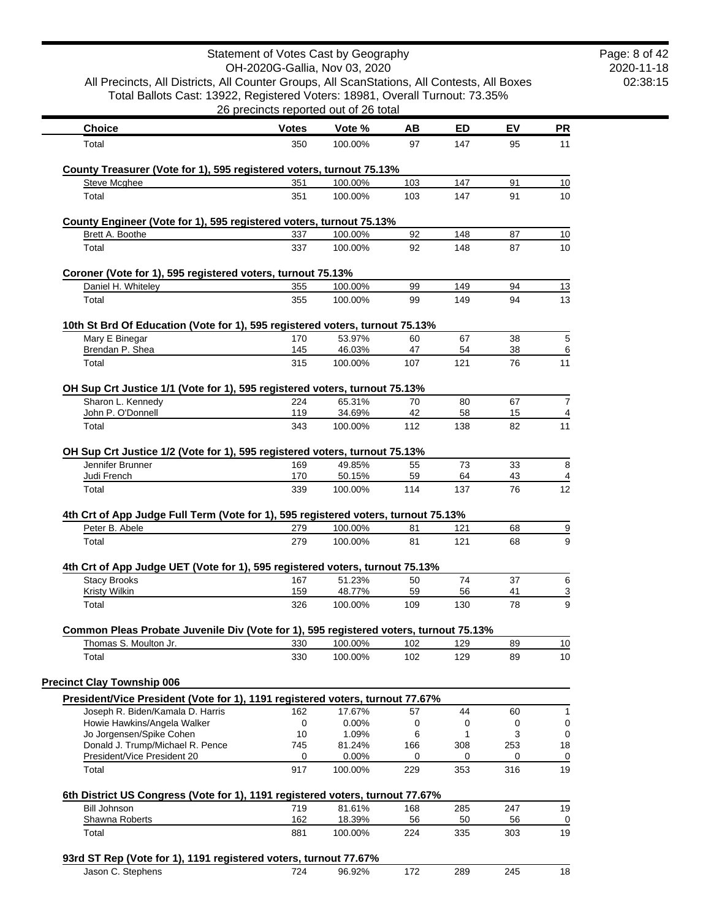| Choice | Votes | Vote % | AB | ED | EV | PR |
|---|---|---|---|---|---|---|
| Total | 350 | 100.00% | 97 | 147 | 95 | 11 |

**County Treasurer (Vote for 1), 595 registered voters, turnout 75.13%**

| Choice | Votes | Vote % | AB | ED | EV | PR |
|---|---|---|---|---|---|---|
| Steve Mcghee | 351 | 100.00% | 103 | 147 | 91 | 10 |
| Total | 351 | 100.00% | 103 | 147 | 91 | 10 |

**County Engineer (Vote for 1), 595 registered voters, turnout 75.13%**

| Choice | Votes | Vote % | AB | ED | EV | PR |
|---|---|---|---|---|---|---|
| Brett A. Boothe | 337 | 100.00% | 92 | 148 | 87 | 10 |
| Total | 337 | 100.00% | 92 | 148 | 87 | 10 |

**Coroner (Vote for 1), 595 registered voters, turnout 75.13%**

| Choice | Votes | Vote % | AB | ED | EV | PR |
|---|---|---|---|---|---|---|
| Daniel H. Whiteley | 355 | 100.00% | 99 | 149 | 94 | 13 |
| Total | 355 | 100.00% | 99 | 149 | 94 | 13 |

**10th St Brd Of Education (Vote for 1), 595 registered voters, turnout 75.13%**

| Choice | Votes | Vote % | AB | ED | EV | PR |
|---|---|---|---|---|---|---|
| Mary E Binegar | 170 | 53.97% | 60 | 67 | 38 | 5 |
| Brendan P. Shea | 145 | 46.03% | 47 | 54 | 38 | 6 |
| Total | 315 | 100.00% | 107 | 121 | 76 | 11 |

**OH Sup Crt Justice 1/1 (Vote for 1), 595 registered voters, turnout 75.13%**

| Choice | Votes | Vote % | AB | ED | EV | PR |
|---|---|---|---|---|---|---|
| Sharon L. Kennedy | 224 | 65.31% | 70 | 80 | 67 | 7 |
| John P. O'Donnell | 119 | 34.69% | 42 | 58 | 15 | 4 |
| Total | 343 | 100.00% | 112 | 138 | 82 | 11 |

**OH Sup Crt Justice 1/2 (Vote for 1), 595 registered voters, turnout 75.13%**

| Choice | Votes | Vote % | AB | ED | EV | PR |
|---|---|---|---|---|---|---|
| Jennifer Brunner | 169 | 49.85% | 55 | 73 | 33 | 8 |
| Judi French | 170 | 50.15% | 59 | 64 | 43 | 4 |
| Total | 339 | 100.00% | 114 | 137 | 76 | 12 |

**4th Crt of App Judge Full Term (Vote for 1), 595 registered voters, turnout 75.13%**

| Choice | Votes | Vote % | AB | ED | EV | PR |
|---|---|---|---|---|---|---|
| Peter B. Abele | 279 | 100.00% | 81 | 121 | 68 | 9 |
| Total | 279 | 100.00% | 81 | 121 | 68 | 9 |

**4th Crt of App Judge UET (Vote for 1), 595 registered voters, turnout 75.13%**

| Choice | Votes | Vote % | AB | ED | EV | PR |
|---|---|---|---|---|---|---|
| Stacy Brooks | 167 | 51.23% | 50 | 74 | 37 | 6 |
| Kristy Wilkin | 159 | 48.77% | 59 | 56 | 41 | 3 |
| Total | 326 | 100.00% | 109 | 130 | 78 | 9 |

**Common Pleas Probate Juvenile Div (Vote for 1), 595 registered voters, turnout 75.13%**

| Choice | Votes | Vote % | AB | ED | EV | PR |
|---|---|---|---|---|---|---|
| Thomas S. Moulton Jr. | 330 | 100.00% | 102 | 129 | 89 | 10 |
| Total | 330 | 100.00% | 102 | 129 | 89 | 10 |

## Precinct Clay Township 006

**President/Vice President (Vote for 1), 1191 registered voters, turnout 77.67%**

| Choice | Votes | Vote % | AB | ED | EV | PR |
|---|---|---|---|---|---|---|
| Joseph R. Biden/Kamala D. Harris | 162 | 17.67% | 57 | 44 | 60 | 1 |
| Howie Hawkins/Angela Walker | 0 | 0.00% | 0 | 0 | 0 | 0 |
| Jo Jorgensen/Spike Cohen | 10 | 1.09% | 6 | 1 | 3 | 0 |
| Donald J. Trump/Michael R. Pence | 745 | 81.24% | 166 | 308 | 253 | 18 |
| President/Vice President 20 | 0 | 0.00% | 0 | 0 | 0 | 0 |
| Total | 917 | 100.00% | 229 | 353 | 316 | 19 |

**6th District US Congress (Vote for 1), 1191 registered voters, turnout 77.67%**

| Choice | Votes | Vote % | AB | ED | EV | PR |
|---|---|---|---|---|---|---|
| Bill Johnson | 719 | 81.61% | 168 | 285 | 247 | 19 |
| Shawna Roberts | 162 | 18.39% | 56 | 50 | 56 | 0 |
| Total | 881 | 100.00% | 224 | 335 | 303 | 19 |

**93rd ST Rep (Vote for 1), 1191 registered voters, turnout 77.67%**

| Choice | Votes | Vote % | AB | ED | EV | PR |
|---|---|---|---|---|---|---|
| Jason C. Stephens | 724 | 96.92% | 172 | 289 | 245 | 18 |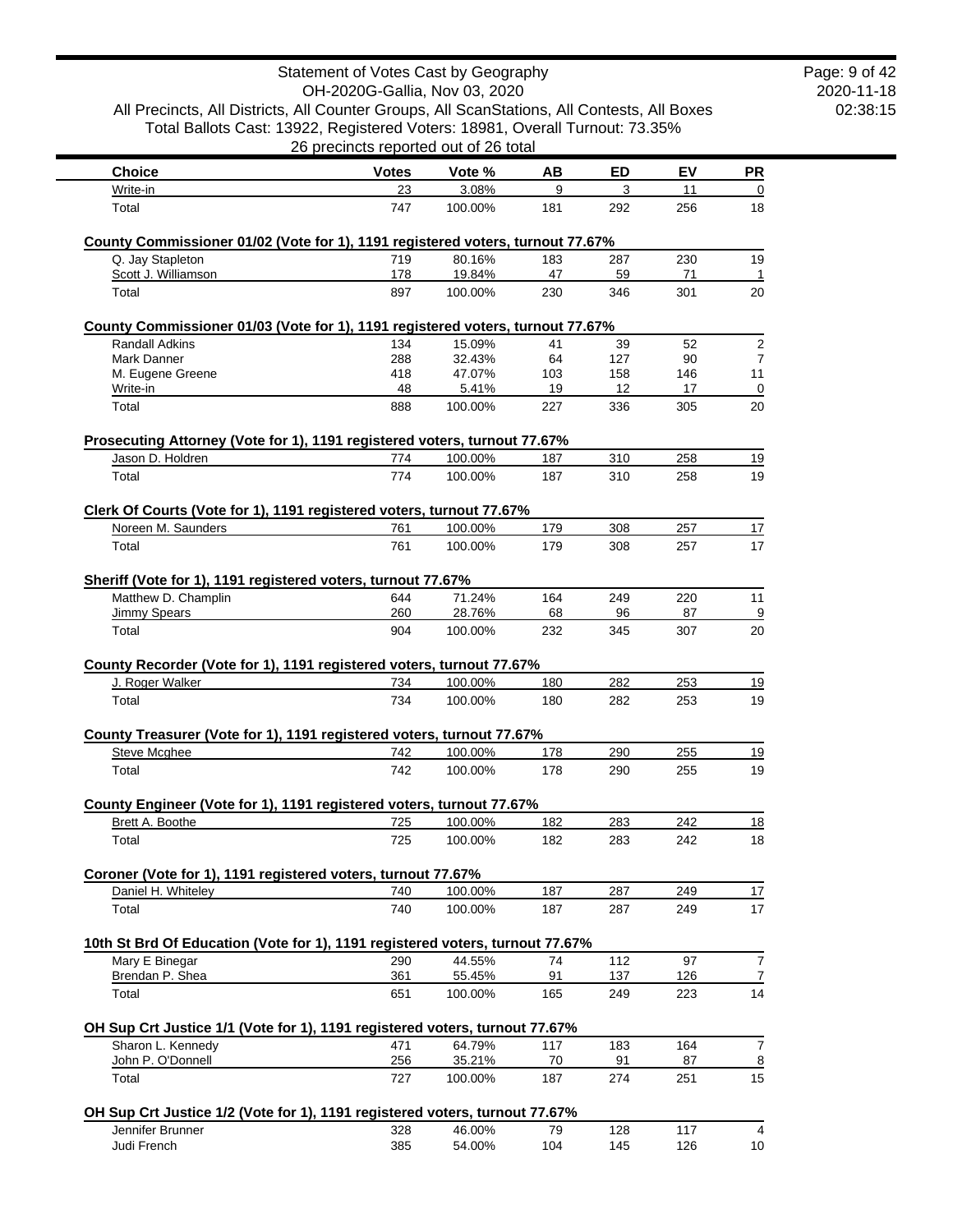# Statement of Votes Cast by Geography

OH-2020G-Gallia, Nov 03, 2020

All Precincts, All Districts, All Counter Groups, All ScanStations, All Contests, All Boxes

Total Ballots Cast: 13922, Registered Voters: 18981, Overall Turnout: 73.35%

26 precincts reported out of 26 total

| Choice | Votes | Vote % | AB | ED | EV | PR |
|---|---|---|---|---|---|---|
| Write-in | 23 | 3.08% | 9 | 3 | 11 | 0 |
| Total | 747 | 100.00% | 181 | 292 | 256 | 18 |

**County Commissioner 01/02 (Vote for 1), 1191 registered voters, turnout 77.67%**

| Choice | Votes | Vote % | AB | ED | EV | PR |
|---|---|---|---|---|---|---|
| Q. Jay Stapleton | 719 | 80.16% | 183 | 287 | 230 | 19 |
| Scott J. Williamson | 178 | 19.84% | 47 | 59 | 71 | 1 |
| Total | 897 | 100.00% | 230 | 346 | 301 | 20 |

**County Commissioner 01/03 (Vote for 1), 1191 registered voters, turnout 77.67%**

| Choice | Votes | Vote % | AB | ED | EV | PR |
|---|---|---|---|---|---|---|
| Randall Adkins | 134 | 15.09% | 41 | 39 | 52 | 2 |
| Mark Danner | 288 | 32.43% | 64 | 127 | 90 | 7 |
| M. Eugene Greene | 418 | 47.07% | 103 | 158 | 146 | 11 |
| Write-in | 48 | 5.41% | 19 | 12 | 17 | 0 |
| Total | 888 | 100.00% | 227 | 336 | 305 | 20 |

**Prosecuting Attorney (Vote for 1), 1191 registered voters, turnout 77.67%**

| Choice | Votes | Vote % | AB | ED | EV | PR |
|---|---|---|---|---|---|---|
| Jason D. Holdren | 774 | 100.00% | 187 | 310 | 258 | 19 |
| Total | 774 | 100.00% | 187 | 310 | 258 | 19 |

**Clerk Of Courts (Vote for 1), 1191 registered voters, turnout 77.67%**

| Choice | Votes | Vote % | AB | ED | EV | PR |
|---|---|---|---|---|---|---|
| Noreen M. Saunders | 761 | 100.00% | 179 | 308 | 257 | 17 |
| Total | 761 | 100.00% | 179 | 308 | 257 | 17 |

**Sheriff (Vote for 1), 1191 registered voters, turnout 77.67%**

| Choice | Votes | Vote % | AB | ED | EV | PR |
|---|---|---|---|---|---|---|
| Matthew D. Champlin | 644 | 71.24% | 164 | 249 | 220 | 11 |
| Jimmy Spears | 260 | 28.76% | 68 | 96 | 87 | 9 |
| Total | 904 | 100.00% | 232 | 345 | 307 | 20 |

**County Recorder (Vote for 1), 1191 registered voters, turnout 77.67%**

| Choice | Votes | Vote % | AB | ED | EV | PR |
|---|---|---|---|---|---|---|
| J. Roger Walker | 734 | 100.00% | 180 | 282 | 253 | 19 |
| Total | 734 | 100.00% | 180 | 282 | 253 | 19 |

**County Treasurer (Vote for 1), 1191 registered voters, turnout 77.67%**

| Choice | Votes | Vote % | AB | ED | EV | PR |
|---|---|---|---|---|---|---|
| Steve Mcghee | 742 | 100.00% | 178 | 290 | 255 | 19 |
| Total | 742 | 100.00% | 178 | 290 | 255 | 19 |

**County Engineer (Vote for 1), 1191 registered voters, turnout 77.67%**

| Choice | Votes | Vote % | AB | ED | EV | PR |
|---|---|---|---|---|---|---|
| Brett A. Boothe | 725 | 100.00% | 182 | 283 | 242 | 18 |
| Total | 725 | 100.00% | 182 | 283 | 242 | 18 |

**Coroner (Vote for 1), 1191 registered voters, turnout 77.67%**

| Choice | Votes | Vote % | AB | ED | EV | PR |
|---|---|---|---|---|---|---|
| Daniel H. Whiteley | 740 | 100.00% | 187 | 287 | 249 | 17 |
| Total | 740 | 100.00% | 187 | 287 | 249 | 17 |

**10th St Brd Of Education (Vote for 1), 1191 registered voters, turnout 77.67%**

| Choice | Votes | Vote % | AB | ED | EV | PR |
|---|---|---|---|---|---|---|
| Mary E Binegar | 290 | 44.55% | 74 | 112 | 97 | 7 |
| Brendan P. Shea | 361 | 55.45% | 91 | 137 | 126 | 7 |
| Total | 651 | 100.00% | 165 | 249 | 223 | 14 |

**OH Sup Crt Justice 1/1 (Vote for 1), 1191 registered voters, turnout 77.67%**

| Choice | Votes | Vote % | AB | ED | EV | PR |
|---|---|---|---|---|---|---|
| Sharon L. Kennedy | 471 | 64.79% | 117 | 183 | 164 | 7 |
| John P. O'Donnell | 256 | 35.21% | 70 | 91 | 87 | 8 |
| Total | 727 | 100.00% | 187 | 274 | 251 | 15 |

**OH Sup Crt Justice 1/2 (Vote for 1), 1191 registered voters, turnout 77.67%**

| Choice | Votes | Vote % | AB | ED | EV | PR |
|---|---|---|---|---|---|---|
| Jennifer Brunner | 328 | 46.00% | 79 | 128 | 117 | 4 |
| Judi French | 385 | 54.00% | 104 | 145 | 126 | 10 |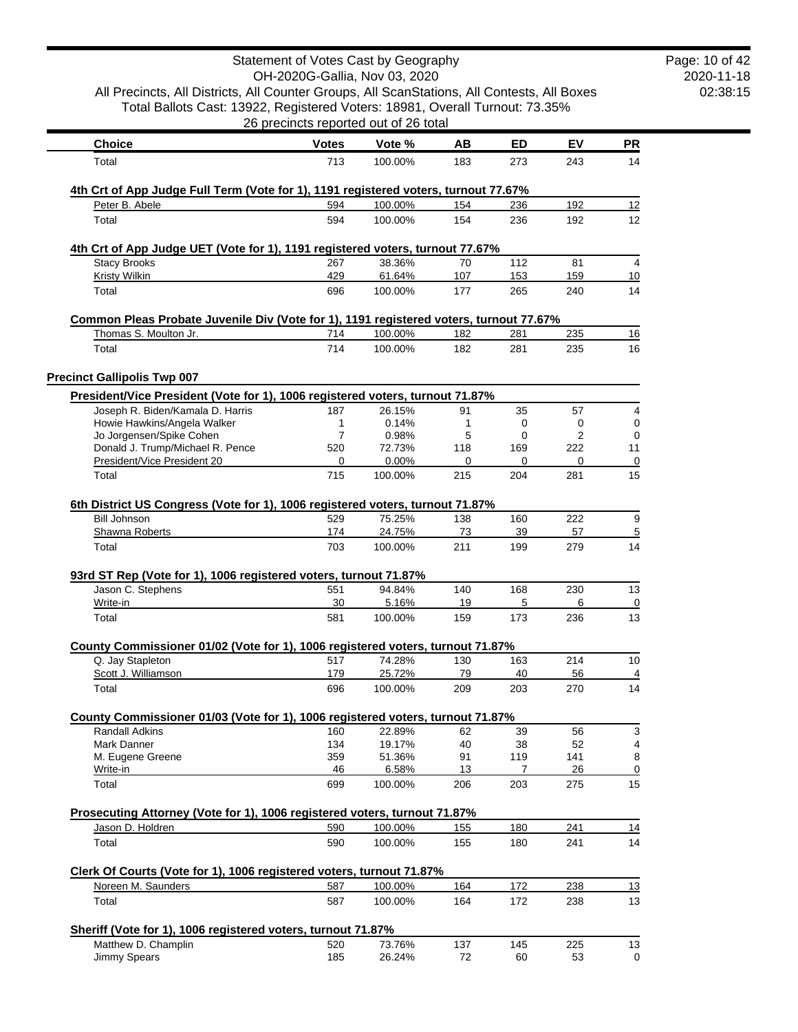| Choice | Votes | Vote % | AB | ED | EV | PR |
|---|---|---|---|---|---|---|
| Total | 713 | 100.00% | 183 | 273 | 243 | 14 |

**4th Crt of App Judge Full Term (Vote for 1), 1191 registered voters, turnout 77.67%**

| Choice | Votes | Vote % | AB | ED | EV | PR |
|---|---|---|---|---|---|---|
| Peter B. Abele | 594 | 100.00% | 154 | 236 | 192 | 12 |
| Total | 594 | 100.00% | 154 | 236 | 192 | 12 |

**4th Crt of App Judge UET (Vote for 1), 1191 registered voters, turnout 77.67%**

| Choice | Votes | Vote % | AB | ED | EV | PR |
|---|---|---|---|---|---|---|
| Stacy Brooks | 267 | 38.36% | 70 | 112 | 81 | 4 |
| Kristy Wilkin | 429 | 61.64% | 107 | 153 | 159 | 10 |
| Total | 696 | 100.00% | 177 | 265 | 240 | 14 |

**Common Pleas Probate Juvenile Div (Vote for 1), 1191 registered voters, turnout 77.67%**

| Choice | Votes | Vote % | AB | ED | EV | PR |
|---|---|---|---|---|---|---|
| Thomas S. Moulton Jr. | 714 | 100.00% | 182 | 281 | 235 | 16 |
| Total | 714 | 100.00% | 182 | 281 | 235 | 16 |

## Precinct Gallipolis Twp 007

**President/Vice President (Vote for 1), 1006 registered voters, turnout 71.87%**

| Choice | Votes | Vote % | AB | ED | EV | PR |
|---|---|---|---|---|---|---|
| Joseph R. Biden/Kamala D. Harris | 187 | 26.15% | 91 | 35 | 57 | 4 |
| Howie Hawkins/Angela Walker | 1 | 0.14% | 1 | 0 | 0 | 0 |
| Jo Jorgensen/Spike Cohen | 7 | 0.98% | 5 | 0 | 2 | 0 |
| Donald J. Trump/Michael R. Pence | 520 | 72.73% | 118 | 169 | 222 | 11 |
| President/Vice President 20 | 0 | 0.00% | 0 | 0 | 0 | 0 |
| Total | 715 | 100.00% | 215 | 204 | 281 | 15 |

**6th District US Congress (Vote for 1), 1006 registered voters, turnout 71.87%**

| Choice | Votes | Vote % | AB | ED | EV | PR |
|---|---|---|---|---|---|---|
| Bill Johnson | 529 | 75.25% | 138 | 160 | 222 | 9 |
| Shawna Roberts | 174 | 24.75% | 73 | 39 | 57 | 5 |
| Total | 703 | 100.00% | 211 | 199 | 279 | 14 |

**93rd ST Rep (Vote for 1), 1006 registered voters, turnout 71.87%**

| Choice | Votes | Vote % | AB | ED | EV | PR |
|---|---|---|---|---|---|---|
| Jason C. Stephens | 551 | 94.84% | 140 | 168 | 230 | 13 |
| Write-in | 30 | 5.16% | 19 | 5 | 6 | 0 |
| Total | 581 | 100.00% | 159 | 173 | 236 | 13 |

**County Commissioner 01/02 (Vote for 1), 1006 registered voters, turnout 71.87%**

| Choice | Votes | Vote % | AB | ED | EV | PR |
|---|---|---|---|---|---|---|
| Q. Jay Stapleton | 517 | 74.28% | 130 | 163 | 214 | 10 |
| Scott J. Williamson | 179 | 25.72% | 79 | 40 | 56 | 4 |
| Total | 696 | 100.00% | 209 | 203 | 270 | 14 |

**County Commissioner 01/03 (Vote for 1), 1006 registered voters, turnout 71.87%**

| Choice | Votes | Vote % | AB | ED | EV | PR |
|---|---|---|---|---|---|---|
| Randall Adkins | 160 | 22.89% | 62 | 39 | 56 | 3 |
| Mark Danner | 134 | 19.17% | 40 | 38 | 52 | 4 |
| M. Eugene Greene | 359 | 51.36% | 91 | 119 | 141 | 8 |
| Write-in | 46 | 6.58% | 13 | 7 | 26 | 0 |
| Total | 699 | 100.00% | 206 | 203 | 275 | 15 |

**Prosecuting Attorney (Vote for 1), 1006 registered voters, turnout 71.87%**

| Choice | Votes | Vote % | AB | ED | EV | PR |
|---|---|---|---|---|---|---|
| Jason D. Holdren | 590 | 100.00% | 155 | 180 | 241 | 14 |
| Total | 590 | 100.00% | 155 | 180 | 241 | 14 |

**Clerk Of Courts (Vote for 1), 1006 registered voters, turnout 71.87%**

| Choice | Votes | Vote % | AB | ED | EV | PR |
|---|---|---|---|---|---|---|
| Noreen M. Saunders | 587 | 100.00% | 164 | 172 | 238 | 13 |
| Total | 587 | 100.00% | 164 | 172 | 238 | 13 |

**Sheriff (Vote for 1), 1006 registered voters, turnout 71.87%**

| Choice | Votes | Vote % | AB | ED | EV | PR |
|---|---|---|---|---|---|---|
| Matthew D. Champlin | 520 | 73.76% | 137 | 145 | 225 | 13 |
| Jimmy Spears | 185 | 26.24% | 72 | 60 | 53 | 0 |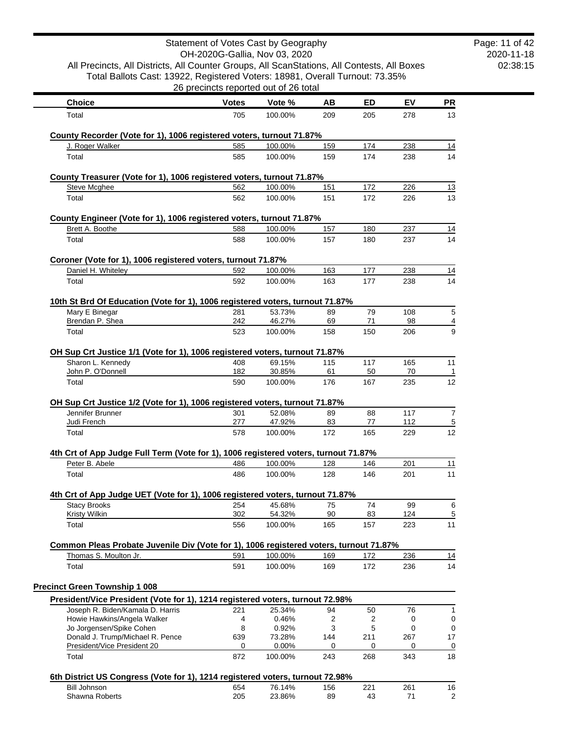Statement of Votes Cast by Geography
OH-2020G-Gallia, Nov 03, 2020
All Precincts, All Districts, All Counter Groups, All ScanStations, All Contests, All Boxes
Total Ballots Cast: 13922, Registered Voters: 18981, Overall Turnout: 73.35%
26 precincts reported out of 26 total

| Choice | Votes | Vote % | AB | ED | EV | PR |
|---|---|---|---|---|---|---|
| Total | 705 | 100.00% | 209 | 205 | 278 | 13 |

**County Recorder (Vote for 1), 1006 registered voters, turnout 71.87%**

| Choice | Votes | Vote % | AB | ED | EV | PR |
|---|---|---|---|---|---|---|
| J. Roger Walker | 585 | 100.00% | 159 | 174 | 238 | 14 |
| Total | 585 | 100.00% | 159 | 174 | 238 | 14 |

**County Treasurer (Vote for 1), 1006 registered voters, turnout 71.87%**

| Choice | Votes | Vote % | AB | ED | EV | PR |
|---|---|---|---|---|---|---|
| Steve Mcghee | 562 | 100.00% | 151 | 172 | 226 | 13 |
| Total | 562 | 100.00% | 151 | 172 | 226 | 13 |

**County Engineer (Vote for 1), 1006 registered voters, turnout 71.87%**

| Choice | Votes | Vote % | AB | ED | EV | PR |
|---|---|---|---|---|---|---|
| Brett A. Boothe | 588 | 100.00% | 157 | 180 | 237 | 14 |
| Total | 588 | 100.00% | 157 | 180 | 237 | 14 |

**Coroner (Vote for 1), 1006 registered voters, turnout 71.87%**

| Choice | Votes | Vote % | AB | ED | EV | PR |
|---|---|---|---|---|---|---|
| Daniel H. Whiteley | 592 | 100.00% | 163 | 177 | 238 | 14 |
| Total | 592 | 100.00% | 163 | 177 | 238 | 14 |

**10th St Brd Of Education (Vote for 1), 1006 registered voters, turnout 71.87%**

| Choice | Votes | Vote % | AB | ED | EV | PR |
|---|---|---|---|---|---|---|
| Mary E Binegar | 281 | 53.73% | 89 | 79 | 108 | 5 |
| Brendan P. Shea | 242 | 46.27% | 69 | 71 | 98 | 4 |
| Total | 523 | 100.00% | 158 | 150 | 206 | 9 |

**OH Sup Crt Justice 1/1 (Vote for 1), 1006 registered voters, turnout 71.87%**

| Choice | Votes | Vote % | AB | ED | EV | PR |
|---|---|---|---|---|---|---|
| Sharon L. Kennedy | 408 | 69.15% | 115 | 117 | 165 | 11 |
| John P. O'Donnell | 182 | 30.85% | 61 | 50 | 70 | 1 |
| Total | 590 | 100.00% | 176 | 167 | 235 | 12 |

**OH Sup Crt Justice 1/2 (Vote for 1), 1006 registered voters, turnout 71.87%**

| Choice | Votes | Vote % | AB | ED | EV | PR |
|---|---|---|---|---|---|---|
| Jennifer Brunner | 301 | 52.08% | 89 | 88 | 117 | 7 |
| Judi French | 277 | 47.92% | 83 | 77 | 112 | 5 |
| Total | 578 | 100.00% | 172 | 165 | 229 | 12 |

**4th Crt of App Judge Full Term (Vote for 1), 1006 registered voters, turnout 71.87%**

| Choice | Votes | Vote % | AB | ED | EV | PR |
|---|---|---|---|---|---|---|
| Peter B. Abele | 486 | 100.00% | 128 | 146 | 201 | 11 |
| Total | 486 | 100.00% | 128 | 146 | 201 | 11 |

**4th Crt of App Judge UET (Vote for 1), 1006 registered voters, turnout 71.87%**

| Choice | Votes | Vote % | AB | ED | EV | PR |
|---|---|---|---|---|---|---|
| Stacy Brooks | 254 | 45.68% | 75 | 74 | 99 | 6 |
| Kristy Wilkin | 302 | 54.32% | 90 | 83 | 124 | 5 |
| Total | 556 | 100.00% | 165 | 157 | 223 | 11 |

**Common Pleas Probate Juvenile Div (Vote for 1), 1006 registered voters, turnout 71.87%**

| Choice | Votes | Vote % | AB | ED | EV | PR |
|---|---|---|---|---|---|---|
| Thomas S. Moulton Jr. | 591 | 100.00% | 169 | 172 | 236 | 14 |
| Total | 591 | 100.00% | 169 | 172 | 236 | 14 |

## Precinct Green Township 1 008

**President/Vice President (Vote for 1), 1214 registered voters, turnout 72.98%**

| Choice | Votes | Vote % | AB | ED | EV | PR |
|---|---|---|---|---|---|---|
| Joseph R. Biden/Kamala D. Harris | 221 | 25.34% | 94 | 50 | 76 | 1 |
| Howie Hawkins/Angela Walker | 4 | 0.46% | 2 | 2 | 0 | 0 |
| Jo Jorgensen/Spike Cohen | 8 | 0.92% | 3 | 5 | 0 | 0 |
| Donald J. Trump/Michael R. Pence | 639 | 73.28% | 144 | 211 | 267 | 17 |
| President/Vice President 20 | 0 | 0.00% | 0 | 0 | 0 | 0 |
| Total | 872 | 100.00% | 243 | 268 | 343 | 18 |

**6th District US Congress (Vote for 1), 1214 registered voters, turnout 72.98%**

| Choice | Votes | Vote % | AB | ED | EV | PR |
|---|---|---|---|---|---|---|
| Bill Johnson | 654 | 76.14% | 156 | 221 | 261 | 16 |
| Shawna Roberts | 205 | 23.86% | 89 | 43 | 71 | 2 |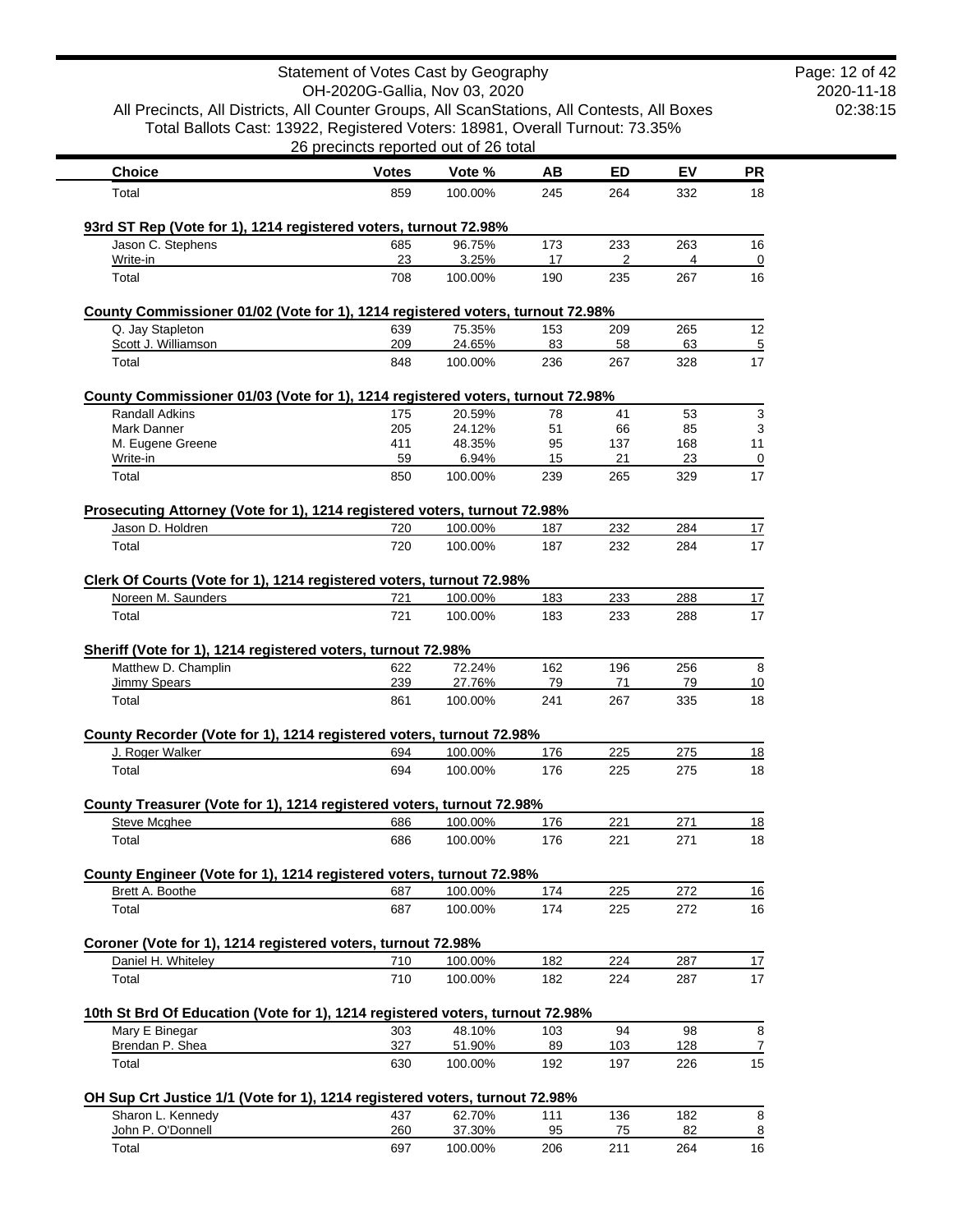Statement of Votes Cast by Geography
OH-2020G-Gallia, Nov 03, 2020
All Precincts, All Districts, All Counter Groups, All ScanStations, All Contests, All Boxes
Total Ballots Cast: 13922, Registered Voters: 18981, Overall Turnout: 73.35%
26 precincts reported out of 26 total

| Choice | Votes | Vote % | AB | ED | EV | PR |
|---|---|---|---|---|---|---|
| Total | 859 | 100.00% | 245 | 264 | 332 | 18 |

**93rd ST Rep (Vote for 1), 1214 registered voters, turnout 72.98%**

| Choice | Votes | Vote % | AB | ED | EV | PR |
|---|---|---|---|---|---|---|
| Jason C. Stephens | 685 | 96.75% | 173 | 233 | 263 | 16 |
| Write-in | 23 | 3.25% | 17 | 2 | 4 | 0 |
| Total | 708 | 100.00% | 190 | 235 | 267 | 16 |

**County Commissioner 01/02 (Vote for 1), 1214 registered voters, turnout 72.98%**

| Choice | Votes | Vote % | AB | ED | EV | PR |
|---|---|---|---|---|---|---|
| Q. Jay Stapleton | 639 | 75.35% | 153 | 209 | 265 | 12 |
| Scott J. Williamson | 209 | 24.65% | 83 | 58 | 63 | 5 |
| Total | 848 | 100.00% | 236 | 267 | 328 | 17 |

**County Commissioner 01/03 (Vote for 1), 1214 registered voters, turnout 72.98%**

| Choice | Votes | Vote % | AB | ED | EV | PR |
|---|---|---|---|---|---|---|
| Randall Adkins | 175 | 20.59% | 78 | 41 | 53 | 3 |
| Mark Danner | 205 | 24.12% | 51 | 66 | 85 | 3 |
| M. Eugene Greene | 411 | 48.35% | 95 | 137 | 168 | 11 |
| Write-in | 59 | 6.94% | 15 | 21 | 23 | 0 |
| Total | 850 | 100.00% | 239 | 265 | 329 | 17 |

**Prosecuting Attorney (Vote for 1), 1214 registered voters, turnout 72.98%**

| Choice | Votes | Vote % | AB | ED | EV | PR |
|---|---|---|---|---|---|---|
| Jason D. Holdren | 720 | 100.00% | 187 | 232 | 284 | 17 |
| Total | 720 | 100.00% | 187 | 232 | 284 | 17 |

**Clerk Of Courts (Vote for 1), 1214 registered voters, turnout 72.98%**

| Choice | Votes | Vote % | AB | ED | EV | PR |
|---|---|---|---|---|---|---|
| Noreen M. Saunders | 721 | 100.00% | 183 | 233 | 288 | 17 |
| Total | 721 | 100.00% | 183 | 233 | 288 | 17 |

**Sheriff (Vote for 1), 1214 registered voters, turnout 72.98%**

| Choice | Votes | Vote % | AB | ED | EV | PR |
|---|---|---|---|---|---|---|
| Matthew D. Champlin | 622 | 72.24% | 162 | 196 | 256 | 8 |
| Jimmy Spears | 239 | 27.76% | 79 | 71 | 79 | 10 |
| Total | 861 | 100.00% | 241 | 267 | 335 | 18 |

**County Recorder (Vote for 1), 1214 registered voters, turnout 72.98%**

| Choice | Votes | Vote % | AB | ED | EV | PR |
|---|---|---|---|---|---|---|
| J. Roger Walker | 694 | 100.00% | 176 | 225 | 275 | 18 |
| Total | 694 | 100.00% | 176 | 225 | 275 | 18 |

**County Treasurer (Vote for 1), 1214 registered voters, turnout 72.98%**

| Choice | Votes | Vote % | AB | ED | EV | PR |
|---|---|---|---|---|---|---|
| Steve Mcghee | 686 | 100.00% | 176 | 221 | 271 | 18 |
| Total | 686 | 100.00% | 176 | 221 | 271 | 18 |

**County Engineer (Vote for 1), 1214 registered voters, turnout 72.98%**

| Choice | Votes | Vote % | AB | ED | EV | PR |
|---|---|---|---|---|---|---|
| Brett A. Boothe | 687 | 100.00% | 174 | 225 | 272 | 16 |
| Total | 687 | 100.00% | 174 | 225 | 272 | 16 |

**Coroner (Vote for 1), 1214 registered voters, turnout 72.98%**

| Choice | Votes | Vote % | AB | ED | EV | PR |
|---|---|---|---|---|---|---|
| Daniel H. Whiteley | 710 | 100.00% | 182 | 224 | 287 | 17 |
| Total | 710 | 100.00% | 182 | 224 | 287 | 17 |

**10th St Brd Of Education (Vote for 1), 1214 registered voters, turnout 72.98%**

| Choice | Votes | Vote % | AB | ED | EV | PR |
|---|---|---|---|---|---|---|
| Mary E Binegar | 303 | 48.10% | 103 | 94 | 98 | 8 |
| Brendan P. Shea | 327 | 51.90% | 89 | 103 | 128 | 7 |
| Total | 630 | 100.00% | 192 | 197 | 226 | 15 |

**OH Sup Crt Justice 1/1 (Vote for 1), 1214 registered voters, turnout 72.98%**

| Choice | Votes | Vote % | AB | ED | EV | PR |
|---|---|---|---|---|---|---|
| Sharon L. Kennedy | 437 | 62.70% | 111 | 136 | 182 | 8 |
| John P. O'Donnell | 260 | 37.30% | 95 | 75 | 82 | 8 |
| Total | 697 | 100.00% | 206 | 211 | 264 | 16 |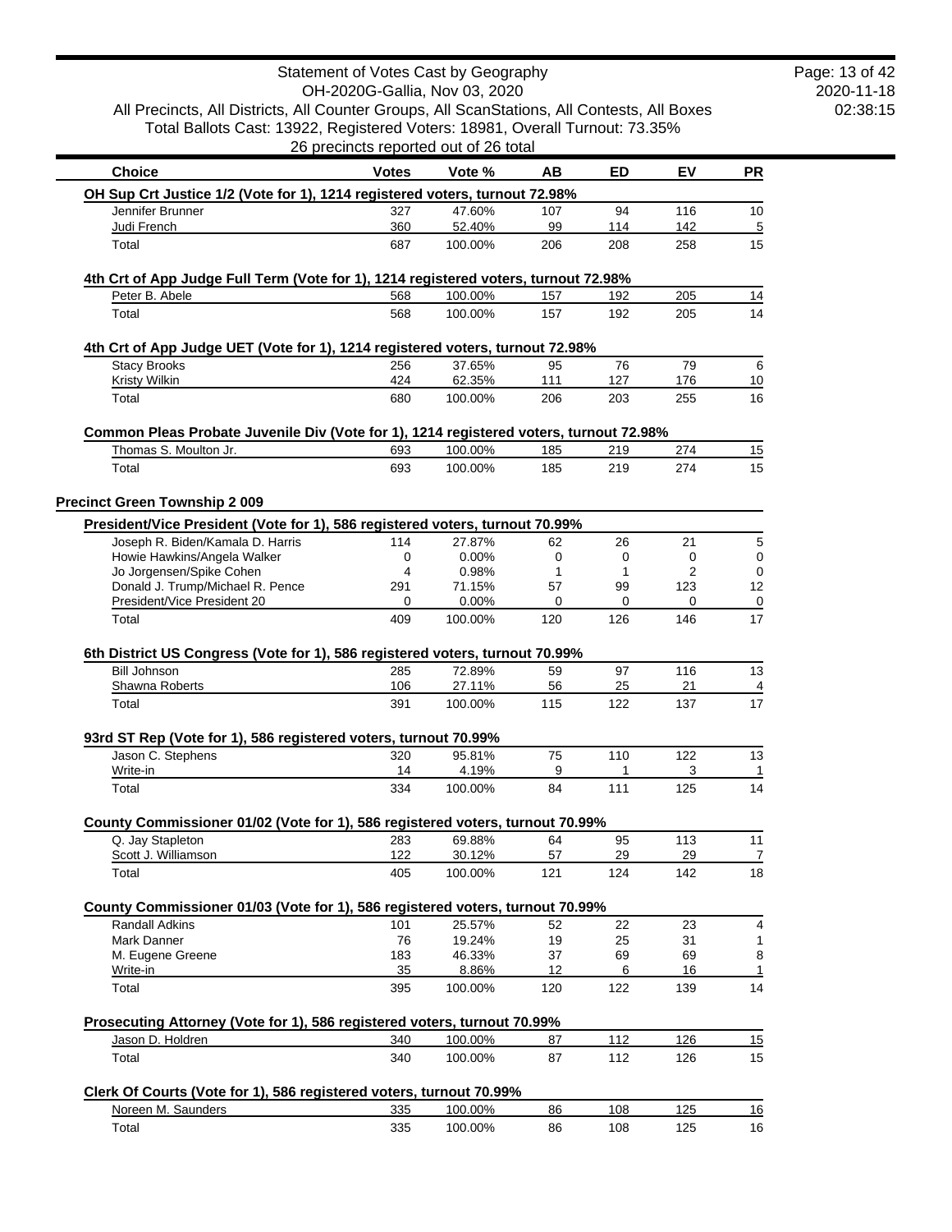Statement of Votes Cast by Geography
OH-2020G-Gallia, Nov 03, 2020
All Precincts, All Districts, All Counter Groups, All ScanStations, All Contests, All Boxes
Total Ballots Cast: 13922, Registered Voters: 18981, Overall Turnout: 73.35%
26 precincts reported out of 26 total

| Choice | Votes | Vote % | AB | ED | EV | PR |
|---|---|---|---|---|---|---|
| **OH Sup Crt Justice 1/2 (Vote for 1), 1214 registered voters, turnout 72.98%** | | | | | | |
| Jennifer Brunner | 327 | 47.60% | 107 | 94 | 116 | 10 |
| Judi French | 360 | 52.40% | 99 | 114 | 142 | 5 |
| Total | 687 | 100.00% | 206 | 208 | 258 | 15 |
| **4th Crt of App Judge Full Term (Vote for 1), 1214 registered voters, turnout 72.98%** | | | | | | |
| Peter B. Abele | 568 | 100.00% | 157 | 192 | 205 | 14 |
| Total | 568 | 100.00% | 157 | 192 | 205 | 14 |
| **4th Crt of App Judge UET (Vote for 1), 1214 registered voters, turnout 72.98%** | | | | | | |
| Stacy Brooks | 256 | 37.65% | 95 | 76 | 79 | 6 |
| Kristy Wilkin | 424 | 62.35% | 111 | 127 | 176 | 10 |
| Total | 680 | 100.00% | 206 | 203 | 255 | 16 |
| **Common Pleas Probate Juvenile Div (Vote for 1), 1214 registered voters, turnout 72.98%** | | | | | | |
| Thomas S. Moulton Jr. | 693 | 100.00% | 185 | 219 | 274 | 15 |
| Total | 693 | 100.00% | 185 | 219 | 274 | 15 |

## Precinct Green Township 2 009

| Choice | Votes | Vote % | AB | ED | EV | PR |
|---|---|---|---|---|---|---|
| **President/Vice President (Vote for 1), 586 registered voters, turnout 70.99%** | | | | | | |
| Joseph R. Biden/Kamala D. Harris | 114 | 27.87% | 62 | 26 | 21 | 5 |
| Howie Hawkins/Angela Walker | 0 | 0.00% | 0 | 0 | 0 | 0 |
| Jo Jorgensen/Spike Cohen | 4 | 0.98% | 1 | 1 | 2 | 0 |
| Donald J. Trump/Michael R. Pence | 291 | 71.15% | 57 | 99 | 123 | 12 |
| President/Vice President 20 | 0 | 0.00% | 0 | 0 | 0 | 0 |
| Total | 409 | 100.00% | 120 | 126 | 146 | 17 |
| **6th District US Congress (Vote for 1), 586 registered voters, turnout 70.99%** | | | | | | |
| Bill Johnson | 285 | 72.89% | 59 | 97 | 116 | 13 |
| Shawna Roberts | 106 | 27.11% | 56 | 25 | 21 | 4 |
| Total | 391 | 100.00% | 115 | 122 | 137 | 17 |
| **93rd ST Rep (Vote for 1), 586 registered voters, turnout 70.99%** | | | | | | |
| Jason C. Stephens | 320 | 95.81% | 75 | 110 | 122 | 13 |
| Write-in | 14 | 4.19% | 9 | 1 | 3 | 1 |
| Total | 334 | 100.00% | 84 | 111 | 125 | 14 |
| **County Commissioner 01/02 (Vote for 1), 586 registered voters, turnout 70.99%** | | | | | | |
| Q. Jay Stapleton | 283 | 69.88% | 64 | 95 | 113 | 11 |
| Scott J. Williamson | 122 | 30.12% | 57 | 29 | 29 | 7 |
| Total | 405 | 100.00% | 121 | 124 | 142 | 18 |
| **County Commissioner 01/03 (Vote for 1), 586 registered voters, turnout 70.99%** | | | | | | |
| Randall Adkins | 101 | 25.57% | 52 | 22 | 23 | 4 |
| Mark Danner | 76 | 19.24% | 19 | 25 | 31 | 1 |
| M. Eugene Greene | 183 | 46.33% | 37 | 69 | 69 | 8 |
| Write-in | 35 | 8.86% | 12 | 6 | 16 | 1 |
| Total | 395 | 100.00% | 120 | 122 | 139 | 14 |
| **Prosecuting Attorney (Vote for 1), 586 registered voters, turnout 70.99%** | | | | | | |
| Jason D. Holdren | 340 | 100.00% | 87 | 112 | 126 | 15 |
| Total | 340 | 100.00% | 87 | 112 | 126 | 15 |
| **Clerk Of Courts (Vote for 1), 586 registered voters, turnout 70.99%** | | | | | | |
| Noreen M. Saunders | 335 | 100.00% | 86 | 108 | 125 | 16 |
| Total | 335 | 100.00% | 86 | 108 | 125 | 16 |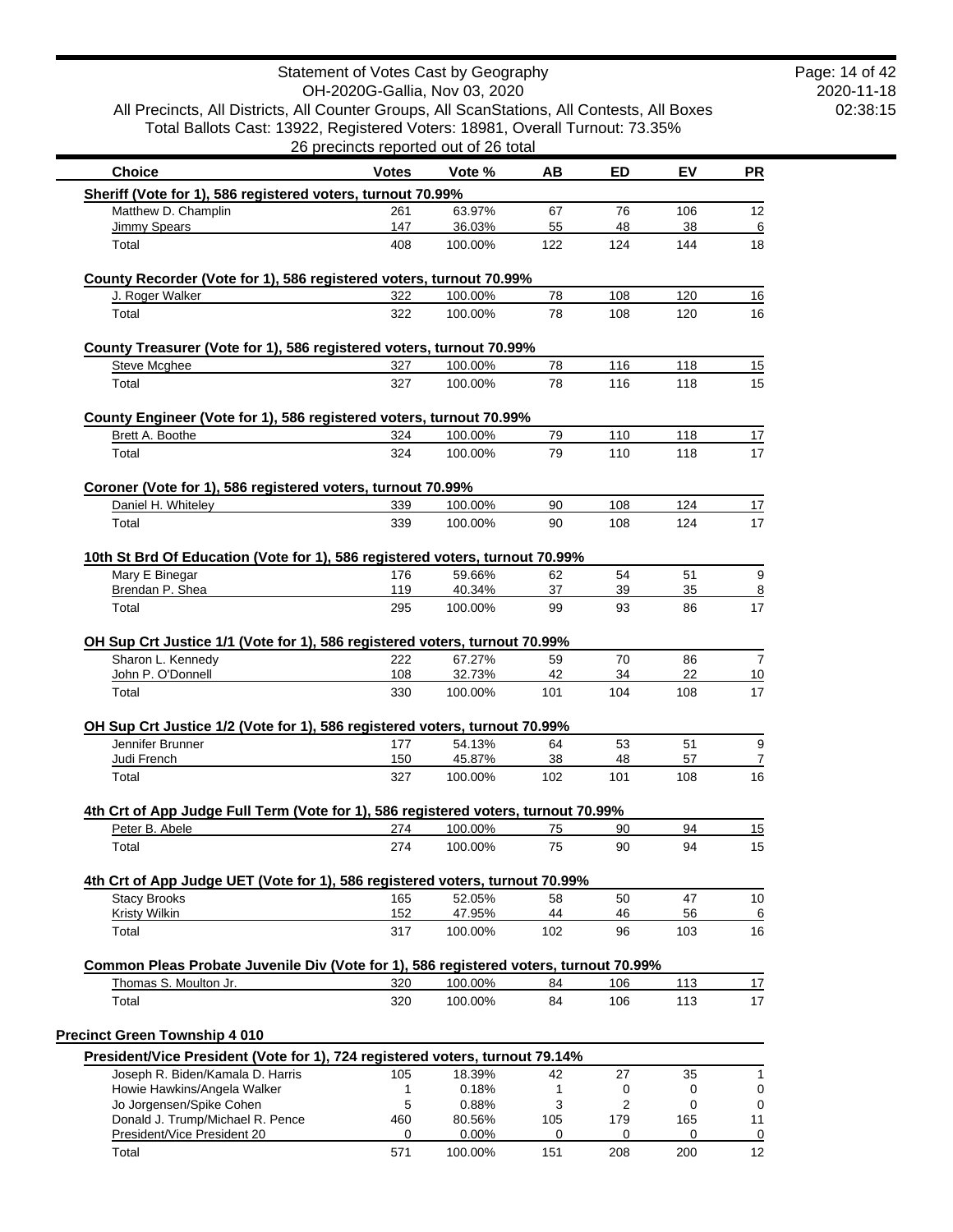Statement of Votes Cast by Geography
OH-2020G-Gallia, Nov 03, 2020
All Precincts, All Districts, All Counter Groups, All ScanStations, All Contests, All Boxes
Total Ballots Cast: 13922, Registered Voters: 18981, Overall Turnout: 73.35%
26 precincts reported out of 26 total

| Choice | Votes | Vote % | AB | ED | EV | PR |
|---|---|---|---|---|---|---|
| **Sheriff (Vote for 1), 586 registered voters, turnout 70.99%** | | | | | | |
| Matthew D. Champlin | 261 | 63.97% | 67 | 76 | 106 | 12 |
| Jimmy Spears | 147 | 36.03% | 55 | 48 | 38 | 6 |
| Total | 408 | 100.00% | 122 | 124 | 144 | 18 |
| **County Recorder (Vote for 1), 586 registered voters, turnout 70.99%** | | | | | | |
| J. Roger Walker | 322 | 100.00% | 78 | 108 | 120 | 16 |
| Total | 322 | 100.00% | 78 | 108 | 120 | 16 |
| **County Treasurer (Vote for 1), 586 registered voters, turnout 70.99%** | | | | | | |
| Steve Mcghee | 327 | 100.00% | 78 | 116 | 118 | 15 |
| Total | 327 | 100.00% | 78 | 116 | 118 | 15 |
| **County Engineer (Vote for 1), 586 registered voters, turnout 70.99%** | | | | | | |
| Brett A. Boothe | 324 | 100.00% | 79 | 110 | 118 | 17 |
| Total | 324 | 100.00% | 79 | 110 | 118 | 17 |
| **Coroner (Vote for 1), 586 registered voters, turnout 70.99%** | | | | | | |
| Daniel H. Whiteley | 339 | 100.00% | 90 | 108 | 124 | 17 |
| Total | 339 | 100.00% | 90 | 108 | 124 | 17 |
| **10th St Brd Of Education (Vote for 1), 586 registered voters, turnout 70.99%** | | | | | | |
| Mary E Binegar | 176 | 59.66% | 62 | 54 | 51 | 9 |
| Brendan P. Shea | 119 | 40.34% | 37 | 39 | 35 | 8 |
| Total | 295 | 100.00% | 99 | 93 | 86 | 17 |
| **OH Sup Crt Justice 1/1 (Vote for 1), 586 registered voters, turnout 70.99%** | | | | | | |
| Sharon L. Kennedy | 222 | 67.27% | 59 | 70 | 86 | 7 |
| John P. O'Donnell | 108 | 32.73% | 42 | 34 | 22 | 10 |
| Total | 330 | 100.00% | 101 | 104 | 108 | 17 |
| **OH Sup Crt Justice 1/2 (Vote for 1), 586 registered voters, turnout 70.99%** | | | | | | |
| Jennifer Brunner | 177 | 54.13% | 64 | 53 | 51 | 9 |
| Judi French | 150 | 45.87% | 38 | 48 | 57 | 7 |
| Total | 327 | 100.00% | 102 | 101 | 108 | 16 |
| **4th Crt of App Judge Full Term (Vote for 1), 586 registered voters, turnout 70.99%** | | | | | | |
| Peter B. Abele | 274 | 100.00% | 75 | 90 | 94 | 15 |
| Total | 274 | 100.00% | 75 | 90 | 94 | 15 |
| **4th Crt of App Judge UET (Vote for 1), 586 registered voters, turnout 70.99%** | | | | | | |
| Stacy Brooks | 165 | 52.05% | 58 | 50 | 47 | 10 |
| Kristy Wilkin | 152 | 47.95% | 44 | 46 | 56 | 6 |
| Total | 317 | 100.00% | 102 | 96 | 103 | 16 |
| **Common Pleas Probate Juvenile Div (Vote for 1), 586 registered voters, turnout 70.99%** | | | | | | |
| Thomas S. Moulton Jr. | 320 | 100.00% | 84 | 106 | 113 | 17 |
| Total | 320 | 100.00% | 84 | 106 | 113 | 17 |

## Precinct Green Township 4 010

| Choice | Votes | Vote % | AB | ED | EV | PR |
|---|---|---|---|---|---|---|
| **President/Vice President (Vote for 1), 724 registered voters, turnout 79.14%** | | | | | | |
| Joseph R. Biden/Kamala D. Harris | 105 | 18.39% | 42 | 27 | 35 | 1 |
| Howie Hawkins/Angela Walker | 1 | 0.18% | 1 | 0 | 0 | 0 |
| Jo Jorgensen/Spike Cohen | 5 | 0.88% | 3 | 2 | 0 | 0 |
| Donald J. Trump/Michael R. Pence | 460 | 80.56% | 105 | 179 | 165 | 11 |
| President/Vice President 20 | 0 | 0.00% | 0 | 0 | 0 | 0 |
| Total | 571 | 100.00% | 151 | 208 | 200 | 12 |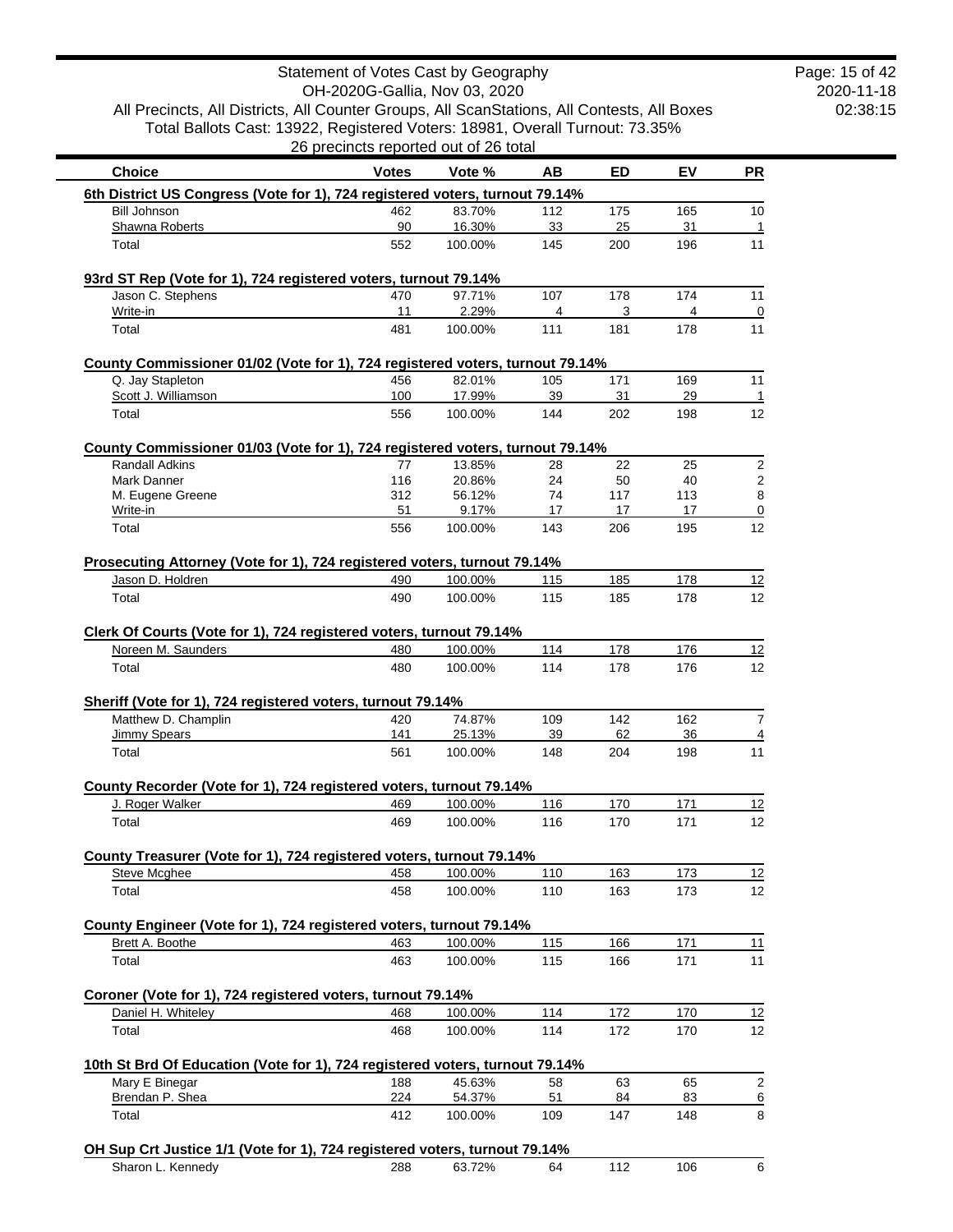Statement of Votes Cast by Geography
OH-2020G-Gallia, Nov 03, 2020
All Precincts, All Districts, All Counter Groups, All ScanStations, All Contests, All Boxes
Total Ballots Cast: 13922, Registered Voters: 18981, Overall Turnout: 73.35%
26 precincts reported out of 26 total

| Choice | Votes | Vote % | AB | ED | EV | PR |
|---|---|---|---|---|---|---|
| **6th District US Congress (Vote for 1), 724 registered voters, turnout 79.14%** | | | | | | |
| Bill Johnson | 462 | 83.70% | 112 | 175 | 165 | 10 |
| Shawna Roberts | 90 | 16.30% | 33 | 25 | 31 | 1 |
| Total | 552 | 100.00% | 145 | 200 | 196 | 11 |
| **93rd ST Rep (Vote for 1), 724 registered voters, turnout 79.14%** | | | | | | |
| Jason C. Stephens | 470 | 97.71% | 107 | 178 | 174 | 11 |
| Write-in | 11 | 2.29% | 4 | 3 | 4 | 0 |
| Total | 481 | 100.00% | 111 | 181 | 178 | 11 |
| **County Commissioner 01/02 (Vote for 1), 724 registered voters, turnout 79.14%** | | | | | | |
| Q. Jay Stapleton | 456 | 82.01% | 105 | 171 | 169 | 11 |
| Scott J. Williamson | 100 | 17.99% | 39 | 31 | 29 | 1 |
| Total | 556 | 100.00% | 144 | 202 | 198 | 12 |
| **County Commissioner 01/03 (Vote for 1), 724 registered voters, turnout 79.14%** | | | | | | |
| Randall Adkins | 77 | 13.85% | 28 | 22 | 25 | 2 |
| Mark Danner | 116 | 20.86% | 24 | 50 | 40 | 2 |
| M. Eugene Greene | 312 | 56.12% | 74 | 117 | 113 | 8 |
| Write-in | 51 | 9.17% | 17 | 17 | 17 | 0 |
| Total | 556 | 100.00% | 143 | 206 | 195 | 12 |
| **Prosecuting Attorney (Vote for 1), 724 registered voters, turnout 79.14%** | | | | | | |
| Jason D. Holdren | 490 | 100.00% | 115 | 185 | 178 | 12 |
| Total | 490 | 100.00% | 115 | 185 | 178 | 12 |
| **Clerk Of Courts (Vote for 1), 724 registered voters, turnout 79.14%** | | | | | | |
| Noreen M. Saunders | 480 | 100.00% | 114 | 178 | 176 | 12 |
| Total | 480 | 100.00% | 114 | 178 | 176 | 12 |
| **Sheriff (Vote for 1), 724 registered voters, turnout 79.14%** | | | | | | |
| Matthew D. Champlin | 420 | 74.87% | 109 | 142 | 162 | 7 |
| Jimmy Spears | 141 | 25.13% | 39 | 62 | 36 | 4 |
| Total | 561 | 100.00% | 148 | 204 | 198 | 11 |
| **County Recorder (Vote for 1), 724 registered voters, turnout 79.14%** | | | | | | |
| J. Roger Walker | 469 | 100.00% | 116 | 170 | 171 | 12 |
| Total | 469 | 100.00% | 116 | 170 | 171 | 12 |
| **County Treasurer (Vote for 1), 724 registered voters, turnout 79.14%** | | | | | | |
| Steve Mcghee | 458 | 100.00% | 110 | 163 | 173 | 12 |
| Total | 458 | 100.00% | 110 | 163 | 173 | 12 |
| **County Engineer (Vote for 1), 724 registered voters, turnout 79.14%** | | | | | | |
| Brett A. Boothe | 463 | 100.00% | 115 | 166 | 171 | 11 |
| Total | 463 | 100.00% | 115 | 166 | 171 | 11 |
| **Coroner (Vote for 1), 724 registered voters, turnout 79.14%** | | | | | | |
| Daniel H. Whiteley | 468 | 100.00% | 114 | 172 | 170 | 12 |
| Total | 468 | 100.00% | 114 | 172 | 170 | 12 |
| **10th St Brd Of Education (Vote for 1), 724 registered voters, turnout 79.14%** | | | | | | |
| Mary E Binegar | 188 | 45.63% | 58 | 63 | 65 | 2 |
| Brendan P. Shea | 224 | 54.37% | 51 | 84 | 83 | 6 |
| Total | 412 | 100.00% | 109 | 147 | 148 | 8 |
| **OH Sup Crt Justice 1/1 (Vote for 1), 724 registered voters, turnout 79.14%** | | | | | | |
| Sharon L. Kennedy | 288 | 63.72% | 64 | 112 | 106 | 6 |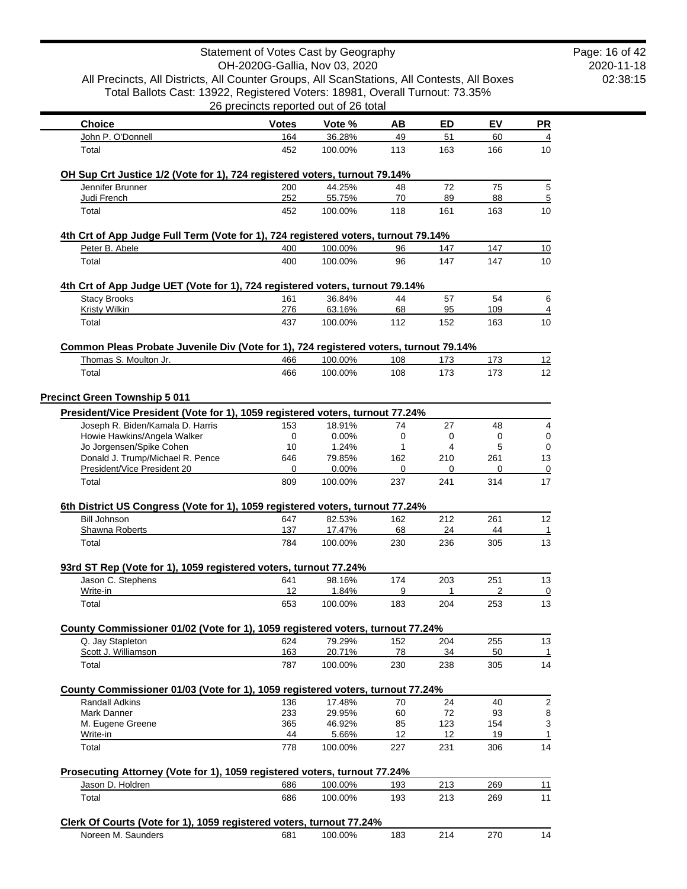| Choice | Votes | Vote % | AB | ED | EV | PR |
|---|---|---|---|---|---|---|
| John P. O'Donnell | 164 | 36.28% | 49 | 51 | 60 | 4 |
| Total | 452 | 100.00% | 113 | 163 | 166 | 10 |

**OH Sup Crt Justice 1/2 (Vote for 1), 724 registered voters, turnout 79.14%**

| Choice | Votes | Vote % | AB | ED | EV | PR |
|---|---|---|---|---|---|---|
| Jennifer Brunner | 200 | 44.25% | 48 | 72 | 75 | 5 |
| Judi French | 252 | 55.75% | 70 | 89 | 88 | 5 |
| Total | 452 | 100.00% | 118 | 161 | 163 | 10 |

**4th Crt of App Judge Full Term (Vote for 1), 724 registered voters, turnout 79.14%**

| Choice | Votes | Vote % | AB | ED | EV | PR |
|---|---|---|---|---|---|---|
| Peter B. Abele | 400 | 100.00% | 96 | 147 | 147 | 10 |
| Total | 400 | 100.00% | 96 | 147 | 147 | 10 |

**4th Crt of App Judge UET (Vote for 1), 724 registered voters, turnout 79.14%**

| Choice | Votes | Vote % | AB | ED | EV | PR |
|---|---|---|---|---|---|---|
| Stacy Brooks | 161 | 36.84% | 44 | 57 | 54 | 6 |
| Kristy Wilkin | 276 | 63.16% | 68 | 95 | 109 | 4 |
| Total | 437 | 100.00% | 112 | 152 | 163 | 10 |

**Common Pleas Probate Juvenile Div (Vote for 1), 724 registered voters, turnout 79.14%**

| Choice | Votes | Vote % | AB | ED | EV | PR |
|---|---|---|---|---|---|---|
| Thomas S. Moulton Jr. | 466 | 100.00% | 108 | 173 | 173 | 12 |
| Total | 466 | 100.00% | 108 | 173 | 173 | 12 |

## Precinct Green Township 5 011

**President/Vice President (Vote for 1), 1059 registered voters, turnout 77.24%**

| Choice | Votes | Vote % | AB | ED | EV | PR |
|---|---|---|---|---|---|---|
| Joseph R. Biden/Kamala D. Harris | 153 | 18.91% | 74 | 27 | 48 | 4 |
| Howie Hawkins/Angela Walker | 0 | 0.00% | 0 | 0 | 0 | 0 |
| Jo Jorgensen/Spike Cohen | 10 | 1.24% | 1 | 4 | 5 | 0 |
| Donald J. Trump/Michael R. Pence | 646 | 79.85% | 162 | 210 | 261 | 13 |
| President/Vice President 20 | 0 | 0.00% | 0 | 0 | 0 | 0 |
| Total | 809 | 100.00% | 237 | 241 | 314 | 17 |

**6th District US Congress (Vote for 1), 1059 registered voters, turnout 77.24%**

| Choice | Votes | Vote % | AB | ED | EV | PR |
|---|---|---|---|---|---|---|
| Bill Johnson | 647 | 82.53% | 162 | 212 | 261 | 12 |
| Shawna Roberts | 137 | 17.47% | 68 | 24 | 44 | 1 |
| Total | 784 | 100.00% | 230 | 236 | 305 | 13 |

**93rd ST Rep (Vote for 1), 1059 registered voters, turnout 77.24%**

| Choice | Votes | Vote % | AB | ED | EV | PR |
|---|---|---|---|---|---|---|
| Jason C. Stephens | 641 | 98.16% | 174 | 203 | 251 | 13 |
| Write-in | 12 | 1.84% | 9 | 1 | 2 | 0 |
| Total | 653 | 100.00% | 183 | 204 | 253 | 13 |

**County Commissioner 01/02 (Vote for 1), 1059 registered voters, turnout 77.24%**

| Choice | Votes | Vote % | AB | ED | EV | PR |
|---|---|---|---|---|---|---|
| Q. Jay Stapleton | 624 | 79.29% | 152 | 204 | 255 | 13 |
| Scott J. Williamson | 163 | 20.71% | 78 | 34 | 50 | 1 |
| Total | 787 | 100.00% | 230 | 238 | 305 | 14 |

**County Commissioner 01/03 (Vote for 1), 1059 registered voters, turnout 77.24%**

| Choice | Votes | Vote % | AB | ED | EV | PR |
|---|---|---|---|---|---|---|
| Randall Adkins | 136 | 17.48% | 70 | 24 | 40 | 2 |
| Mark Danner | 233 | 29.95% | 60 | 72 | 93 | 8 |
| M. Eugene Greene | 365 | 46.92% | 85 | 123 | 154 | 3 |
| Write-in | 44 | 5.66% | 12 | 12 | 19 | 1 |
| Total | 778 | 100.00% | 227 | 231 | 306 | 14 |

**Prosecuting Attorney (Vote for 1), 1059 registered voters, turnout 77.24%**

| Choice | Votes | Vote % | AB | ED | EV | PR |
|---|---|---|---|---|---|---|
| Jason D. Holdren | 686 | 100.00% | 193 | 213 | 269 | 11 |
| Total | 686 | 100.00% | 193 | 213 | 269 | 11 |

**Clerk Of Courts (Vote for 1), 1059 registered voters, turnout 77.24%**

| Choice | Votes | Vote % | AB | ED | EV | PR |
|---|---|---|---|---|---|---|
| Noreen M. Saunders | 681 | 100.00% | 183 | 214 | 270 | 14 |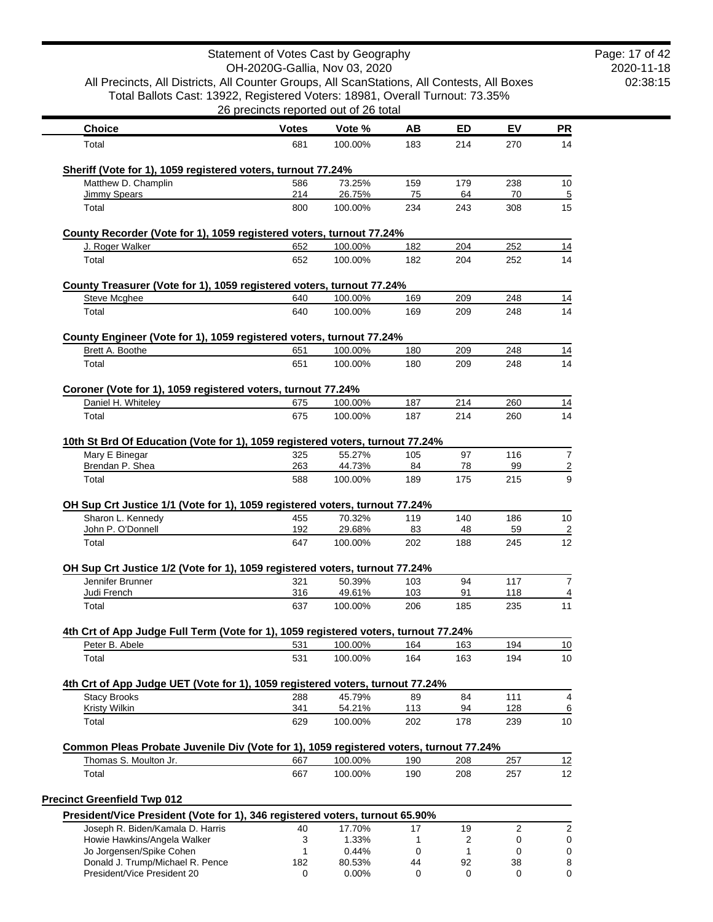| Choice | Votes | Vote % | AB | ED | EV | PR |
|---|---|---|---|---|---|---|
| Total | 681 | 100.00% | 183 | 214 | 270 | 14 |

**Sheriff (Vote for 1), 1059 registered voters, turnout 77.24%**

| Choice | Votes | Vote % | AB | ED | EV | PR |
|---|---|---|---|---|---|---|
| Matthew D. Champlin | 586 | 73.25% | 159 | 179 | 238 | 10 |
| Jimmy Spears | 214 | 26.75% | 75 | 64 | 70 | 5 |
| Total | 800 | 100.00% | 234 | 243 | 308 | 15 |

**County Recorder (Vote for 1), 1059 registered voters, turnout 77.24%**

| Choice | Votes | Vote % | AB | ED | EV | PR |
|---|---|---|---|---|---|---|
| J. Roger Walker | 652 | 100.00% | 182 | 204 | 252 | 14 |
| Total | 652 | 100.00% | 182 | 204 | 252 | 14 |

**County Treasurer (Vote for 1), 1059 registered voters, turnout 77.24%**

| Choice | Votes | Vote % | AB | ED | EV | PR |
|---|---|---|---|---|---|---|
| Steve Mcghee | 640 | 100.00% | 169 | 209 | 248 | 14 |
| Total | 640 | 100.00% | 169 | 209 | 248 | 14 |

**County Engineer (Vote for 1), 1059 registered voters, turnout 77.24%**

| Choice | Votes | Vote % | AB | ED | EV | PR |
|---|---|---|---|---|---|---|
| Brett A. Boothe | 651 | 100.00% | 180 | 209 | 248 | 14 |
| Total | 651 | 100.00% | 180 | 209 | 248 | 14 |

**Coroner (Vote for 1), 1059 registered voters, turnout 77.24%**

| Choice | Votes | Vote % | AB | ED | EV | PR |
|---|---|---|---|---|---|---|
| Daniel H. Whiteley | 675 | 100.00% | 187 | 214 | 260 | 14 |
| Total | 675 | 100.00% | 187 | 214 | 260 | 14 |

**10th St Brd Of Education (Vote for 1), 1059 registered voters, turnout 77.24%**

| Choice | Votes | Vote % | AB | ED | EV | PR |
|---|---|---|---|---|---|---|
| Mary E Binegar | 325 | 55.27% | 105 | 97 | 116 | 7 |
| Brendan P. Shea | 263 | 44.73% | 84 | 78 | 99 | 2 |
| Total | 588 | 100.00% | 189 | 175 | 215 | 9 |

**OH Sup Crt Justice 1/1 (Vote for 1), 1059 registered voters, turnout 77.24%**

| Choice | Votes | Vote % | AB | ED | EV | PR |
|---|---|---|---|---|---|---|
| Sharon L. Kennedy | 455 | 70.32% | 119 | 140 | 186 | 10 |
| John P. O'Donnell | 192 | 29.68% | 83 | 48 | 59 | 2 |
| Total | 647 | 100.00% | 202 | 188 | 245 | 12 |

**OH Sup Crt Justice 1/2 (Vote for 1), 1059 registered voters, turnout 77.24%**

| Choice | Votes | Vote % | AB | ED | EV | PR |
|---|---|---|---|---|---|---|
| Jennifer Brunner | 321 | 50.39% | 103 | 94 | 117 | 7 |
| Judi French | 316 | 49.61% | 103 | 91 | 118 | 4 |
| Total | 637 | 100.00% | 206 | 185 | 235 | 11 |

**4th Crt of App Judge Full Term (Vote for 1), 1059 registered voters, turnout 77.24%**

| Choice | Votes | Vote % | AB | ED | EV | PR |
|---|---|---|---|---|---|---|
| Peter B. Abele | 531 | 100.00% | 164 | 163 | 194 | 10 |
| Total | 531 | 100.00% | 164 | 163 | 194 | 10 |

**4th Crt of App Judge UET (Vote for 1), 1059 registered voters, turnout 77.24%**

| Choice | Votes | Vote % | AB | ED | EV | PR |
|---|---|---|---|---|---|---|
| Stacy Brooks | 288 | 45.79% | 89 | 84 | 111 | 4 |
| Kristy Wilkin | 341 | 54.21% | 113 | 94 | 128 | 6 |
| Total | 629 | 100.00% | 202 | 178 | 239 | 10 |

**Common Pleas Probate Juvenile Div (Vote for 1), 1059 registered voters, turnout 77.24%**

| Choice | Votes | Vote % | AB | ED | EV | PR |
|---|---|---|---|---|---|---|
| Thomas S. Moulton Jr. | 667 | 100.00% | 190 | 208 | 257 | 12 |
| Total | 667 | 100.00% | 190 | 208 | 257 | 12 |

## Precinct Greenfield Twp 012

**President/Vice President (Vote for 1), 346 registered voters, turnout 65.90%**

| Choice | Votes | Vote % | AB | ED | EV | PR |
|---|---|---|---|---|---|---|
| Joseph R. Biden/Kamala D. Harris | 40 | 17.70% | 17 | 19 | 2 | 2 |
| Howie Hawkins/Angela Walker | 3 | 1.33% | 1 | 2 | 0 | 0 |
| Jo Jorgensen/Spike Cohen | 1 | 0.44% | 0 | 1 | 0 | 0 |
| Donald J. Trump/Michael R. Pence | 182 | 80.53% | 44 | 92 | 38 | 8 |
| President/Vice President 20 | 0 | 0.00% | 0 | 0 | 0 | 0 |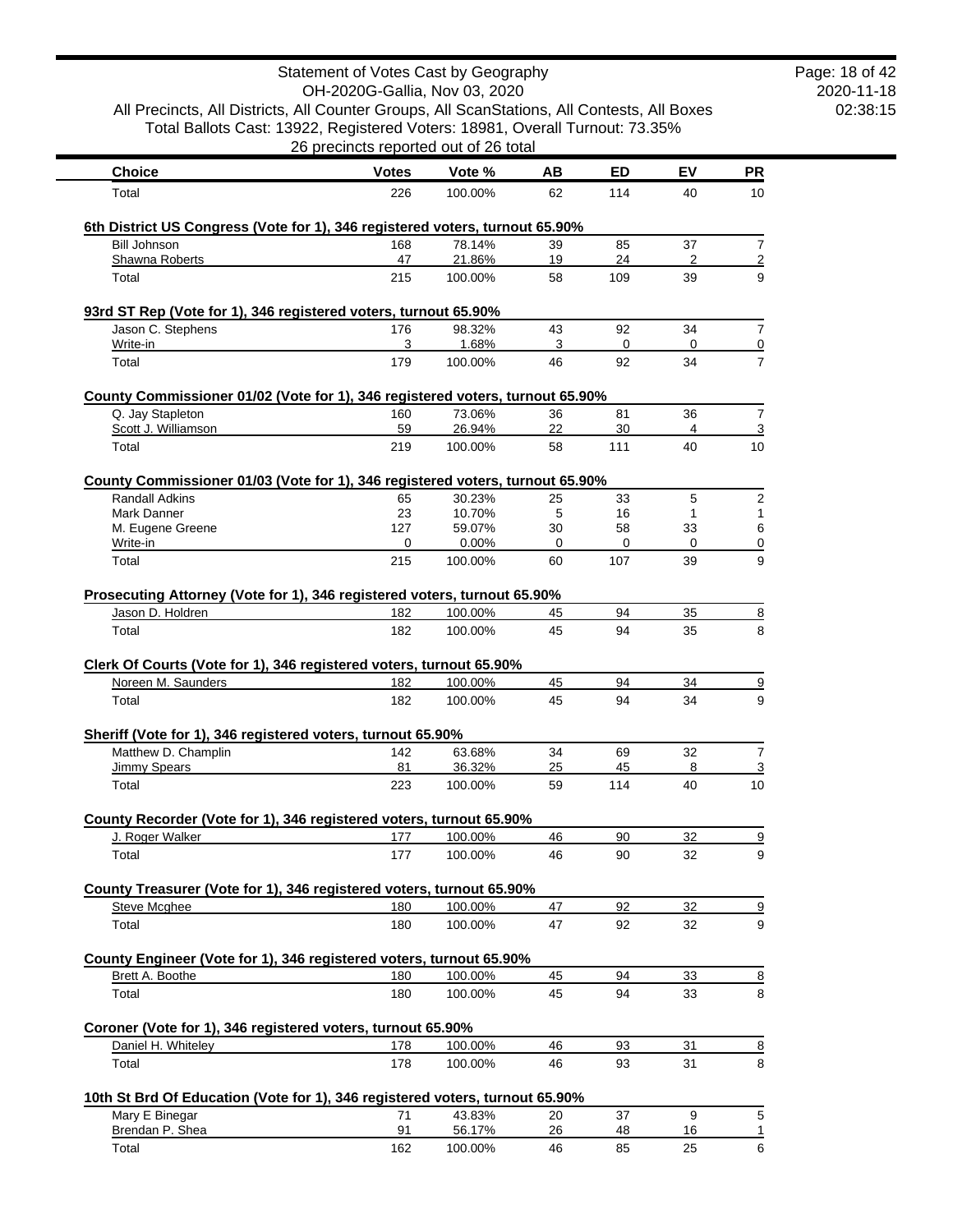Statement of Votes Cast by Geography
OH-2020G-Gallia, Nov 03, 2020
All Precincts, All Districts, All Counter Groups, All ScanStations, All Contests, All Boxes
Total Ballots Cast: 13922, Registered Voters: 18981, Overall Turnout: 73.35%
26 precincts reported out of 26 total

| Choice | Votes | Vote % | AB | ED | EV | PR |
|---|---|---|---|---|---|---|
| Total | 226 | 100.00% | 62 | 114 | 40 | 10 |

**6th District US Congress (Vote for 1), 346 registered voters, turnout 65.90%**

| Choice | Votes | Vote % | AB | ED | EV | PR |
|---|---|---|---|---|---|---|
| Bill Johnson | 168 | 78.14% | 39 | 85 | 37 | 7 |
| Shawna Roberts | 47 | 21.86% | 19 | 24 | 2 | 2 |
| Total | 215 | 100.00% | 58 | 109 | 39 | 9 |

**93rd ST Rep (Vote for 1), 346 registered voters, turnout 65.90%**

| Choice | Votes | Vote % | AB | ED | EV | PR |
|---|---|---|---|---|---|---|
| Jason C. Stephens | 176 | 98.32% | 43 | 92 | 34 | 7 |
| Write-in | 3 | 1.68% | 3 | 0 | 0 | 0 |
| Total | 179 | 100.00% | 46 | 92 | 34 | 7 |

**County Commissioner 01/02 (Vote for 1), 346 registered voters, turnout 65.90%**

| Choice | Votes | Vote % | AB | ED | EV | PR |
|---|---|---|---|---|---|---|
| Q. Jay Stapleton | 160 | 73.06% | 36 | 81 | 36 | 7 |
| Scott J. Williamson | 59 | 26.94% | 22 | 30 | 4 | 3 |
| Total | 219 | 100.00% | 58 | 111 | 40 | 10 |

**County Commissioner 01/03 (Vote for 1), 346 registered voters, turnout 65.90%**

| Choice | Votes | Vote % | AB | ED | EV | PR |
|---|---|---|---|---|---|---|
| Randall Adkins | 65 | 30.23% | 25 | 33 | 5 | 2 |
| Mark Danner | 23 | 10.70% | 5 | 16 | 1 | 1 |
| M. Eugene Greene | 127 | 59.07% | 30 | 58 | 33 | 6 |
| Write-in | 0 | 0.00% | 0 | 0 | 0 | 0 |
| Total | 215 | 100.00% | 60 | 107 | 39 | 9 |

**Prosecuting Attorney (Vote for 1), 346 registered voters, turnout 65.90%**

| Choice | Votes | Vote % | AB | ED | EV | PR |
|---|---|---|---|---|---|---|
| Jason D. Holdren | 182 | 100.00% | 45 | 94 | 35 | 8 |
| Total | 182 | 100.00% | 45 | 94 | 35 | 8 |

**Clerk Of Courts (Vote for 1), 346 registered voters, turnout 65.90%**

| Choice | Votes | Vote % | AB | ED | EV | PR |
|---|---|---|---|---|---|---|
| Noreen M. Saunders | 182 | 100.00% | 45 | 94 | 34 | 9 |
| Total | 182 | 100.00% | 45 | 94 | 34 | 9 |

**Sheriff (Vote for 1), 346 registered voters, turnout 65.90%**

| Choice | Votes | Vote % | AB | ED | EV | PR |
|---|---|---|---|---|---|---|
| Matthew D. Champlin | 142 | 63.68% | 34 | 69 | 32 | 7 |
| Jimmy Spears | 81 | 36.32% | 25 | 45 | 8 | 3 |
| Total | 223 | 100.00% | 59 | 114 | 40 | 10 |

**County Recorder (Vote for 1), 346 registered voters, turnout 65.90%**

| Choice | Votes | Vote % | AB | ED | EV | PR |
|---|---|---|---|---|---|---|
| J. Roger Walker | 177 | 100.00% | 46 | 90 | 32 | 9 |
| Total | 177 | 100.00% | 46 | 90 | 32 | 9 |

**County Treasurer (Vote for 1), 346 registered voters, turnout 65.90%**

| Choice | Votes | Vote % | AB | ED | EV | PR |
|---|---|---|---|---|---|---|
| Steve Mcghee | 180 | 100.00% | 47 | 92 | 32 | 9 |
| Total | 180 | 100.00% | 47 | 92 | 32 | 9 |

**County Engineer (Vote for 1), 346 registered voters, turnout 65.90%**

| Choice | Votes | Vote % | AB | ED | EV | PR |
|---|---|---|---|---|---|---|
| Brett A. Boothe | 180 | 100.00% | 45 | 94 | 33 | 8 |
| Total | 180 | 100.00% | 45 | 94 | 33 | 8 |

**Coroner (Vote for 1), 346 registered voters, turnout 65.90%**

| Choice | Votes | Vote % | AB | ED | EV | PR |
|---|---|---|---|---|---|---|
| Daniel H. Whiteley | 178 | 100.00% | 46 | 93 | 31 | 8 |
| Total | 178 | 100.00% | 46 | 93 | 31 | 8 |

**10th St Brd Of Education (Vote for 1), 346 registered voters, turnout 65.90%**

| Choice | Votes | Vote % | AB | ED | EV | PR |
|---|---|---|---|---|---|---|
| Mary E Binegar | 71 | 43.83% | 20 | 37 | 9 | 5 |
| Brendan P. Shea | 91 | 56.17% | 26 | 48 | 16 | 1 |
| Total | 162 | 100.00% | 46 | 85 | 25 | 6 |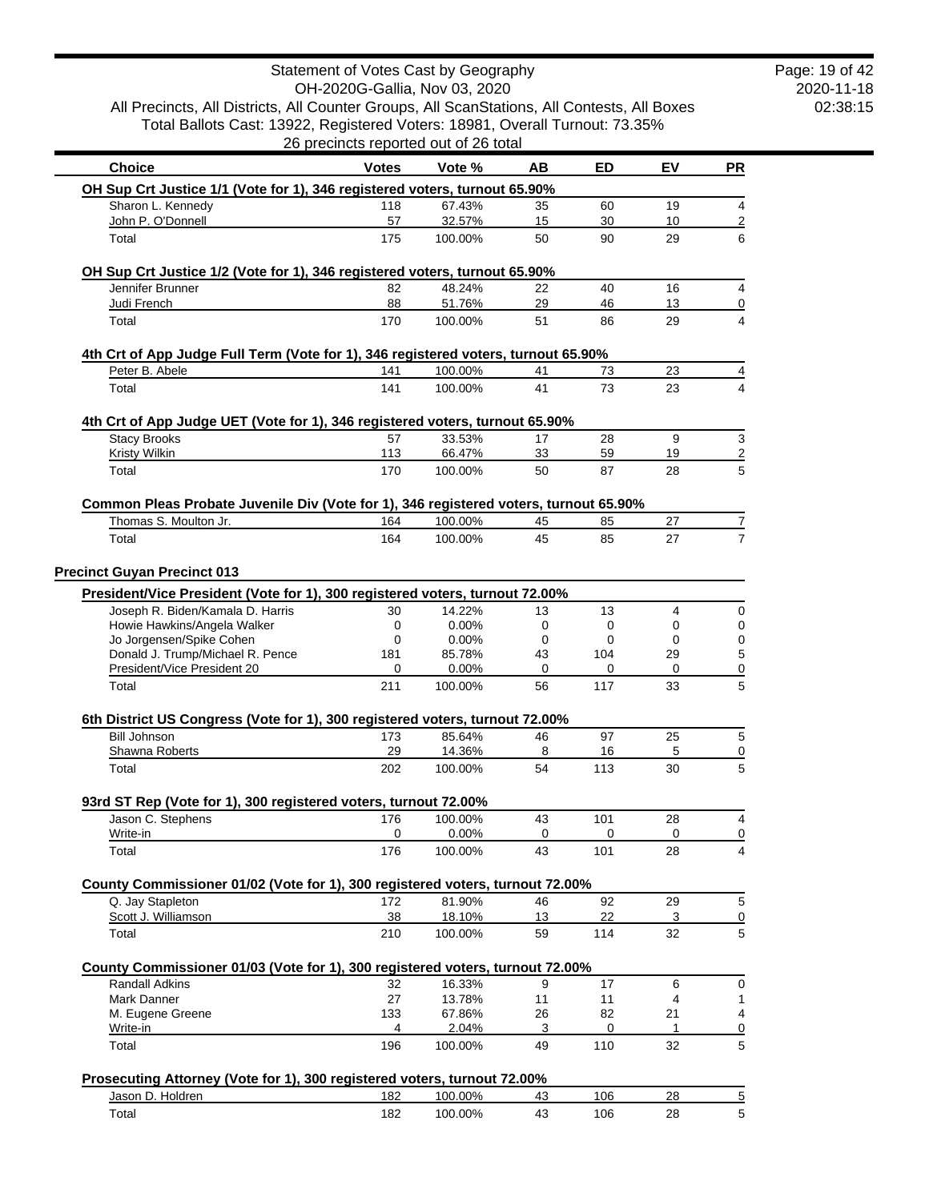Statement of Votes Cast by Geography
OH-2020G-Gallia, Nov 03, 2020
All Precincts, All Districts, All Counter Groups, All ScanStations, All Contests, All Boxes
Total Ballots Cast: 13922, Registered Voters: 18981, Overall Turnout: 73.35%
26 precincts reported out of 26 total

| Choice | Votes | Vote % | AB | ED | EV | PR |
|---|---|---|---|---|---|---|
| **OH Sup Crt Justice 1/1 (Vote for 1), 346 registered voters, turnout 65.90%** | | | | | | |
| Sharon L. Kennedy | 118 | 67.43% | 35 | 60 | 19 | 4 |
| John P. O'Donnell | 57 | 32.57% | 15 | 30 | 10 | 2 |
| Total | 175 | 100.00% | 50 | 90 | 29 | 6 |
| **OH Sup Crt Justice 1/2 (Vote for 1), 346 registered voters, turnout 65.90%** | | | | | | |
| Jennifer Brunner | 82 | 48.24% | 22 | 40 | 16 | 4 |
| Judi French | 88 | 51.76% | 29 | 46 | 13 | 0 |
| Total | 170 | 100.00% | 51 | 86 | 29 | 4 |
| **4th Crt of App Judge Full Term (Vote for 1), 346 registered voters, turnout 65.90%** | | | | | | |
| Peter B. Abele | 141 | 100.00% | 41 | 73 | 23 | 4 |
| Total | 141 | 100.00% | 41 | 73 | 23 | 4 |
| **4th Crt of App Judge UET (Vote for 1), 346 registered voters, turnout 65.90%** | | | | | | |
| Stacy Brooks | 57 | 33.53% | 17 | 28 | 9 | 3 |
| Kristy Wilkin | 113 | 66.47% | 33 | 59 | 19 | 2 |
| Total | 170 | 100.00% | 50 | 87 | 28 | 5 |
| **Common Pleas Probate Juvenile Div (Vote for 1), 346 registered voters, turnout 65.90%** | | | | | | |
| Thomas S. Moulton Jr. | 164 | 100.00% | 45 | 85 | 27 | 7 |
| Total | 164 | 100.00% | 45 | 85 | 27 | 7 |

## Precinct Guyan Precinct 013

| Choice | Votes | Vote % | AB | ED | EV | PR |
|---|---|---|---|---|---|---|
| **President/Vice President (Vote for 1), 300 registered voters, turnout 72.00%** | | | | | | |
| Joseph R. Biden/Kamala D. Harris | 30 | 14.22% | 13 | 13 | 4 | 0 |
| Howie Hawkins/Angela Walker | 0 | 0.00% | 0 | 0 | 0 | 0 |
| Jo Jorgensen/Spike Cohen | 0 | 0.00% | 0 | 0 | 0 | 0 |
| Donald J. Trump/Michael R. Pence | 181 | 85.78% | 43 | 104 | 29 | 5 |
| President/Vice President 20 | 0 | 0.00% | 0 | 0 | 0 | 0 |
| Total | 211 | 100.00% | 56 | 117 | 33 | 5 |
| **6th District US Congress (Vote for 1), 300 registered voters, turnout 72.00%** | | | | | | |
| Bill Johnson | 173 | 85.64% | 46 | 97 | 25 | 5 |
| Shawna Roberts | 29 | 14.36% | 8 | 16 | 5 | 0 |
| Total | 202 | 100.00% | 54 | 113 | 30 | 5 |
| **93rd ST Rep (Vote for 1), 300 registered voters, turnout 72.00%** | | | | | | |
| Jason C. Stephens | 176 | 100.00% | 43 | 101 | 28 | 4 |
| Write-in | 0 | 0.00% | 0 | 0 | 0 | 0 |
| Total | 176 | 100.00% | 43 | 101 | 28 | 4 |
| **County Commissioner 01/02 (Vote for 1), 300 registered voters, turnout 72.00%** | | | | | | |
| Q. Jay Stapleton | 172 | 81.90% | 46 | 92 | 29 | 5 |
| Scott J. Williamson | 38 | 18.10% | 13 | 22 | 3 | 0 |
| Total | 210 | 100.00% | 59 | 114 | 32 | 5 |
| **County Commissioner 01/03 (Vote for 1), 300 registered voters, turnout 72.00%** | | | | | | |
| Randall Adkins | 32 | 16.33% | 9 | 17 | 6 | 0 |
| Mark Danner | 27 | 13.78% | 11 | 11 | 4 | 1 |
| M. Eugene Greene | 133 | 67.86% | 26 | 82 | 21 | 4 |
| Write-in | 4 | 2.04% | 3 | 0 | 1 | 0 |
| Total | 196 | 100.00% | 49 | 110 | 32 | 5 |
| **Prosecuting Attorney (Vote for 1), 300 registered voters, turnout 72.00%** | | | | | | |
| Jason D. Holdren | 182 | 100.00% | 43 | 106 | 28 | 5 |
| Total | 182 | 100.00% | 43 | 106 | 28 | 5 |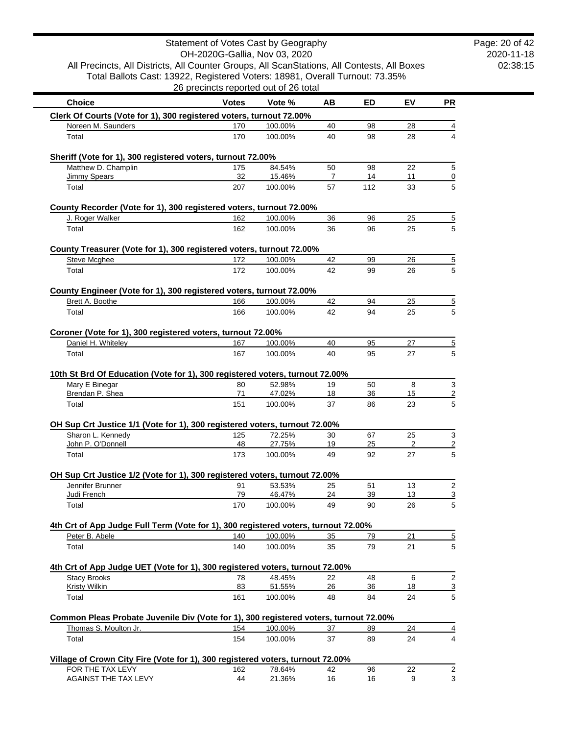Statement of Votes Cast by Geography
OH-2020G-Gallia, Nov 03, 2020
All Precincts, All Districts, All Counter Groups, All ScanStations, All Contests, All Boxes
Total Ballots Cast: 13922, Registered Voters: 18981, Overall Turnout: 73.35%
26 precincts reported out of 26 total

| Choice | Votes | Vote % | AB | ED | EV | PR |
|---|---|---|---|---|---|---|
| **Clerk Of Courts (Vote for 1), 300 registered voters, turnout 72.00%** | | | | | | |
| Noreen M. Saunders | 170 | 100.00% | 40 | 98 | 28 | 4 |
| Total | 170 | 100.00% | 40 | 98 | 28 | 4 |
| **Sheriff (Vote for 1), 300 registered voters, turnout 72.00%** | | | | | | |
| Matthew D. Champlin | 175 | 84.54% | 50 | 98 | 22 | 5 |
| Jimmy Spears | 32 | 15.46% | 7 | 14 | 11 | 0 |
| Total | 207 | 100.00% | 57 | 112 | 33 | 5 |
| **County Recorder (Vote for 1), 300 registered voters, turnout 72.00%** | | | | | | |
| J. Roger Walker | 162 | 100.00% | 36 | 96 | 25 | 5 |
| Total | 162 | 100.00% | 36 | 96 | 25 | 5 |
| **County Treasurer (Vote for 1), 300 registered voters, turnout 72.00%** | | | | | | |
| Steve Mcghee | 172 | 100.00% | 42 | 99 | 26 | 5 |
| Total | 172 | 100.00% | 42 | 99 | 26 | 5 |
| **County Engineer (Vote for 1), 300 registered voters, turnout 72.00%** | | | | | | |
| Brett A. Boothe | 166 | 100.00% | 42 | 94 | 25 | 5 |
| Total | 166 | 100.00% | 42 | 94 | 25 | 5 |
| **Coroner (Vote for 1), 300 registered voters, turnout 72.00%** | | | | | | |
| Daniel H. Whiteley | 167 | 100.00% | 40 | 95 | 27 | 5 |
| Total | 167 | 100.00% | 40 | 95 | 27 | 5 |
| **10th St Brd Of Education (Vote for 1), 300 registered voters, turnout 72.00%** | | | | | | |
| Mary E Binegar | 80 | 52.98% | 19 | 50 | 8 | 3 |
| Brendan P. Shea | 71 | 47.02% | 18 | 36 | 15 | 2 |
| Total | 151 | 100.00% | 37 | 86 | 23 | 5 |
| **OH Sup Crt Justice 1/1 (Vote for 1), 300 registered voters, turnout 72.00%** | | | | | | |
| Sharon L. Kennedy | 125 | 72.25% | 30 | 67 | 25 | 3 |
| John P. O'Donnell | 48 | 27.75% | 19 | 25 | 2 | 2 |
| Total | 173 | 100.00% | 49 | 92 | 27 | 5 |
| **OH Sup Crt Justice 1/2 (Vote for 1), 300 registered voters, turnout 72.00%** | | | | | | |
| Jennifer Brunner | 91 | 53.53% | 25 | 51 | 13 | 2 |
| Judi French | 79 | 46.47% | 24 | 39 | 13 | 3 |
| Total | 170 | 100.00% | 49 | 90 | 26 | 5 |
| **4th Crt of App Judge Full Term (Vote for 1), 300 registered voters, turnout 72.00%** | | | | | | |
| Peter B. Abele | 140 | 100.00% | 35 | 79 | 21 | 5 |
| Total | 140 | 100.00% | 35 | 79 | 21 | 5 |
| **4th Crt of App Judge UET (Vote for 1), 300 registered voters, turnout 72.00%** | | | | | | |
| Stacy Brooks | 78 | 48.45% | 22 | 48 | 6 | 2 |
| Kristy Wilkin | 83 | 51.55% | 26 | 36 | 18 | 3 |
| Total | 161 | 100.00% | 48 | 84 | 24 | 5 |
| **Common Pleas Probate Juvenile Div (Vote for 1), 300 registered voters, turnout 72.00%** | | | | | | |
| Thomas S. Moulton Jr. | 154 | 100.00% | 37 | 89 | 24 | 4 |
| Total | 154 | 100.00% | 37 | 89 | 24 | 4 |
| **Village of Crown City Fire (Vote for 1), 300 registered voters, turnout 72.00%** | | | | | | |
| FOR THE TAX LEVY | 162 | 78.64% | 42 | 96 | 22 | 2 |
| AGAINST THE TAX LEVY | 44 | 21.36% | 16 | 16 | 9 | 3 |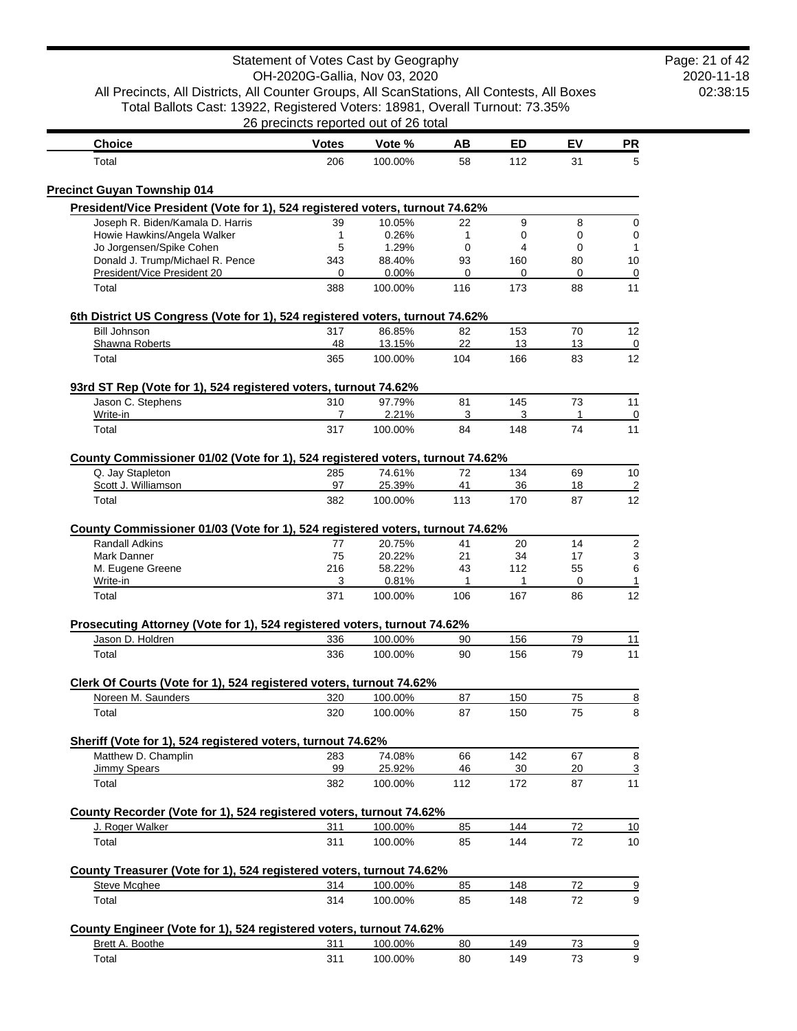| Choice | Votes | Vote % | AB | ED | EV | PR |
|---|---|---|---|---|---|---|
| Total | 206 | 100.00% | 58 | 112 | 31 | 5 |

## Precinct Guyan Township 014

### President/Vice President (Vote for 1), 524 registered voters, turnout 74.62%

| Choice | Votes | Vote % | AB | ED | EV | PR |
|---|---|---|---|---|---|---|
| Joseph R. Biden/Kamala D. Harris | 39 | 10.05% | 22 | 9 | 8 | 0 |
| Howie Hawkins/Angela Walker | 1 | 0.26% | 1 | 0 | 0 | 0 |
| Jo Jorgensen/Spike Cohen | 5 | 1.29% | 0 | 4 | 0 | 1 |
| Donald J. Trump/Michael R. Pence | 343 | 88.40% | 93 | 160 | 80 | 10 |
| President/Vice President 20 | 0 | 0.00% | 0 | 0 | 0 | 0 |
| Total | 388 | 100.00% | 116 | 173 | 88 | 11 |

### 6th District US Congress (Vote for 1), 524 registered voters, turnout 74.62%

| Choice | Votes | Vote % | AB | ED | EV | PR |
|---|---|---|---|---|---|---|
| Bill Johnson | 317 | 86.85% | 82 | 153 | 70 | 12 |
| Shawna Roberts | 48 | 13.15% | 22 | 13 | 13 | 0 |
| Total | 365 | 100.00% | 104 | 166 | 83 | 12 |

### 93rd ST Rep (Vote for 1), 524 registered voters, turnout 74.62%

| Choice | Votes | Vote % | AB | ED | EV | PR |
|---|---|---|---|---|---|---|
| Jason C. Stephens | 310 | 97.79% | 81 | 145 | 73 | 11 |
| Write-in | 7 | 2.21% | 3 | 3 | 1 | 0 |
| Total | 317 | 100.00% | 84 | 148 | 74 | 11 |

### County Commissioner 01/02 (Vote for 1), 524 registered voters, turnout 74.62%

| Choice | Votes | Vote % | AB | ED | EV | PR |
|---|---|---|---|---|---|---|
| Q. Jay Stapleton | 285 | 74.61% | 72 | 134 | 69 | 10 |
| Scott J. Williamson | 97 | 25.39% | 41 | 36 | 18 | 2 |
| Total | 382 | 100.00% | 113 | 170 | 87 | 12 |

### County Commissioner 01/03 (Vote for 1), 524 registered voters, turnout 74.62%

| Choice | Votes | Vote % | AB | ED | EV | PR |
|---|---|---|---|---|---|---|
| Randall Adkins | 77 | 20.75% | 41 | 20 | 14 | 2 |
| Mark Danner | 75 | 20.22% | 21 | 34 | 17 | 3 |
| M. Eugene Greene | 216 | 58.22% | 43 | 112 | 55 | 6 |
| Write-in | 3 | 0.81% | 1 | 1 | 0 | 1 |
| Total | 371 | 100.00% | 106 | 167 | 86 | 12 |

### Prosecuting Attorney (Vote for 1), 524 registered voters, turnout 74.62%

| Choice | Votes | Vote % | AB | ED | EV | PR |
|---|---|---|---|---|---|---|
| Jason D. Holdren | 336 | 100.00% | 90 | 156 | 79 | 11 |
| Total | 336 | 100.00% | 90 | 156 | 79 | 11 |

### Clerk Of Courts (Vote for 1), 524 registered voters, turnout 74.62%

| Choice | Votes | Vote % | AB | ED | EV | PR |
|---|---|---|---|---|---|---|
| Noreen M. Saunders | 320 | 100.00% | 87 | 150 | 75 | 8 |
| Total | 320 | 100.00% | 87 | 150 | 75 | 8 |

### Sheriff (Vote for 1), 524 registered voters, turnout 74.62%

| Choice | Votes | Vote % | AB | ED | EV | PR |
|---|---|---|---|---|---|---|
| Matthew D. Champlin | 283 | 74.08% | 66 | 142 | 67 | 8 |
| Jimmy Spears | 99 | 25.92% | 46 | 30 | 20 | 3 |
| Total | 382 | 100.00% | 112 | 172 | 87 | 11 |

### County Recorder (Vote for 1), 524 registered voters, turnout 74.62%

| Choice | Votes | Vote % | AB | ED | EV | PR |
|---|---|---|---|---|---|---|
| J. Roger Walker | 311 | 100.00% | 85 | 144 | 72 | 10 |
| Total | 311 | 100.00% | 85 | 144 | 72 | 10 |

### County Treasurer (Vote for 1), 524 registered voters, turnout 74.62%

| Choice | Votes | Vote % | AB | ED | EV | PR |
|---|---|---|---|---|---|---|
| Steve Mcghee | 314 | 100.00% | 85 | 148 | 72 | 9 |
| Total | 314 | 100.00% | 85 | 148 | 72 | 9 |

### County Engineer (Vote for 1), 524 registered voters, turnout 74.62%

| Choice | Votes | Vote % | AB | ED | EV | PR |
|---|---|---|---|---|---|---|
| Brett A. Boothe | 311 | 100.00% | 80 | 149 | 73 | 9 |
| Total | 311 | 100.00% | 80 | 149 | 73 | 9 |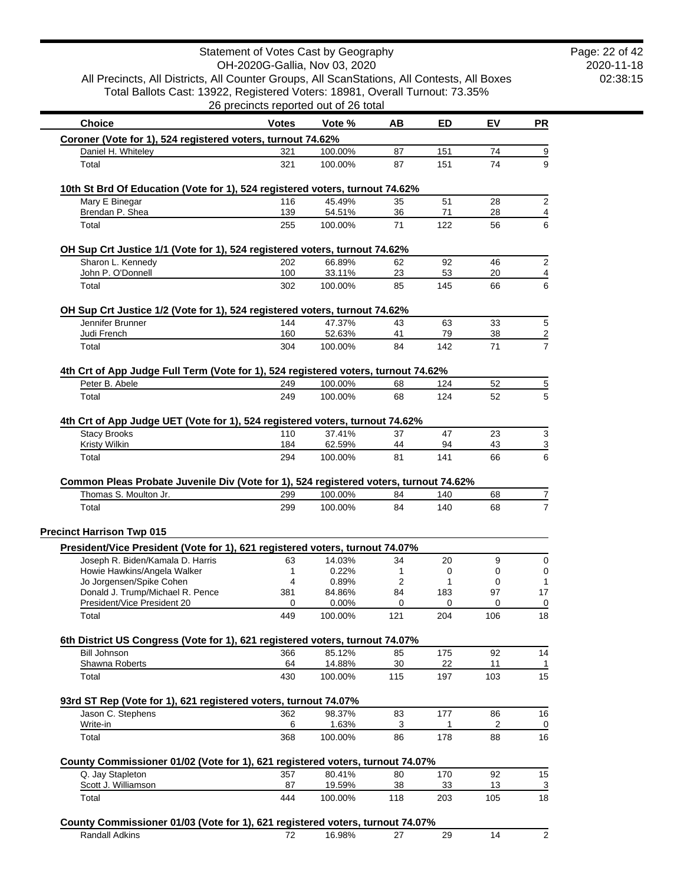# Statement of Votes Cast by Geography

OH-2020G-Gallia, Nov 03, 2020

All Precincts, All Districts, All Counter Groups, All ScanStations, All Contests, All Boxes

Total Ballots Cast: 13922, Registered Voters: 18981, Overall Turnout: 73.35%

26 precincts reported out of 26 total

| Choice | Votes | Vote % | AB | ED | EV | PR |
|---|---|---|---|---|---|---|
| **Coroner (Vote for 1), 524 registered voters, turnout 74.62%** | | | | | | |
| Daniel H. Whiteley | 321 | 100.00% | 87 | 151 | 74 | 9 |
| Total | 321 | 100.00% | 87 | 151 | 74 | 9 |
| **10th St Brd Of Education (Vote for 1), 524 registered voters, turnout 74.62%** | | | | | | |
| Mary E Binegar | 116 | 45.49% | 35 | 51 | 28 | 2 |
| Brendan P. Shea | 139 | 54.51% | 36 | 71 | 28 | 4 |
| Total | 255 | 100.00% | 71 | 122 | 56 | 6 |
| **OH Sup Crt Justice 1/1 (Vote for 1), 524 registered voters, turnout 74.62%** | | | | | | |
| Sharon L. Kennedy | 202 | 66.89% | 62 | 92 | 46 | 2 |
| John P. O'Donnell | 100 | 33.11% | 23 | 53 | 20 | 4 |
| Total | 302 | 100.00% | 85 | 145 | 66 | 6 |
| **OH Sup Crt Justice 1/2 (Vote for 1), 524 registered voters, turnout 74.62%** | | | | | | |
| Jennifer Brunner | 144 | 47.37% | 43 | 63 | 33 | 5 |
| Judi French | 160 | 52.63% | 41 | 79 | 38 | 2 |
| Total | 304 | 100.00% | 84 | 142 | 71 | 7 |
| **4th Crt of App Judge Full Term (Vote for 1), 524 registered voters, turnout 74.62%** | | | | | | |
| Peter B. Abele | 249 | 100.00% | 68 | 124 | 52 | 5 |
| Total | 249 | 100.00% | 68 | 124 | 52 | 5 |
| **4th Crt of App Judge UET (Vote for 1), 524 registered voters, turnout 74.62%** | | | | | | |
| Stacy Brooks | 110 | 37.41% | 37 | 47 | 23 | 3 |
| Kristy Wilkin | 184 | 62.59% | 44 | 94 | 43 | 3 |
| Total | 294 | 100.00% | 81 | 141 | 66 | 6 |
| **Common Pleas Probate Juvenile Div (Vote for 1), 524 registered voters, turnout 74.62%** | | | | | | |
| Thomas S. Moulton Jr. | 299 | 100.00% | 84 | 140 | 68 | 7 |
| Total | 299 | 100.00% | 84 | 140 | 68 | 7 |

## Precinct Harrison Twp 015

| Choice | Votes | Vote % | AB | ED | EV | PR |
|---|---|---|---|---|---|---|
| **President/Vice President (Vote for 1), 621 registered voters, turnout 74.07%** | | | | | | |
| Joseph R. Biden/Kamala D. Harris | 63 | 14.03% | 34 | 20 | 9 | 0 |
| Howie Hawkins/Angela Walker | 1 | 0.22% | 1 | 0 | 0 | 0 |
| Jo Jorgensen/Spike Cohen | 4 | 0.89% | 2 | 1 | 0 | 1 |
| Donald J. Trump/Michael R. Pence | 381 | 84.86% | 84 | 183 | 97 | 17 |
| President/Vice President 20 | 0 | 0.00% | 0 | 0 | 0 | 0 |
| Total | 449 | 100.00% | 121 | 204 | 106 | 18 |
| **6th District US Congress (Vote for 1), 621 registered voters, turnout 74.07%** | | | | | | |
| Bill Johnson | 366 | 85.12% | 85 | 175 | 92 | 14 |
| Shawna Roberts | 64 | 14.88% | 30 | 22 | 11 | 1 |
| Total | 430 | 100.00% | 115 | 197 | 103 | 15 |
| **93rd ST Rep (Vote for 1), 621 registered voters, turnout 74.07%** | | | | | | |
| Jason C. Stephens | 362 | 98.37% | 83 | 177 | 86 | 16 |
| Write-in | 6 | 1.63% | 3 | 1 | 2 | 0 |
| Total | 368 | 100.00% | 86 | 178 | 88 | 16 |
| **County Commissioner 01/02 (Vote for 1), 621 registered voters, turnout 74.07%** | | | | | | |
| Q. Jay Stapleton | 357 | 80.41% | 80 | 170 | 92 | 15 |
| Scott J. Williamson | 87 | 19.59% | 38 | 33 | 13 | 3 |
| Total | 444 | 100.00% | 118 | 203 | 105 | 18 |
| **County Commissioner 01/03 (Vote for 1), 621 registered voters, turnout 74.07%** | | | | | | |
| Randall Adkins | 72 | 16.98% | 27 | 29 | 14 | 2 |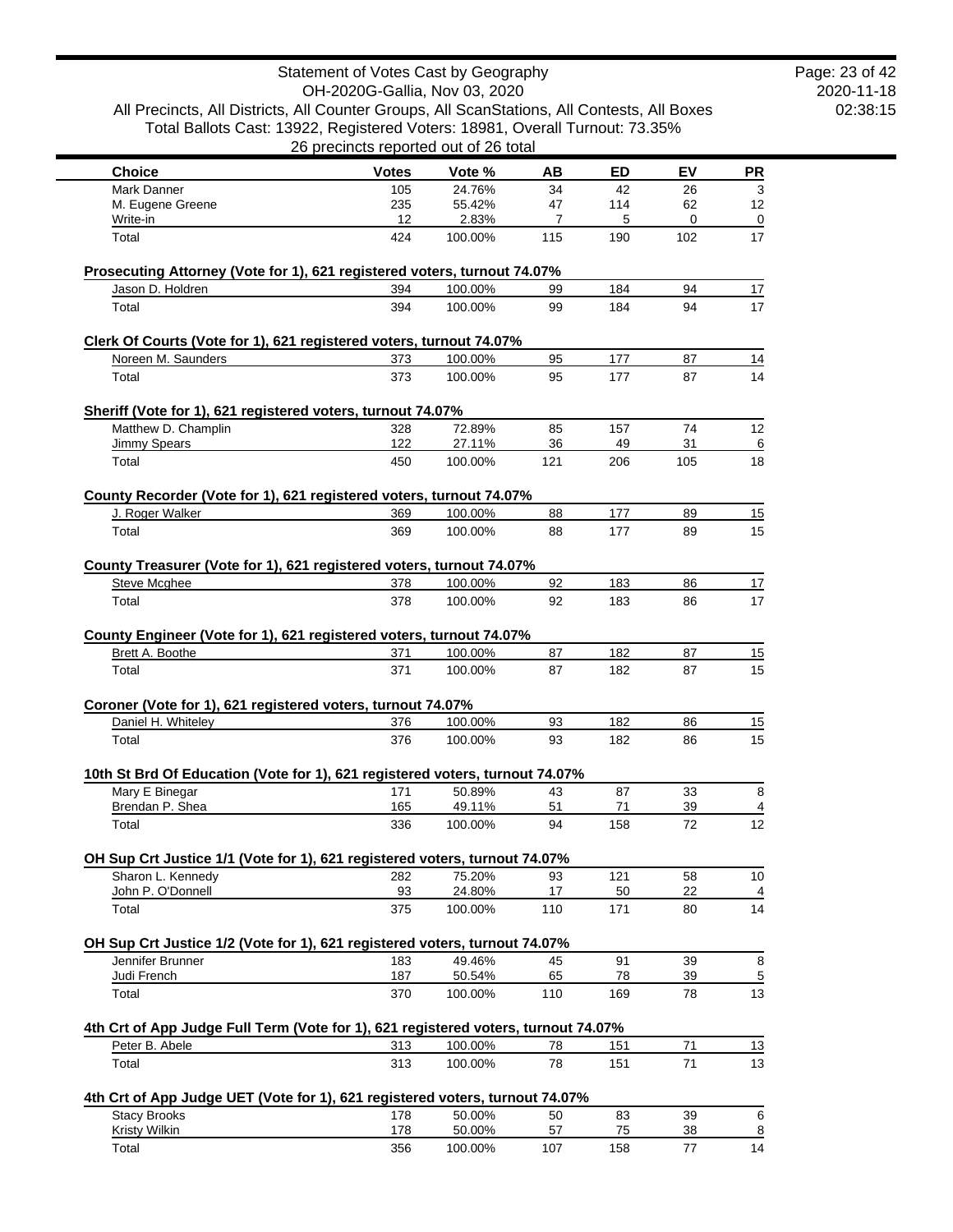Statement of Votes Cast by Geography
OH-2020G-Gallia, Nov 03, 2020
All Precincts, All Districts, All Counter Groups, All ScanStations, All Contests, All Boxes
Total Ballots Cast: 13922, Registered Voters: 18981, Overall Turnout: 73.35%
26 precincts reported out of 26 total

| Choice | Votes | Vote % | AB | ED | EV | PR |
|---|---|---|---|---|---|---|
| Mark Danner | 105 | 24.76% | 34 | 42 | 26 | 3 |
| M. Eugene Greene | 235 | 55.42% | 47 | 114 | 62 | 12 |
| Write-in | 12 | 2.83% | 7 | 5 | 0 | 0 |
| Total | 424 | 100.00% | 115 | 190 | 102 | 17 |

**Prosecuting Attorney (Vote for 1), 621 registered voters, turnout 74.07%**

| Choice | Votes | Vote % | AB | ED | EV | PR |
|---|---|---|---|---|---|---|
| Jason D. Holdren | 394 | 100.00% | 99 | 184 | 94 | 17 |
| Total | 394 | 100.00% | 99 | 184 | 94 | 17 |

**Clerk Of Courts (Vote for 1), 621 registered voters, turnout 74.07%**

| Choice | Votes | Vote % | AB | ED | EV | PR |
|---|---|---|---|---|---|---|
| Noreen M. Saunders | 373 | 100.00% | 95 | 177 | 87 | 14 |
| Total | 373 | 100.00% | 95 | 177 | 87 | 14 |

**Sheriff (Vote for 1), 621 registered voters, turnout 74.07%**

| Choice | Votes | Vote % | AB | ED | EV | PR |
|---|---|---|---|---|---|---|
| Matthew D. Champlin | 328 | 72.89% | 85 | 157 | 74 | 12 |
| Jimmy Spears | 122 | 27.11% | 36 | 49 | 31 | 6 |
| Total | 450 | 100.00% | 121 | 206 | 105 | 18 |

**County Recorder (Vote for 1), 621 registered voters, turnout 74.07%**

| Choice | Votes | Vote % | AB | ED | EV | PR |
|---|---|---|---|---|---|---|
| J. Roger Walker | 369 | 100.00% | 88 | 177 | 89 | 15 |
| Total | 369 | 100.00% | 88 | 177 | 89 | 15 |

**County Treasurer (Vote for 1), 621 registered voters, turnout 74.07%**

| Choice | Votes | Vote % | AB | ED | EV | PR |
|---|---|---|---|---|---|---|
| Steve Mcghee | 378 | 100.00% | 92 | 183 | 86 | 17 |
| Total | 378 | 100.00% | 92 | 183 | 86 | 17 |

**County Engineer (Vote for 1), 621 registered voters, turnout 74.07%**

| Choice | Votes | Vote % | AB | ED | EV | PR |
|---|---|---|---|---|---|---|
| Brett A. Boothe | 371 | 100.00% | 87 | 182 | 87 | 15 |
| Total | 371 | 100.00% | 87 | 182 | 87 | 15 |

**Coroner (Vote for 1), 621 registered voters, turnout 74.07%**

| Choice | Votes | Vote % | AB | ED | EV | PR |
|---|---|---|---|---|---|---|
| Daniel H. Whiteley | 376 | 100.00% | 93 | 182 | 86 | 15 |
| Total | 376 | 100.00% | 93 | 182 | 86 | 15 |

**10th St Brd Of Education (Vote for 1), 621 registered voters, turnout 74.07%**

| Choice | Votes | Vote % | AB | ED | EV | PR |
|---|---|---|---|---|---|---|
| Mary E Binegar | 171 | 50.89% | 43 | 87 | 33 | 8 |
| Brendan P. Shea | 165 | 49.11% | 51 | 71 | 39 | 4 |
| Total | 336 | 100.00% | 94 | 158 | 72 | 12 |

**OH Sup Crt Justice 1/1 (Vote for 1), 621 registered voters, turnout 74.07%**

| Choice | Votes | Vote % | AB | ED | EV | PR |
|---|---|---|---|---|---|---|
| Sharon L. Kennedy | 282 | 75.20% | 93 | 121 | 58 | 10 |
| John P. O'Donnell | 93 | 24.80% | 17 | 50 | 22 | 4 |
| Total | 375 | 100.00% | 110 | 171 | 80 | 14 |

**OH Sup Crt Justice 1/2 (Vote for 1), 621 registered voters, turnout 74.07%**

| Choice | Votes | Vote % | AB | ED | EV | PR |
|---|---|---|---|---|---|---|
| Jennifer Brunner | 183 | 49.46% | 45 | 91 | 39 | 8 |
| Judi French | 187 | 50.54% | 65 | 78 | 39 | 5 |
| Total | 370 | 100.00% | 110 | 169 | 78 | 13 |

**4th Crt of App Judge Full Term (Vote for 1), 621 registered voters, turnout 74.07%**

| Choice | Votes | Vote % | AB | ED | EV | PR |
|---|---|---|---|---|---|---|
| Peter B. Abele | 313 | 100.00% | 78 | 151 | 71 | 13 |
| Total | 313 | 100.00% | 78 | 151 | 71 | 13 |

**4th Crt of App Judge UET (Vote for 1), 621 registered voters, turnout 74.07%**

| Choice | Votes | Vote % | AB | ED | EV | PR |
|---|---|---|---|---|---|---|
| Stacy Brooks | 178 | 50.00% | 50 | 83 | 39 | 6 |
| Kristy Wilkin | 178 | 50.00% | 57 | 75 | 38 | 8 |
| Total | 356 | 100.00% | 107 | 158 | 77 | 14 |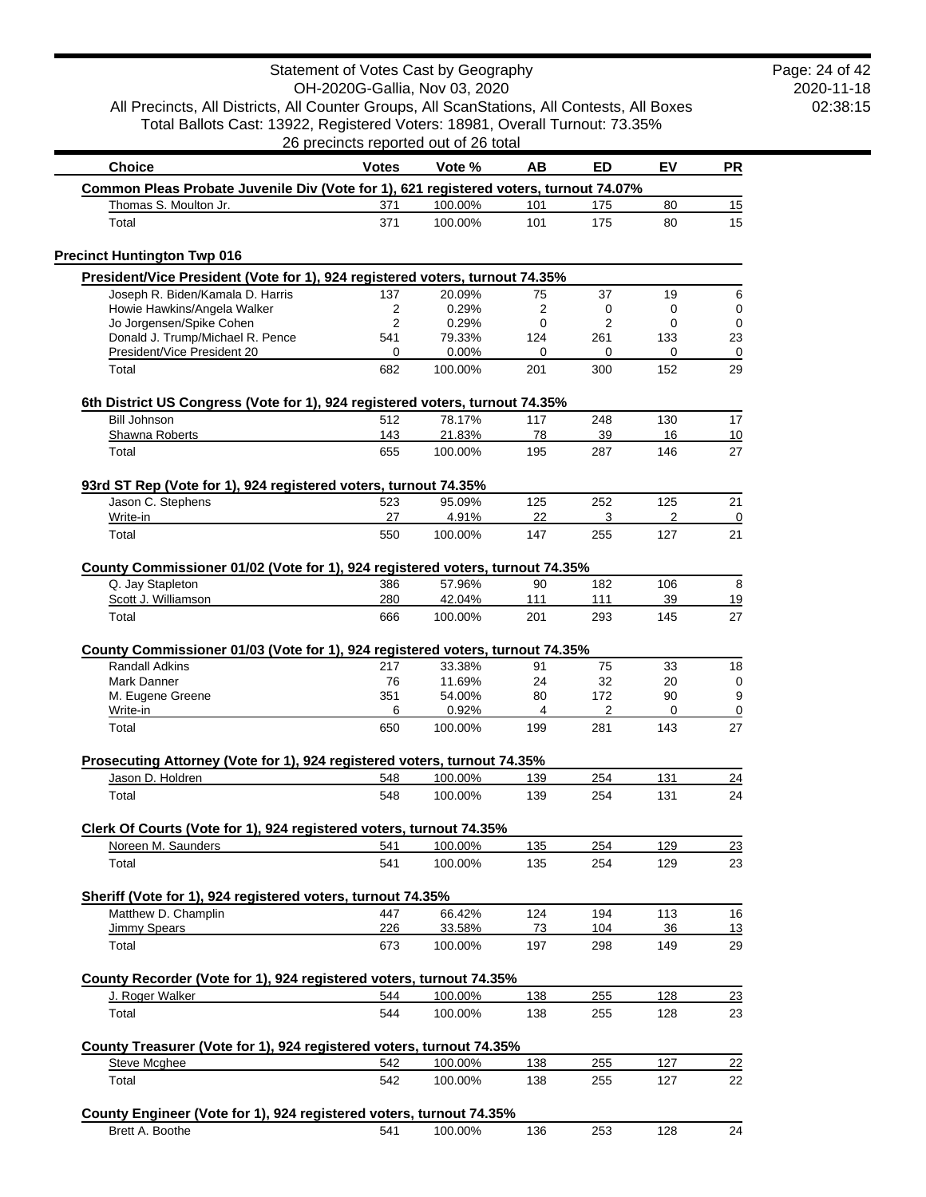# Statement of Votes Cast by Geography

OH-2020G-Gallia, Nov 03, 2020

All Precincts, All Districts, All Counter Groups, All ScanStations, All Contests, All Boxes

Total Ballots Cast: 13922, Registered Voters: 18981, Overall Turnout: 73.35%

26 precincts reported out of 26 total

| Choice | Votes | Vote % | AB | ED | EV | PR |
|---|---|---|---|---|---|---|
| **Common Pleas Probate Juvenile Div (Vote for 1), 621 registered voters, turnout 74.07%** | | | | | | |
| Thomas S. Moulton Jr. | 371 | 100.00% | 101 | 175 | 80 | 15 |
| Total | 371 | 100.00% | 101 | 175 | 80 | 15 |

## Precinct Huntington Twp 016

| Choice | Votes | Vote % | AB | ED | EV | PR |
|---|---|---|---|---|---|---|
| **President/Vice President (Vote for 1), 924 registered voters, turnout 74.35%** | | | | | | |
| Joseph R. Biden/Kamala D. Harris | 137 | 20.09% | 75 | 37 | 19 | 6 |
| Howie Hawkins/Angela Walker | 2 | 0.29% | 2 | 0 | 0 | 0 |
| Jo Jorgensen/Spike Cohen | 2 | 0.29% | 0 | 2 | 0 | 0 |
| Donald J. Trump/Michael R. Pence | 541 | 79.33% | 124 | 261 | 133 | 23 |
| President/Vice President 20 | 0 | 0.00% | 0 | 0 | 0 | 0 |
| Total | 682 | 100.00% | 201 | 300 | 152 | 29 |
| **6th District US Congress (Vote for 1), 924 registered voters, turnout 74.35%** | | | | | | |
| Bill Johnson | 512 | 78.17% | 117 | 248 | 130 | 17 |
| Shawna Roberts | 143 | 21.83% | 78 | 39 | 16 | 10 |
| Total | 655 | 100.00% | 195 | 287 | 146 | 27 |
| **93rd ST Rep (Vote for 1), 924 registered voters, turnout 74.35%** | | | | | | |
| Jason C. Stephens | 523 | 95.09% | 125 | 252 | 125 | 21 |
| Write-in | 27 | 4.91% | 22 | 3 | 2 | 0 |
| Total | 550 | 100.00% | 147 | 255 | 127 | 21 |
| **County Commissioner 01/02 (Vote for 1), 924 registered voters, turnout 74.35%** | | | | | | |
| Q. Jay Stapleton | 386 | 57.96% | 90 | 182 | 106 | 8 |
| Scott J. Williamson | 280 | 42.04% | 111 | 111 | 39 | 19 |
| Total | 666 | 100.00% | 201 | 293 | 145 | 27 |
| **County Commissioner 01/03 (Vote for 1), 924 registered voters, turnout 74.35%** | | | | | | |
| Randall Adkins | 217 | 33.38% | 91 | 75 | 33 | 18 |
| Mark Danner | 76 | 11.69% | 24 | 32 | 20 | 0 |
| M. Eugene Greene | 351 | 54.00% | 80 | 172 | 90 | 9 |
| Write-in | 6 | 0.92% | 4 | 2 | 0 | 0 |
| Total | 650 | 100.00% | 199 | 281 | 143 | 27 |
| **Prosecuting Attorney (Vote for 1), 924 registered voters, turnout 74.35%** | | | | | | |
| Jason D. Holdren | 548 | 100.00% | 139 | 254 | 131 | 24 |
| Total | 548 | 100.00% | 139 | 254 | 131 | 24 |
| **Clerk Of Courts (Vote for 1), 924 registered voters, turnout 74.35%** | | | | | | |
| Noreen M. Saunders | 541 | 100.00% | 135 | 254 | 129 | 23 |
| Total | 541 | 100.00% | 135 | 254 | 129 | 23 |
| **Sheriff (Vote for 1), 924 registered voters, turnout 74.35%** | | | | | | |
| Matthew D. Champlin | 447 | 66.42% | 124 | 194 | 113 | 16 |
| Jimmy Spears | 226 | 33.58% | 73 | 104 | 36 | 13 |
| Total | 673 | 100.00% | 197 | 298 | 149 | 29 |
| **County Recorder (Vote for 1), 924 registered voters, turnout 74.35%** | | | | | | |
| J. Roger Walker | 544 | 100.00% | 138 | 255 | 128 | 23 |
| Total | 544 | 100.00% | 138 | 255 | 128 | 23 |
| **County Treasurer (Vote for 1), 924 registered voters, turnout 74.35%** | | | | | | |
| Steve Mcghee | 542 | 100.00% | 138 | 255 | 127 | 22 |
| Total | 542 | 100.00% | 138 | 255 | 127 | 22 |
| **County Engineer (Vote for 1), 924 registered voters, turnout 74.35%** | | | | | | |
| Brett A. Boothe | 541 | 100.00% | 136 | 253 | 128 | 24 |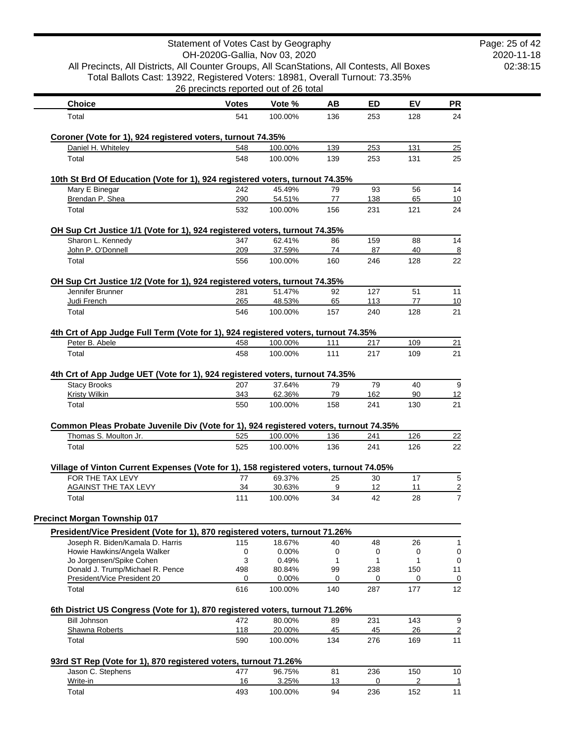Statement of Votes Cast by Geography
OH-2020G-Gallia, Nov 03, 2020
All Precincts, All Districts, All Counter Groups, All ScanStations, All Contests, All Boxes
Total Ballots Cast: 13922, Registered Voters: 18981, Overall Turnout: 73.35%
26 precincts reported out of 26 total

| Choice | Votes | Vote % | AB | ED | EV | PR |
|---|---|---|---|---|---|---|
| Total | 541 | 100.00% | 136 | 253 | 128 | 24 |

**Coroner (Vote for 1), 924 registered voters, turnout 74.35%**

| Choice | Votes | Vote % | AB | ED | EV | PR |
|---|---|---|---|---|---|---|
| Daniel H. Whiteley | 548 | 100.00% | 139 | 253 | 131 | 25 |
| Total | 548 | 100.00% | 139 | 253 | 131 | 25 |

**10th St Brd Of Education (Vote for 1), 924 registered voters, turnout 74.35%**

| Choice | Votes | Vote % | AB | ED | EV | PR |
|---|---|---|---|---|---|---|
| Mary E Binegar | 242 | 45.49% | 79 | 93 | 56 | 14 |
| Brendan P. Shea | 290 | 54.51% | 77 | 138 | 65 | 10 |
| Total | 532 | 100.00% | 156 | 231 | 121 | 24 |

**OH Sup Crt Justice 1/1 (Vote for 1), 924 registered voters, turnout 74.35%**

| Choice | Votes | Vote % | AB | ED | EV | PR |
|---|---|---|---|---|---|---|
| Sharon L. Kennedy | 347 | 62.41% | 86 | 159 | 88 | 14 |
| John P. O'Donnell | 209 | 37.59% | 74 | 87 | 40 | 8 |
| Total | 556 | 100.00% | 160 | 246 | 128 | 22 |

**OH Sup Crt Justice 1/2 (Vote for 1), 924 registered voters, turnout 74.35%**

| Choice | Votes | Vote % | AB | ED | EV | PR |
|---|---|---|---|---|---|---|
| Jennifer Brunner | 281 | 51.47% | 92 | 127 | 51 | 11 |
| Judi French | 265 | 48.53% | 65 | 113 | 77 | 10 |
| Total | 546 | 100.00% | 157 | 240 | 128 | 21 |

**4th Crt of App Judge Full Term (Vote for 1), 924 registered voters, turnout 74.35%**

| Choice | Votes | Vote % | AB | ED | EV | PR |
|---|---|---|---|---|---|---|
| Peter B. Abele | 458 | 100.00% | 111 | 217 | 109 | 21 |
| Total | 458 | 100.00% | 111 | 217 | 109 | 21 |

**4th Crt of App Judge UET (Vote for 1), 924 registered voters, turnout 74.35%**

| Choice | Votes | Vote % | AB | ED | EV | PR |
|---|---|---|---|---|---|---|
| Stacy Brooks | 207 | 37.64% | 79 | 79 | 40 | 9 |
| Kristy Wilkin | 343 | 62.36% | 79 | 162 | 90 | 12 |
| Total | 550 | 100.00% | 158 | 241 | 130 | 21 |

**Common Pleas Probate Juvenile Div (Vote for 1), 924 registered voters, turnout 74.35%**

| Choice | Votes | Vote % | AB | ED | EV | PR |
|---|---|---|---|---|---|---|
| Thomas S. Moulton Jr. | 525 | 100.00% | 136 | 241 | 126 | 22 |
| Total | 525 | 100.00% | 136 | 241 | 126 | 22 |

**Village of Vinton Current Expenses (Vote for 1), 158 registered voters, turnout 74.05%**

| Choice | Votes | Vote % | AB | ED | EV | PR |
|---|---|---|---|---|---|---|
| FOR THE TAX LEVY | 77 | 69.37% | 25 | 30 | 17 | 5 |
| AGAINST THE TAX LEVY | 34 | 30.63% | 9 | 12 | 11 | 2 |
| Total | 111 | 100.00% | 34 | 42 | 28 | 7 |

## Precinct Morgan Township 017

**President/Vice President (Vote for 1), 870 registered voters, turnout 71.26%**

| Choice | Votes | Vote % | AB | ED | EV | PR |
|---|---|---|---|---|---|---|
| Joseph R. Biden/Kamala D. Harris | 115 | 18.67% | 40 | 48 | 26 | 1 |
| Howie Hawkins/Angela Walker | 0 | 0.00% | 0 | 0 | 0 | 0 |
| Jo Jorgensen/Spike Cohen | 3 | 0.49% | 1 | 1 | 1 | 0 |
| Donald J. Trump/Michael R. Pence | 498 | 80.84% | 99 | 238 | 150 | 11 |
| President/Vice President 20 | 0 | 0.00% | 0 | 0 | 0 | 0 |
| Total | 616 | 100.00% | 140 | 287 | 177 | 12 |

**6th District US Congress (Vote for 1), 870 registered voters, turnout 71.26%**

| Choice | Votes | Vote % | AB | ED | EV | PR |
|---|---|---|---|---|---|---|
| Bill Johnson | 472 | 80.00% | 89 | 231 | 143 | 9 |
| Shawna Roberts | 118 | 20.00% | 45 | 45 | 26 | 2 |
| Total | 590 | 100.00% | 134 | 276 | 169 | 11 |

**93rd ST Rep (Vote for 1), 870 registered voters, turnout 71.26%**

| Choice | Votes | Vote % | AB | ED | EV | PR |
|---|---|---|---|---|---|---|
| Jason C. Stephens | 477 | 96.75% | 81 | 236 | 150 | 10 |
| Write-in | 16 | 3.25% | 13 | 0 | 2 | 1 |
| Total | 493 | 100.00% | 94 | 236 | 152 | 11 |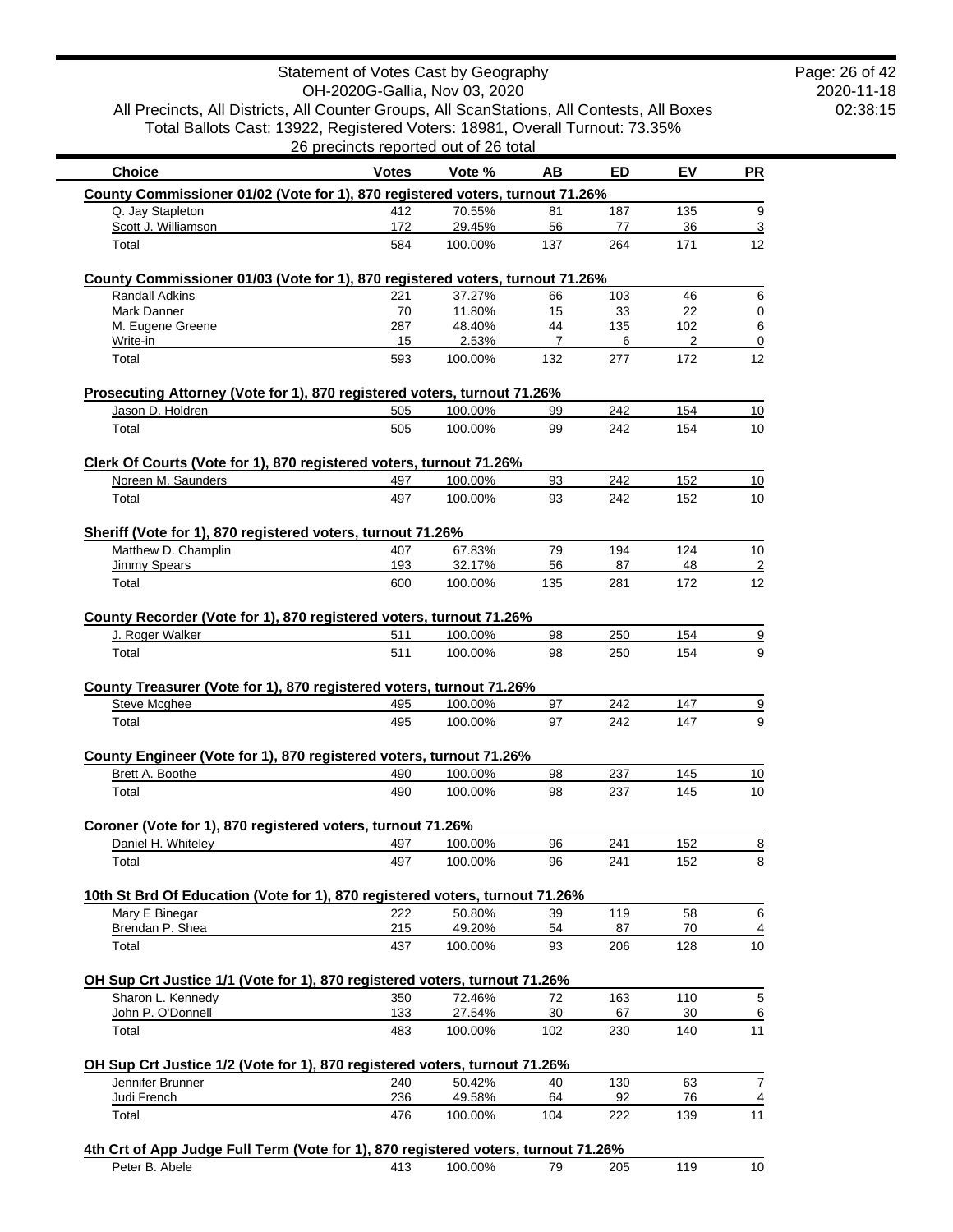Statement of Votes Cast by Geography
OH-2020G-Gallia, Nov 03, 2020
All Precincts, All Districts, All Counter Groups, All ScanStations, All Contests, All Boxes
Total Ballots Cast: 13922, Registered Voters: 18981, Overall Turnout: 73.35%
26 precincts reported out of 26 total

| Choice | Votes | Vote % | AB | ED | EV | PR |
|---|---|---|---|---|---|---|
| **County Commissioner 01/02 (Vote for 1), 870 registered voters, turnout 71.26%** | | | | | | |
| Q. Jay Stapleton | 412 | 70.55% | 81 | 187 | 135 | 9 |
| Scott J. Williamson | 172 | 29.45% | 56 | 77 | 36 | 3 |
| Total | 584 | 100.00% | 137 | 264 | 171 | 12 |
| **County Commissioner 01/03 (Vote for 1), 870 registered voters, turnout 71.26%** | | | | | | |
| Randall Adkins | 221 | 37.27% | 66 | 103 | 46 | 6 |
| Mark Danner | 70 | 11.80% | 15 | 33 | 22 | 0 |
| M. Eugene Greene | 287 | 48.40% | 44 | 135 | 102 | 6 |
| Write-in | 15 | 2.53% | 7 | 6 | 2 | 0 |
| Total | 593 | 100.00% | 132 | 277 | 172 | 12 |
| **Prosecuting Attorney (Vote for 1), 870 registered voters, turnout 71.26%** | | | | | | |
| Jason D. Holdren | 505 | 100.00% | 99 | 242 | 154 | 10 |
| Total | 505 | 100.00% | 99 | 242 | 154 | 10 |
| **Clerk Of Courts (Vote for 1), 870 registered voters, turnout 71.26%** | | | | | | |
| Noreen M. Saunders | 497 | 100.00% | 93 | 242 | 152 | 10 |
| Total | 497 | 100.00% | 93 | 242 | 152 | 10 |
| **Sheriff (Vote for 1), 870 registered voters, turnout 71.26%** | | | | | | |
| Matthew D. Champlin | 407 | 67.83% | 79 | 194 | 124 | 10 |
| Jimmy Spears | 193 | 32.17% | 56 | 87 | 48 | 2 |
| Total | 600 | 100.00% | 135 | 281 | 172 | 12 |
| **County Recorder (Vote for 1), 870 registered voters, turnout 71.26%** | | | | | | |
| J. Roger Walker | 511 | 100.00% | 98 | 250 | 154 | 9 |
| Total | 511 | 100.00% | 98 | 250 | 154 | 9 |
| **County Treasurer (Vote for 1), 870 registered voters, turnout 71.26%** | | | | | | |
| Steve Mcghee | 495 | 100.00% | 97 | 242 | 147 | 9 |
| Total | 495 | 100.00% | 97 | 242 | 147 | 9 |
| **County Engineer (Vote for 1), 870 registered voters, turnout 71.26%** | | | | | | |
| Brett A. Boothe | 490 | 100.00% | 98 | 237 | 145 | 10 |
| Total | 490 | 100.00% | 98 | 237 | 145 | 10 |
| **Coroner (Vote for 1), 870 registered voters, turnout 71.26%** | | | | | | |
| Daniel H. Whiteley | 497 | 100.00% | 96 | 241 | 152 | 8 |
| Total | 497 | 100.00% | 96 | 241 | 152 | 8 |
| **10th St Brd Of Education (Vote for 1), 870 registered voters, turnout 71.26%** | | | | | | |
| Mary E Binegar | 222 | 50.80% | 39 | 119 | 58 | 6 |
| Brendan P. Shea | 215 | 49.20% | 54 | 87 | 70 | 4 |
| Total | 437 | 100.00% | 93 | 206 | 128 | 10 |
| **OH Sup Crt Justice 1/1 (Vote for 1), 870 registered voters, turnout 71.26%** | | | | | | |
| Sharon L. Kennedy | 350 | 72.46% | 72 | 163 | 110 | 5 |
| John P. O'Donnell | 133 | 27.54% | 30 | 67 | 30 | 6 |
| Total | 483 | 100.00% | 102 | 230 | 140 | 11 |
| **OH Sup Crt Justice 1/2 (Vote for 1), 870 registered voters, turnout 71.26%** | | | | | | |
| Jennifer Brunner | 240 | 50.42% | 40 | 130 | 63 | 7 |
| Judi French | 236 | 49.58% | 64 | 92 | 76 | 4 |
| Total | 476 | 100.00% | 104 | 222 | 139 | 11 |
| **4th Crt of App Judge Full Term (Vote for 1), 870 registered voters, turnout 71.26%** | | | | | | |
| Peter B. Abele | 413 | 100.00% | 79 | 205 | 119 | 10 |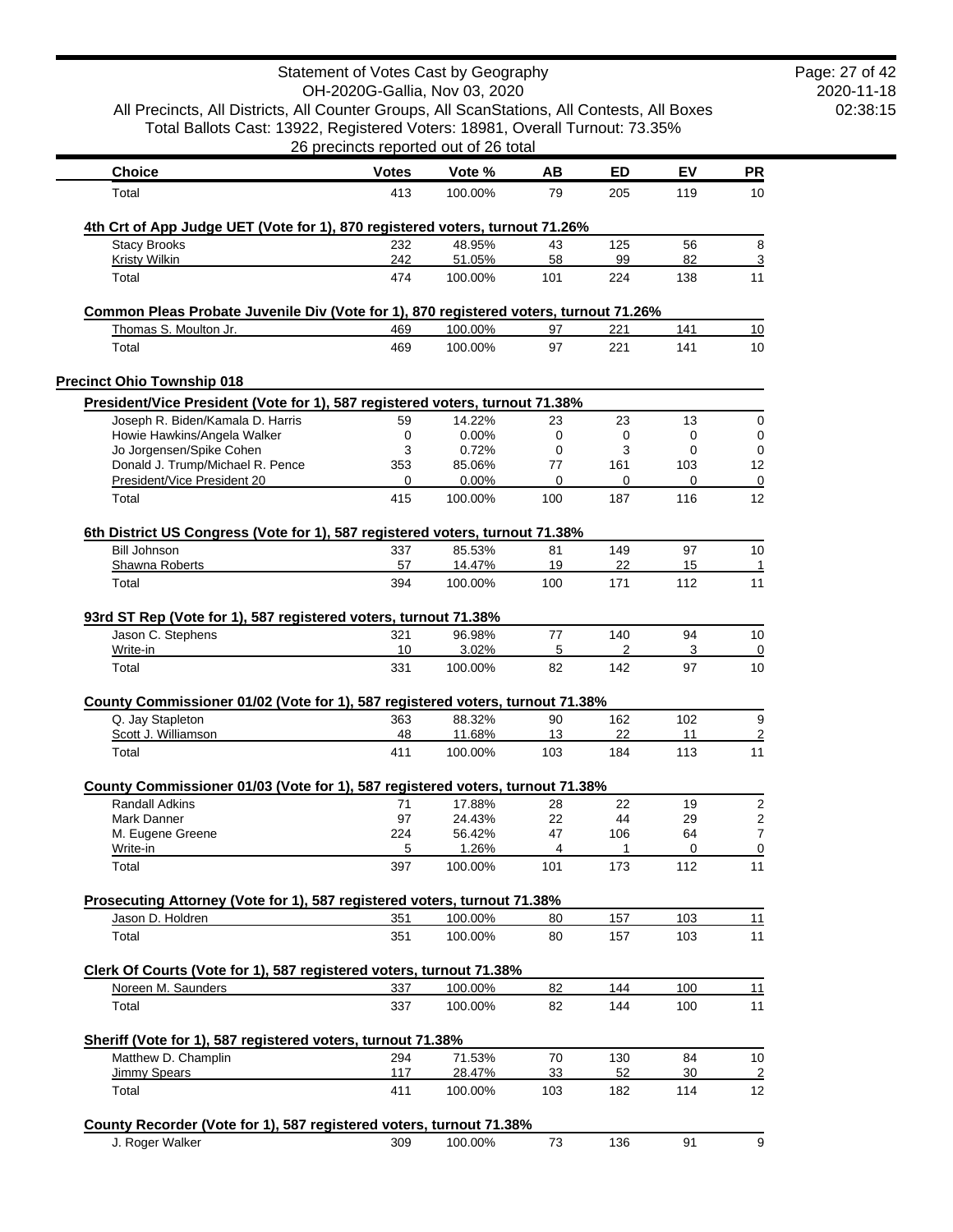# Statement of Votes Cast by Geography

OH-2020G-Gallia, Nov 03, 2020

All Precincts, All Districts, All Counter Groups, All ScanStations, All Contests, All Boxes

Total Ballots Cast: 13922, Registered Voters: 18981, Overall Turnout: 73.35%

26 precincts reported out of 26 total

| Choice | Votes | Vote % | AB | ED | EV | PR |
|---|---|---|---|---|---|---|
| Total | 413 | 100.00% | 79 | 205 | 119 | 10 |

**4th Crt of App Judge UET (Vote for 1), 870 registered voters, turnout 71.26%**

| Choice | Votes | Vote % | AB | ED | EV | PR |
|---|---|---|---|---|---|---|
| Stacy Brooks | 232 | 48.95% | 43 | 125 | 56 | 8 |
| Kristy Wilkin | 242 | 51.05% | 58 | 99 | 82 | 3 |
| Total | 474 | 100.00% | 101 | 224 | 138 | 11 |

**Common Pleas Probate Juvenile Div (Vote for 1), 870 registered voters, turnout 71.26%**

| Choice | Votes | Vote % | AB | ED | EV | PR |
|---|---|---|---|---|---|---|
| Thomas S. Moulton Jr. | 469 | 100.00% | 97 | 221 | 141 | 10 |
| Total | 469 | 100.00% | 97 | 221 | 141 | 10 |

## Precinct Ohio Township 018

**President/Vice President (Vote for 1), 587 registered voters, turnout 71.38%**

| Choice | Votes | Vote % | AB | ED | EV | PR |
|---|---|---|---|---|---|---|
| Joseph R. Biden/Kamala D. Harris | 59 | 14.22% | 23 | 23 | 13 | 0 |
| Howie Hawkins/Angela Walker | 0 | 0.00% | 0 | 0 | 0 | 0 |
| Jo Jorgensen/Spike Cohen | 3 | 0.72% | 0 | 3 | 0 | 0 |
| Donald J. Trump/Michael R. Pence | 353 | 85.06% | 77 | 161 | 103 | 12 |
| President/Vice President 20 | 0 | 0.00% | 0 | 0 | 0 | 0 |
| Total | 415 | 100.00% | 100 | 187 | 116 | 12 |

**6th District US Congress (Vote for 1), 587 registered voters, turnout 71.38%**

| Choice | Votes | Vote % | AB | ED | EV | PR |
|---|---|---|---|---|---|---|
| Bill Johnson | 337 | 85.53% | 81 | 149 | 97 | 10 |
| Shawna Roberts | 57 | 14.47% | 19 | 22 | 15 | 1 |
| Total | 394 | 100.00% | 100 | 171 | 112 | 11 |

**93rd ST Rep (Vote for 1), 587 registered voters, turnout 71.38%**

| Choice | Votes | Vote % | AB | ED | EV | PR |
|---|---|---|---|---|---|---|
| Jason C. Stephens | 321 | 96.98% | 77 | 140 | 94 | 10 |
| Write-in | 10 | 3.02% | 5 | 2 | 3 | 0 |
| Total | 331 | 100.00% | 82 | 142 | 97 | 10 |

**County Commissioner 01/02 (Vote for 1), 587 registered voters, turnout 71.38%**

| Choice | Votes | Vote % | AB | ED | EV | PR |
|---|---|---|---|---|---|---|
| Q. Jay Stapleton | 363 | 88.32% | 90 | 162 | 102 | 9 |
| Scott J. Williamson | 48 | 11.68% | 13 | 22 | 11 | 2 |
| Total | 411 | 100.00% | 103 | 184 | 113 | 11 |

**County Commissioner 01/03 (Vote for 1), 587 registered voters, turnout 71.38%**

| Choice | Votes | Vote % | AB | ED | EV | PR |
|---|---|---|---|---|---|---|
| Randall Adkins | 71 | 17.88% | 28 | 22 | 19 | 2 |
| Mark Danner | 97 | 24.43% | 22 | 44 | 29 | 2 |
| M. Eugene Greene | 224 | 56.42% | 47 | 106 | 64 | 7 |
| Write-in | 5 | 1.26% | 4 | 1 | 0 | 0 |
| Total | 397 | 100.00% | 101 | 173 | 112 | 11 |

**Prosecuting Attorney (Vote for 1), 587 registered voters, turnout 71.38%**

| Choice | Votes | Vote % | AB | ED | EV | PR |
|---|---|---|---|---|---|---|
| Jason D. Holdren | 351 | 100.00% | 80 | 157 | 103 | 11 |
| Total | 351 | 100.00% | 80 | 157 | 103 | 11 |

**Clerk Of Courts (Vote for 1), 587 registered voters, turnout 71.38%**

| Choice | Votes | Vote % | AB | ED | EV | PR |
|---|---|---|---|---|---|---|
| Noreen M. Saunders | 337 | 100.00% | 82 | 144 | 100 | 11 |
| Total | 337 | 100.00% | 82 | 144 | 100 | 11 |

**Sheriff (Vote for 1), 587 registered voters, turnout 71.38%**

| Choice | Votes | Vote % | AB | ED | EV | PR |
|---|---|---|---|---|---|---|
| Matthew D. Champlin | 294 | 71.53% | 70 | 130 | 84 | 10 |
| Jimmy Spears | 117 | 28.47% | 33 | 52 | 30 | 2 |
| Total | 411 | 100.00% | 103 | 182 | 114 | 12 |

**County Recorder (Vote for 1), 587 registered voters, turnout 71.38%**

| Choice | Votes | Vote % | AB | ED | EV | PR |
|---|---|---|---|---|---|---|
| J. Roger Walker | 309 | 100.00% | 73 | 136 | 91 | 9 |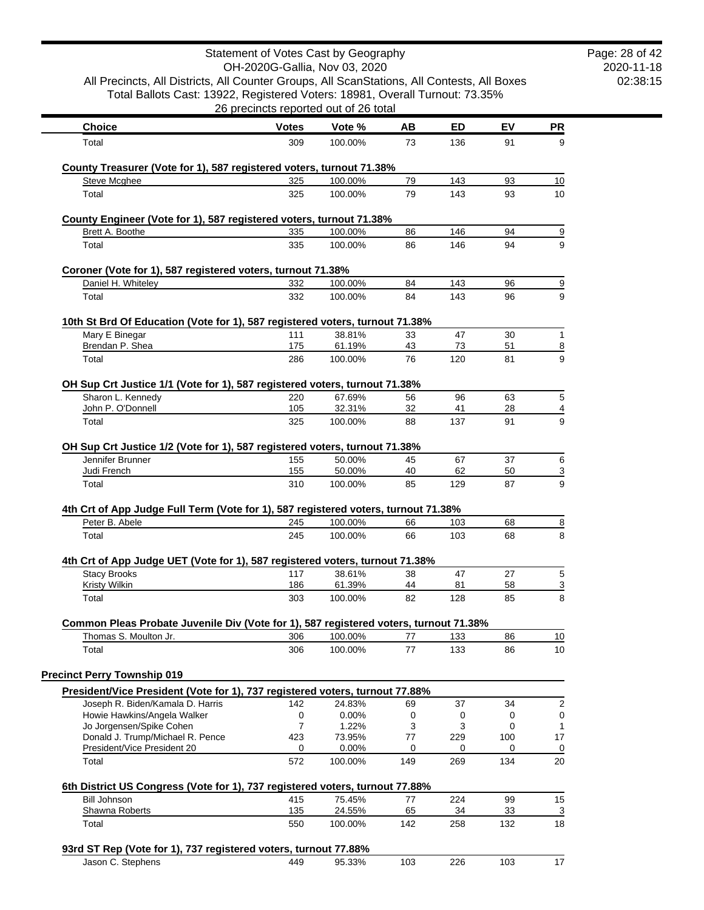| Choice | Votes | Vote % | AB | ED | EV | PR |
|---|---|---|---|---|---|---|
| Total | 309 | 100.00% | 73 | 136 | 91 | 9 |

**County Treasurer (Vote for 1), 587 registered voters, turnout 71.38%**

| Choice | Votes | Vote % | AB | ED | EV | PR |
|---|---|---|---|---|---|---|
| Steve Mcghee | 325 | 100.00% | 79 | 143 | 93 | 10 |
| Total | 325 | 100.00% | 79 | 143 | 93 | 10 |

**County Engineer (Vote for 1), 587 registered voters, turnout 71.38%**

| Choice | Votes | Vote % | AB | ED | EV | PR |
|---|---|---|---|---|---|---|
| Brett A. Boothe | 335 | 100.00% | 86 | 146 | 94 | 9 |
| Total | 335 | 100.00% | 86 | 146 | 94 | 9 |

**Coroner (Vote for 1), 587 registered voters, turnout 71.38%**

| Choice | Votes | Vote % | AB | ED | EV | PR |
|---|---|---|---|---|---|---|
| Daniel H. Whiteley | 332 | 100.00% | 84 | 143 | 96 | 9 |
| Total | 332 | 100.00% | 84 | 143 | 96 | 9 |

**10th St Brd Of Education (Vote for 1), 587 registered voters, turnout 71.38%**

| Choice | Votes | Vote % | AB | ED | EV | PR |
|---|---|---|---|---|---|---|
| Mary E Binegar | 111 | 38.81% | 33 | 47 | 30 | 1 |
| Brendan P. Shea | 175 | 61.19% | 43 | 73 | 51 | 8 |
| Total | 286 | 100.00% | 76 | 120 | 81 | 9 |

**OH Sup Crt Justice 1/1 (Vote for 1), 587 registered voters, turnout 71.38%**

| Choice | Votes | Vote % | AB | ED | EV | PR |
|---|---|---|---|---|---|---|
| Sharon L. Kennedy | 220 | 67.69% | 56 | 96 | 63 | 5 |
| John P. O'Donnell | 105 | 32.31% | 32 | 41 | 28 | 4 |
| Total | 325 | 100.00% | 88 | 137 | 91 | 9 |

**OH Sup Crt Justice 1/2 (Vote for 1), 587 registered voters, turnout 71.38%**

| Choice | Votes | Vote % | AB | ED | EV | PR |
|---|---|---|---|---|---|---|
| Jennifer Brunner | 155 | 50.00% | 45 | 67 | 37 | 6 |
| Judi French | 155 | 50.00% | 40 | 62 | 50 | 3 |
| Total | 310 | 100.00% | 85 | 129 | 87 | 9 |

**4th Crt of App Judge Full Term (Vote for 1), 587 registered voters, turnout 71.38%**

| Choice | Votes | Vote % | AB | ED | EV | PR |
|---|---|---|---|---|---|---|
| Peter B. Abele | 245 | 100.00% | 66 | 103 | 68 | 8 |
| Total | 245 | 100.00% | 66 | 103 | 68 | 8 |

**4th Crt of App Judge UET (Vote for 1), 587 registered voters, turnout 71.38%**

| Choice | Votes | Vote % | AB | ED | EV | PR |
|---|---|---|---|---|---|---|
| Stacy Brooks | 117 | 38.61% | 38 | 47 | 27 | 5 |
| Kristy Wilkin | 186 | 61.39% | 44 | 81 | 58 | 3 |
| Total | 303 | 100.00% | 82 | 128 | 85 | 8 |

**Common Pleas Probate Juvenile Div (Vote for 1), 587 registered voters, turnout 71.38%**

| Choice | Votes | Vote % | AB | ED | EV | PR |
|---|---|---|---|---|---|---|
| Thomas S. Moulton Jr. | 306 | 100.00% | 77 | 133 | 86 | 10 |
| Total | 306 | 100.00% | 77 | 133 | 86 | 10 |

## Precinct Perry Township 019

**President/Vice President (Vote for 1), 737 registered voters, turnout 77.88%**

| Choice | Votes | Vote % | AB | ED | EV | PR |
|---|---|---|---|---|---|---|
| Joseph R. Biden/Kamala D. Harris | 142 | 24.83% | 69 | 37 | 34 | 2 |
| Howie Hawkins/Angela Walker | 0 | 0.00% | 0 | 0 | 0 | 0 |
| Jo Jorgensen/Spike Cohen | 7 | 1.22% | 3 | 3 | 0 | 1 |
| Donald J. Trump/Michael R. Pence | 423 | 73.95% | 77 | 229 | 100 | 17 |
| President/Vice President 20 | 0 | 0.00% | 0 | 0 | 0 | 0 |
| Total | 572 | 100.00% | 149 | 269 | 134 | 20 |

**6th District US Congress (Vote for 1), 737 registered voters, turnout 77.88%**

| Choice | Votes | Vote % | AB | ED | EV | PR |
|---|---|---|---|---|---|---|
| Bill Johnson | 415 | 75.45% | 77 | 224 | 99 | 15 |
| Shawna Roberts | 135 | 24.55% | 65 | 34 | 33 | 3 |
| Total | 550 | 100.00% | 142 | 258 | 132 | 18 |

**93rd ST Rep (Vote for 1), 737 registered voters, turnout 77.88%**

| Choice | Votes | Vote % | AB | ED | EV | PR |
|---|---|---|---|---|---|---|
| Jason C. Stephens | 449 | 95.33% | 103 | 226 | 103 | 17 |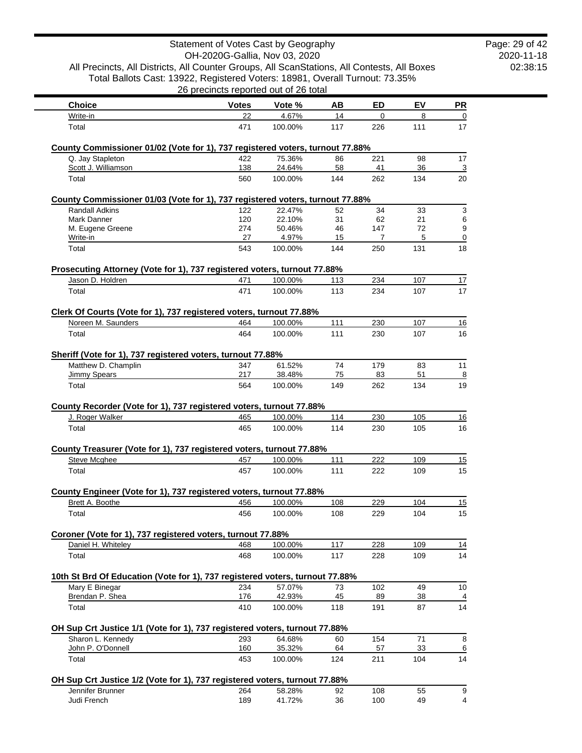Statement of Votes Cast by Geography
OH-2020G-Gallia, Nov 03, 2020
All Precincts, All Districts, All Counter Groups, All ScanStations, All Contests, All Boxes
Total Ballots Cast: 13922, Registered Voters: 18981, Overall Turnout: 73.35%
26 precincts reported out of 26 total

| Choice | Votes | Vote % | AB | ED | EV | PR |
|---|---|---|---|---|---|---|
| Write-in | 22 | 4.67% | 14 | 0 | 8 | 0 |
| Total | 471 | 100.00% | 117 | 226 | 111 | 17 |

**County Commissioner 01/02 (Vote for 1), 737 registered voters, turnout 77.88%**

| Choice | Votes | Vote % | AB | ED | EV | PR |
|---|---|---|---|---|---|---|
| Q. Jay Stapleton | 422 | 75.36% | 86 | 221 | 98 | 17 |
| Scott J. Williamson | 138 | 24.64% | 58 | 41 | 36 | 3 |
| Total | 560 | 100.00% | 144 | 262 | 134 | 20 |

**County Commissioner 01/03 (Vote for 1), 737 registered voters, turnout 77.88%**

| Choice | Votes | Vote % | AB | ED | EV | PR |
|---|---|---|---|---|---|---|
| Randall Adkins | 122 | 22.47% | 52 | 34 | 33 | 3 |
| Mark Danner | 120 | 22.10% | 31 | 62 | 21 | 6 |
| M. Eugene Greene | 274 | 50.46% | 46 | 147 | 72 | 9 |
| Write-in | 27 | 4.97% | 15 | 7 | 5 | 0 |
| Total | 543 | 100.00% | 144 | 250 | 131 | 18 |

**Prosecuting Attorney (Vote for 1), 737 registered voters, turnout 77.88%**

| Choice | Votes | Vote % | AB | ED | EV | PR |
|---|---|---|---|---|---|---|
| Jason D. Holdren | 471 | 100.00% | 113 | 234 | 107 | 17 |
| Total | 471 | 100.00% | 113 | 234 | 107 | 17 |

**Clerk Of Courts (Vote for 1), 737 registered voters, turnout 77.88%**

| Choice | Votes | Vote % | AB | ED | EV | PR |
|---|---|---|---|---|---|---|
| Noreen M. Saunders | 464 | 100.00% | 111 | 230 | 107 | 16 |
| Total | 464 | 100.00% | 111 | 230 | 107 | 16 |

**Sheriff (Vote for 1), 737 registered voters, turnout 77.88%**

| Choice | Votes | Vote % | AB | ED | EV | PR |
|---|---|---|---|---|---|---|
| Matthew D. Champlin | 347 | 61.52% | 74 | 179 | 83 | 11 |
| Jimmy Spears | 217 | 38.48% | 75 | 83 | 51 | 8 |
| Total | 564 | 100.00% | 149 | 262 | 134 | 19 |

**County Recorder (Vote for 1), 737 registered voters, turnout 77.88%**

| Choice | Votes | Vote % | AB | ED | EV | PR |
|---|---|---|---|---|---|---|
| J. Roger Walker | 465 | 100.00% | 114 | 230 | 105 | 16 |
| Total | 465 | 100.00% | 114 | 230 | 105 | 16 |

**County Treasurer (Vote for 1), 737 registered voters, turnout 77.88%**

| Choice | Votes | Vote % | AB | ED | EV | PR |
|---|---|---|---|---|---|---|
| Steve Mcghee | 457 | 100.00% | 111 | 222 | 109 | 15 |
| Total | 457 | 100.00% | 111 | 222 | 109 | 15 |

**County Engineer (Vote for 1), 737 registered voters, turnout 77.88%**

| Choice | Votes | Vote % | AB | ED | EV | PR |
|---|---|---|---|---|---|---|
| Brett A. Boothe | 456 | 100.00% | 108 | 229 | 104 | 15 |
| Total | 456 | 100.00% | 108 | 229 | 104 | 15 |

**Coroner (Vote for 1), 737 registered voters, turnout 77.88%**

| Choice | Votes | Vote % | AB | ED | EV | PR |
|---|---|---|---|---|---|---|
| Daniel H. Whiteley | 468 | 100.00% | 117 | 228 | 109 | 14 |
| Total | 468 | 100.00% | 117 | 228 | 109 | 14 |

**10th St Brd Of Education (Vote for 1), 737 registered voters, turnout 77.88%**

| Choice | Votes | Vote % | AB | ED | EV | PR |
|---|---|---|---|---|---|---|
| Mary E Binegar | 234 | 57.07% | 73 | 102 | 49 | 10 |
| Brendan P. Shea | 176 | 42.93% | 45 | 89 | 38 | 4 |
| Total | 410 | 100.00% | 118 | 191 | 87 | 14 |

**OH Sup Crt Justice 1/1 (Vote for 1), 737 registered voters, turnout 77.88%**

| Choice | Votes | Vote % | AB | ED | EV | PR |
|---|---|---|---|---|---|---|
| Sharon L. Kennedy | 293 | 64.68% | 60 | 154 | 71 | 8 |
| John P. O'Donnell | 160 | 35.32% | 64 | 57 | 33 | 6 |
| Total | 453 | 100.00% | 124 | 211 | 104 | 14 |

**OH Sup Crt Justice 1/2 (Vote for 1), 737 registered voters, turnout 77.88%**

| Choice | Votes | Vote % | AB | ED | EV | PR |
|---|---|---|---|---|---|---|
| Jennifer Brunner | 264 | 58.28% | 92 | 108 | 55 | 9 |
| Judi French | 189 | 41.72% | 36 | 100 | 49 | 4 |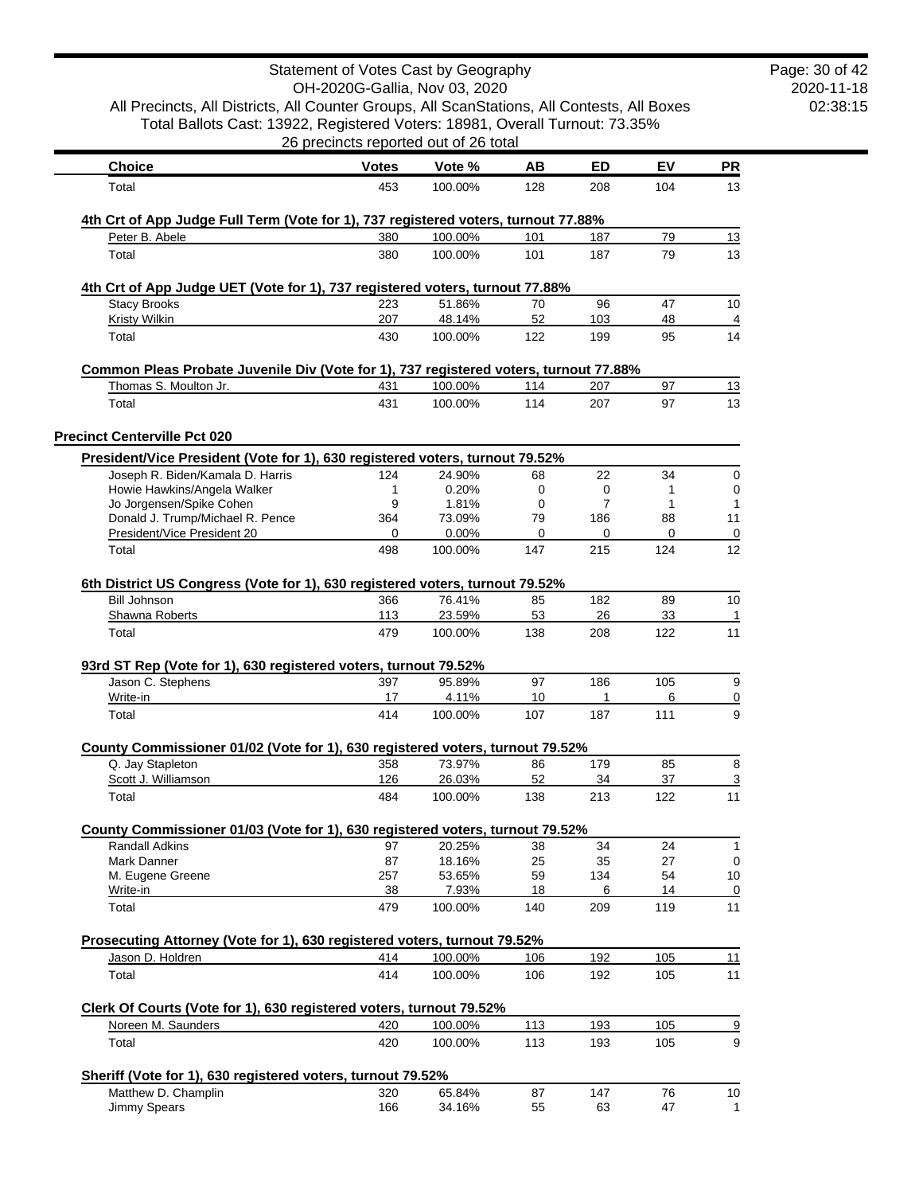| Choice | Votes | Vote % | AB | ED | EV | PR |
|---|---|---|---|---|---|---|
| Total | 453 | 100.00% | 128 | 208 | 104 | 13 |

**4th Crt of App Judge Full Term (Vote for 1), 737 registered voters, turnout 77.88%**

| Choice | Votes | Vote % | AB | ED | EV | PR |
|---|---|---|---|---|---|---|
| Peter B. Abele | 380 | 100.00% | 101 | 187 | 79 | 13 |
| Total | 380 | 100.00% | 101 | 187 | 79 | 13 |

**4th Crt of App Judge UET (Vote for 1), 737 registered voters, turnout 77.88%**

| Choice | Votes | Vote % | AB | ED | EV | PR |
|---|---|---|---|---|---|---|
| Stacy Brooks | 223 | 51.86% | 70 | 96 | 47 | 10 |
| Kristy Wilkin | 207 | 48.14% | 52 | 103 | 48 | 4 |
| Total | 430 | 100.00% | 122 | 199 | 95 | 14 |

**Common Pleas Probate Juvenile Div (Vote for 1), 737 registered voters, turnout 77.88%**

| Choice | Votes | Vote % | AB | ED | EV | PR |
|---|---|---|---|---|---|---|
| Thomas S. Moulton Jr. | 431 | 100.00% | 114 | 207 | 97 | 13 |
| Total | 431 | 100.00% | 114 | 207 | 97 | 13 |

## Precinct Centerville Pct 020

**President/Vice President (Vote for 1), 630 registered voters, turnout 79.52%**

| Choice | Votes | Vote % | AB | ED | EV | PR |
|---|---|---|---|---|---|---|
| Joseph R. Biden/Kamala D. Harris | 124 | 24.90% | 68 | 22 | 34 | 0 |
| Howie Hawkins/Angela Walker | 1 | 0.20% | 0 | 0 | 1 | 0 |
| Jo Jorgensen/Spike Cohen | 9 | 1.81% | 0 | 7 | 1 | 1 |
| Donald J. Trump/Michael R. Pence | 364 | 73.09% | 79 | 186 | 88 | 11 |
| President/Vice President 20 | 0 | 0.00% | 0 | 0 | 0 | 0 |
| Total | 498 | 100.00% | 147 | 215 | 124 | 12 |

**6th District US Congress (Vote for 1), 630 registered voters, turnout 79.52%**

| Choice | Votes | Vote % | AB | ED | EV | PR |
|---|---|---|---|---|---|---|
| Bill Johnson | 366 | 76.41% | 85 | 182 | 89 | 10 |
| Shawna Roberts | 113 | 23.59% | 53 | 26 | 33 | 1 |
| Total | 479 | 100.00% | 138 | 208 | 122 | 11 |

**93rd ST Rep (Vote for 1), 630 registered voters, turnout 79.52%**

| Choice | Votes | Vote % | AB | ED | EV | PR |
|---|---|---|---|---|---|---|
| Jason C. Stephens | 397 | 95.89% | 97 | 186 | 105 | 9 |
| Write-in | 17 | 4.11% | 10 | 1 | 6 | 0 |
| Total | 414 | 100.00% | 107 | 187 | 111 | 9 |

**County Commissioner 01/02 (Vote for 1), 630 registered voters, turnout 79.52%**

| Choice | Votes | Vote % | AB | ED | EV | PR |
|---|---|---|---|---|---|---|
| Q. Jay Stapleton | 358 | 73.97% | 86 | 179 | 85 | 8 |
| Scott J. Williamson | 126 | 26.03% | 52 | 34 | 37 | 3 |
| Total | 484 | 100.00% | 138 | 213 | 122 | 11 |

**County Commissioner 01/03 (Vote for 1), 630 registered voters, turnout 79.52%**

| Choice | Votes | Vote % | AB | ED | EV | PR |
|---|---|---|---|---|---|---|
| Randall Adkins | 97 | 20.25% | 38 | 34 | 24 | 1 |
| Mark Danner | 87 | 18.16% | 25 | 35 | 27 | 0 |
| M. Eugene Greene | 257 | 53.65% | 59 | 134 | 54 | 10 |
| Write-in | 38 | 7.93% | 18 | 6 | 14 | 0 |
| Total | 479 | 100.00% | 140 | 209 | 119 | 11 |

**Prosecuting Attorney (Vote for 1), 630 registered voters, turnout 79.52%**

| Choice | Votes | Vote % | AB | ED | EV | PR |
|---|---|---|---|---|---|---|
| Jason D. Holdren | 414 | 100.00% | 106 | 192 | 105 | 11 |
| Total | 414 | 100.00% | 106 | 192 | 105 | 11 |

**Clerk Of Courts (Vote for 1), 630 registered voters, turnout 79.52%**

| Choice | Votes | Vote % | AB | ED | EV | PR |
|---|---|---|---|---|---|---|
| Noreen M. Saunders | 420 | 100.00% | 113 | 193 | 105 | 9 |
| Total | 420 | 100.00% | 113 | 193 | 105 | 9 |

**Sheriff (Vote for 1), 630 registered voters, turnout 79.52%**

| Choice | Votes | Vote % | AB | ED | EV | PR |
|---|---|---|---|---|---|---|
| Matthew D. Champlin | 320 | 65.84% | 87 | 147 | 76 | 10 |
| Jimmy Spears | 166 | 34.16% | 55 | 63 | 47 | 1 |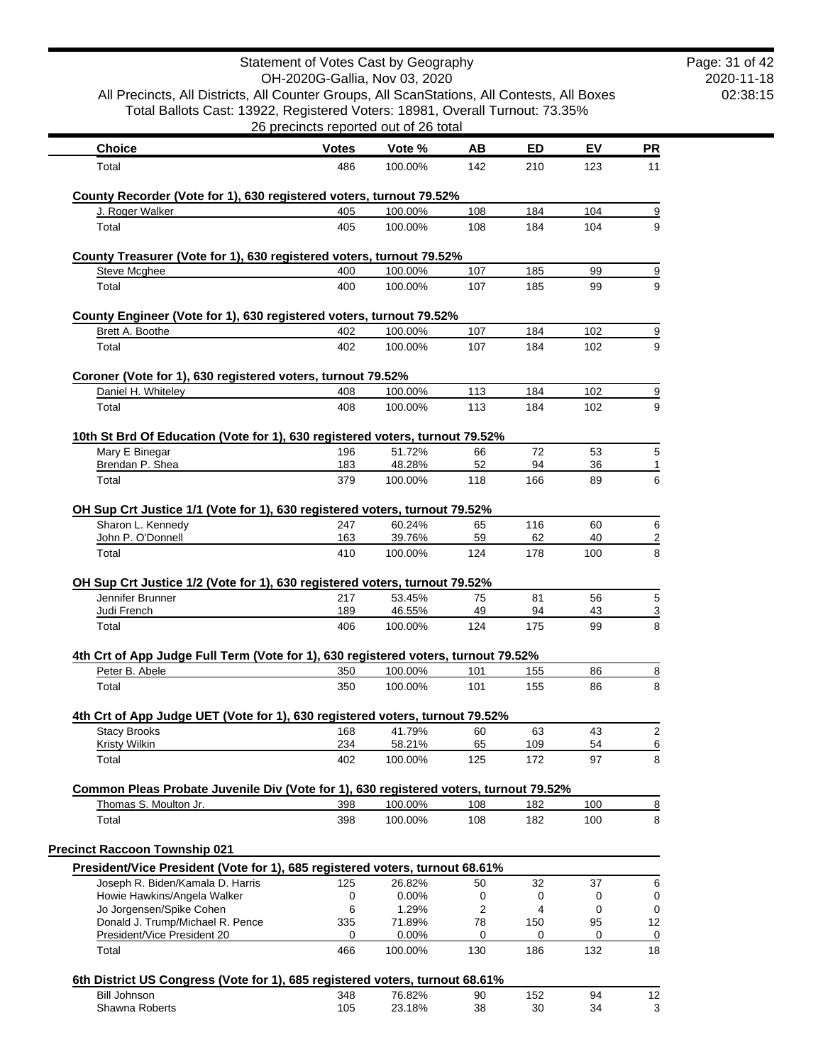| Choice | Votes | Vote % | AB | ED | EV | PR |
|---|---|---|---|---|---|---|
| Total | 486 | 100.00% | 142 | 210 | 123 | 11 |

**County Recorder (Vote for 1), 630 registered voters, turnout 79.52%**

| Choice | Votes | Vote % | AB | ED | EV | PR |
|---|---|---|---|---|---|---|
| J. Roger Walker | 405 | 100.00% | 108 | 184 | 104 | 9 |
| Total | 405 | 100.00% | 108 | 184 | 104 | 9 |

**County Treasurer (Vote for 1), 630 registered voters, turnout 79.52%**

| Choice | Votes | Vote % | AB | ED | EV | PR |
|---|---|---|---|---|---|---|
| Steve Mcghee | 400 | 100.00% | 107 | 185 | 99 | 9 |
| Total | 400 | 100.00% | 107 | 185 | 99 | 9 |

**County Engineer (Vote for 1), 630 registered voters, turnout 79.52%**

| Choice | Votes | Vote % | AB | ED | EV | PR |
|---|---|---|---|---|---|---|
| Brett A. Boothe | 402 | 100.00% | 107 | 184 | 102 | 9 |
| Total | 402 | 100.00% | 107 | 184 | 102 | 9 |

**Coroner (Vote for 1), 630 registered voters, turnout 79.52%**

| Choice | Votes | Vote % | AB | ED | EV | PR |
|---|---|---|---|---|---|---|
| Daniel H. Whiteley | 408 | 100.00% | 113 | 184 | 102 | 9 |
| Total | 408 | 100.00% | 113 | 184 | 102 | 9 |

**10th St Brd Of Education (Vote for 1), 630 registered voters, turnout 79.52%**

| Choice | Votes | Vote % | AB | ED | EV | PR |
|---|---|---|---|---|---|---|
| Mary E Binegar | 196 | 51.72% | 66 | 72 | 53 | 5 |
| Brendan P. Shea | 183 | 48.28% | 52 | 94 | 36 | 1 |
| Total | 379 | 100.00% | 118 | 166 | 89 | 6 |

**OH Sup Crt Justice 1/1 (Vote for 1), 630 registered voters, turnout 79.52%**

| Choice | Votes | Vote % | AB | ED | EV | PR |
|---|---|---|---|---|---|---|
| Sharon L. Kennedy | 247 | 60.24% | 65 | 116 | 60 | 6 |
| John P. O'Donnell | 163 | 39.76% | 59 | 62 | 40 | 2 |
| Total | 410 | 100.00% | 124 | 178 | 100 | 8 |

**OH Sup Crt Justice 1/2 (Vote for 1), 630 registered voters, turnout 79.52%**

| Choice | Votes | Vote % | AB | ED | EV | PR |
|---|---|---|---|---|---|---|
| Jennifer Brunner | 217 | 53.45% | 75 | 81 | 56 | 5 |
| Judi French | 189 | 46.55% | 49 | 94 | 43 | 3 |
| Total | 406 | 100.00% | 124 | 175 | 99 | 8 |

**4th Crt of App Judge Full Term (Vote for 1), 630 registered voters, turnout 79.52%**

| Choice | Votes | Vote % | AB | ED | EV | PR |
|---|---|---|---|---|---|---|
| Peter B. Abele | 350 | 100.00% | 101 | 155 | 86 | 8 |
| Total | 350 | 100.00% | 101 | 155 | 86 | 8 |

**4th Crt of App Judge UET (Vote for 1), 630 registered voters, turnout 79.52%**

| Choice | Votes | Vote % | AB | ED | EV | PR |
|---|---|---|---|---|---|---|
| Stacy Brooks | 168 | 41.79% | 60 | 63 | 43 | 2 |
| Kristy Wilkin | 234 | 58.21% | 65 | 109 | 54 | 6 |
| Total | 402 | 100.00% | 125 | 172 | 97 | 8 |

**Common Pleas Probate Juvenile Div (Vote for 1), 630 registered voters, turnout 79.52%**

| Choice | Votes | Vote % | AB | ED | EV | PR |
|---|---|---|---|---|---|---|
| Thomas S. Moulton Jr. | 398 | 100.00% | 108 | 182 | 100 | 8 |
| Total | 398 | 100.00% | 108 | 182 | 100 | 8 |

## Precinct Raccoon Township 021

**President/Vice President (Vote for 1), 685 registered voters, turnout 68.61%**

| Choice | Votes | Vote % | AB | ED | EV | PR |
|---|---|---|---|---|---|---|
| Joseph R. Biden/Kamala D. Harris | 125 | 26.82% | 50 | 32 | 37 | 6 |
| Howie Hawkins/Angela Walker | 0 | 0.00% | 0 | 0 | 0 | 0 |
| Jo Jorgensen/Spike Cohen | 6 | 1.29% | 2 | 4 | 0 | 0 |
| Donald J. Trump/Michael R. Pence | 335 | 71.89% | 78 | 150 | 95 | 12 |
| President/Vice President 20 | 0 | 0.00% | 0 | 0 | 0 | 0 |
| Total | 466 | 100.00% | 130 | 186 | 132 | 18 |

**6th District US Congress (Vote for 1), 685 registered voters, turnout 68.61%**

| Choice | Votes | Vote % | AB | ED | EV | PR |
|---|---|---|---|---|---|---|
| Bill Johnson | 348 | 76.82% | 90 | 152 | 94 | 12 |
| Shawna Roberts | 105 | 23.18% | 38 | 30 | 34 | 3 |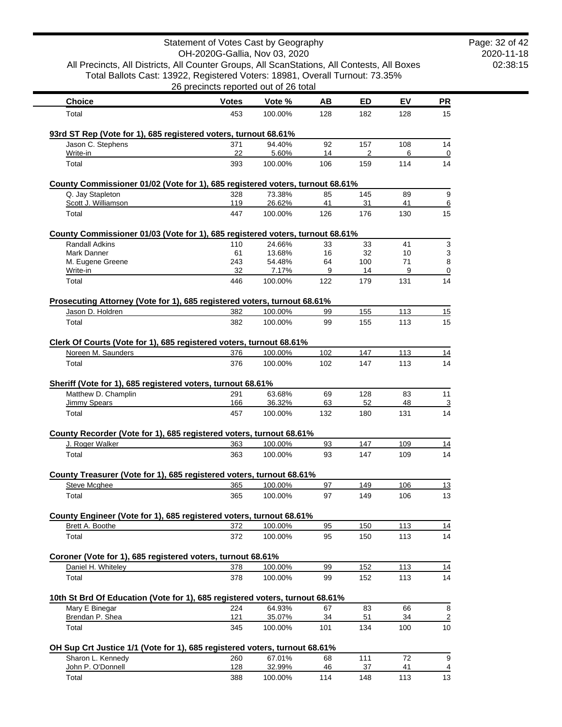Statement of Votes Cast by Geography
OH-2020G-Gallia, Nov 03, 2020
All Precincts, All Districts, All Counter Groups, All ScanStations, All Contests, All Boxes
Total Ballots Cast: 13922, Registered Voters: 18981, Overall Turnout: 73.35%
26 precincts reported out of 26 total

| Choice | Votes | Vote % | AB | ED | EV | PR |
|---|---|---|---|---|---|---|
| Total | 453 | 100.00% | 128 | 182 | 128 | 15 |

**93rd ST Rep (Vote for 1), 685 registered voters, turnout 68.61%**

| Choice | Votes | Vote % | AB | ED | EV | PR |
|---|---|---|---|---|---|---|
| Jason C. Stephens | 371 | 94.40% | 92 | 157 | 108 | 14 |
| Write-in | 22 | 5.60% | 14 | 2 | 6 | 0 |
| Total | 393 | 100.00% | 106 | 159 | 114 | 14 |

**County Commissioner 01/02 (Vote for 1), 685 registered voters, turnout 68.61%**

| Choice | Votes | Vote % | AB | ED | EV | PR |
|---|---|---|---|---|---|---|
| Q. Jay Stapleton | 328 | 73.38% | 85 | 145 | 89 | 9 |
| Scott J. Williamson | 119 | 26.62% | 41 | 31 | 41 | 6 |
| Total | 447 | 100.00% | 126 | 176 | 130 | 15 |

**County Commissioner 01/03 (Vote for 1), 685 registered voters, turnout 68.61%**

| Choice | Votes | Vote % | AB | ED | EV | PR |
|---|---|---|---|---|---|---|
| Randall Adkins | 110 | 24.66% | 33 | 33 | 41 | 3 |
| Mark Danner | 61 | 13.68% | 16 | 32 | 10 | 3 |
| M. Eugene Greene | 243 | 54.48% | 64 | 100 | 71 | 8 |
| Write-in | 32 | 7.17% | 9 | 14 | 9 | 0 |
| Total | 446 | 100.00% | 122 | 179 | 131 | 14 |

**Prosecuting Attorney (Vote for 1), 685 registered voters, turnout 68.61%**

| Choice | Votes | Vote % | AB | ED | EV | PR |
|---|---|---|---|---|---|---|
| Jason D. Holdren | 382 | 100.00% | 99 | 155 | 113 | 15 |
| Total | 382 | 100.00% | 99 | 155 | 113 | 15 |

**Clerk Of Courts (Vote for 1), 685 registered voters, turnout 68.61%**

| Choice | Votes | Vote % | AB | ED | EV | PR |
|---|---|---|---|---|---|---|
| Noreen M. Saunders | 376 | 100.00% | 102 | 147 | 113 | 14 |
| Total | 376 | 100.00% | 102 | 147 | 113 | 14 |

**Sheriff (Vote for 1), 685 registered voters, turnout 68.61%**

| Choice | Votes | Vote % | AB | ED | EV | PR |
|---|---|---|---|---|---|---|
| Matthew D. Champlin | 291 | 63.68% | 69 | 128 | 83 | 11 |
| Jimmy Spears | 166 | 36.32% | 63 | 52 | 48 | 3 |
| Total | 457 | 100.00% | 132 | 180 | 131 | 14 |

**County Recorder (Vote for 1), 685 registered voters, turnout 68.61%**

| Choice | Votes | Vote % | AB | ED | EV | PR |
|---|---|---|---|---|---|---|
| J. Roger Walker | 363 | 100.00% | 93 | 147 | 109 | 14 |
| Total | 363 | 100.00% | 93 | 147 | 109 | 14 |

**County Treasurer (Vote for 1), 685 registered voters, turnout 68.61%**

| Choice | Votes | Vote % | AB | ED | EV | PR |
|---|---|---|---|---|---|---|
| Steve Mcghee | 365 | 100.00% | 97 | 149 | 106 | 13 |
| Total | 365 | 100.00% | 97 | 149 | 106 | 13 |

**County Engineer (Vote for 1), 685 registered voters, turnout 68.61%**

| Choice | Votes | Vote % | AB | ED | EV | PR |
|---|---|---|---|---|---|---|
| Brett A. Boothe | 372 | 100.00% | 95 | 150 | 113 | 14 |
| Total | 372 | 100.00% | 95 | 150 | 113 | 14 |

**Coroner (Vote for 1), 685 registered voters, turnout 68.61%**

| Choice | Votes | Vote % | AB | ED | EV | PR |
|---|---|---|---|---|---|---|
| Daniel H. Whiteley | 378 | 100.00% | 99 | 152 | 113 | 14 |
| Total | 378 | 100.00% | 99 | 152 | 113 | 14 |

**10th St Brd Of Education (Vote for 1), 685 registered voters, turnout 68.61%**

| Choice | Votes | Vote % | AB | ED | EV | PR |
|---|---|---|---|---|---|---|
| Mary E Binegar | 224 | 64.93% | 67 | 83 | 66 | 8 |
| Brendan P. Shea | 121 | 35.07% | 34 | 51 | 34 | 2 |
| Total | 345 | 100.00% | 101 | 134 | 100 | 10 |

**OH Sup Crt Justice 1/1 (Vote for 1), 685 registered voters, turnout 68.61%**

| Choice | Votes | Vote % | AB | ED | EV | PR |
|---|---|---|---|---|---|---|
| Sharon L. Kennedy | 260 | 67.01% | 68 | 111 | 72 | 9 |
| John P. O'Donnell | 128 | 32.99% | 46 | 37 | 41 | 4 |
| Total | 388 | 100.00% | 114 | 148 | 113 | 13 |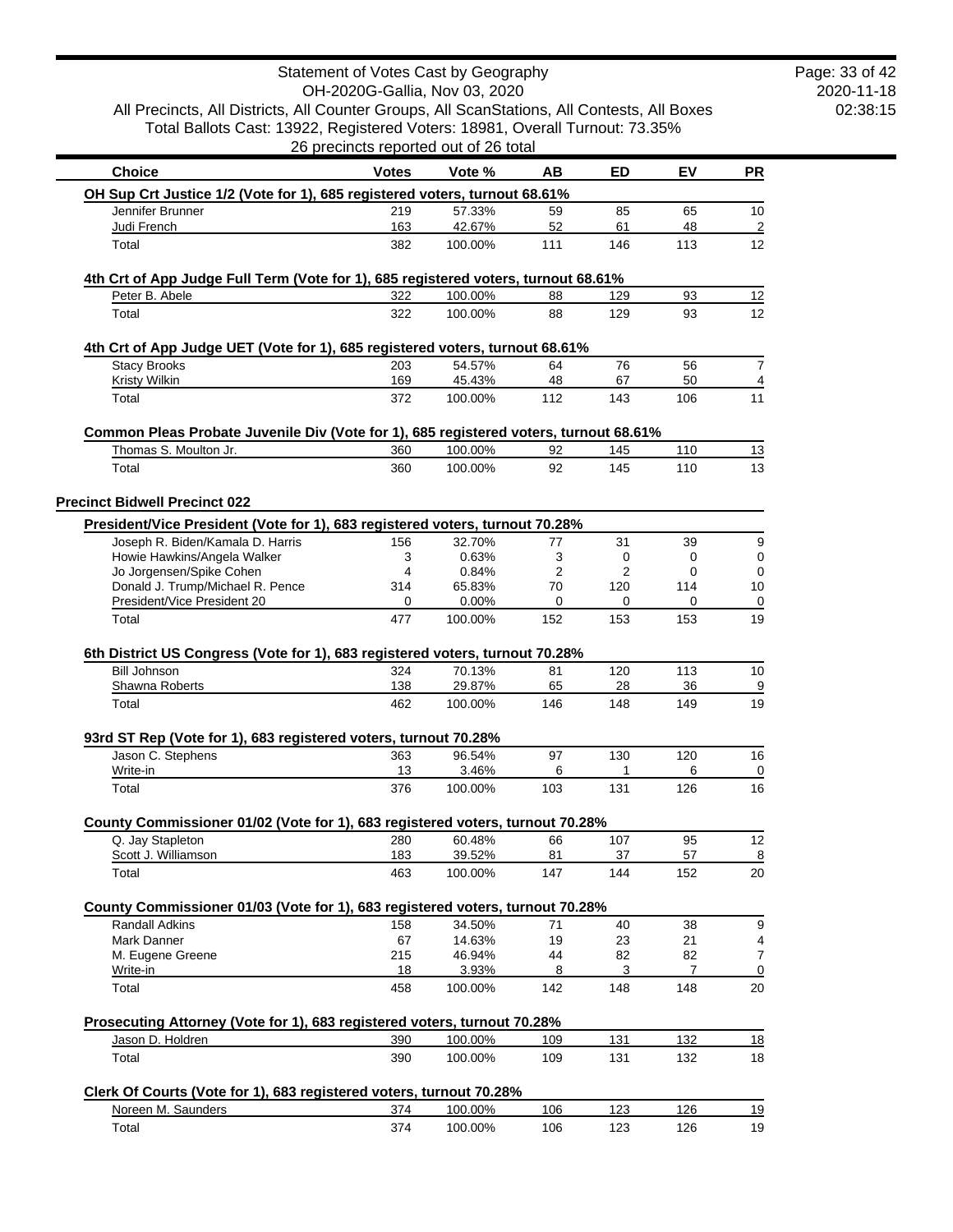| Choice | Votes | Vote % | AB | ED | EV | PR |
|---|---|---|---|---|---|---|

**OH Sup Crt Justice 1/2 (Vote for 1), 685 registered voters, turnout 68.61%**

| Choice | Votes | Vote % | AB | ED | EV | PR |
|---|---|---|---|---|---|---|
| Jennifer Brunner | 219 | 57.33% | 59 | 85 | 65 | 10 |
| Judi French | 163 | 42.67% | 52 | 61 | 48 | 2 |
| Total | 382 | 100.00% | 111 | 146 | 113 | 12 |

**4th Crt of App Judge Full Term (Vote for 1), 685 registered voters, turnout 68.61%**

| Choice | Votes | Vote % | AB | ED | EV | PR |
|---|---|---|---|---|---|---|
| Peter B. Abele | 322 | 100.00% | 88 | 129 | 93 | 12 |
| Total | 322 | 100.00% | 88 | 129 | 93 | 12 |

**4th Crt of App Judge UET (Vote for 1), 685 registered voters, turnout 68.61%**

| Choice | Votes | Vote % | AB | ED | EV | PR |
|---|---|---|---|---|---|---|
| Stacy Brooks | 203 | 54.57% | 64 | 76 | 56 | 7 |
| Kristy Wilkin | 169 | 45.43% | 48 | 67 | 50 | 4 |
| Total | 372 | 100.00% | 112 | 143 | 106 | 11 |

**Common Pleas Probate Juvenile Div (Vote for 1), 685 registered voters, turnout 68.61%**

| Choice | Votes | Vote % | AB | ED | EV | PR |
|---|---|---|---|---|---|---|
| Thomas S. Moulton Jr. | 360 | 100.00% | 92 | 145 | 110 | 13 |
| Total | 360 | 100.00% | 92 | 145 | 110 | 13 |

## Precinct Bidwell Precinct 022

**President/Vice President (Vote for 1), 683 registered voters, turnout 70.28%**

| Choice | Votes | Vote % | AB | ED | EV | PR |
|---|---|---|---|---|---|---|
| Joseph R. Biden/Kamala D. Harris | 156 | 32.70% | 77 | 31 | 39 | 9 |
| Howie Hawkins/Angela Walker | 3 | 0.63% | 3 | 0 | 0 | 0 |
| Jo Jorgensen/Spike Cohen | 4 | 0.84% | 2 | 2 | 0 | 0 |
| Donald J. Trump/Michael R. Pence | 314 | 65.83% | 70 | 120 | 114 | 10 |
| President/Vice President 20 | 0 | 0.00% | 0 | 0 | 0 | 0 |
| Total | 477 | 100.00% | 152 | 153 | 153 | 19 |

**6th District US Congress (Vote for 1), 683 registered voters, turnout 70.28%**

| Choice | Votes | Vote % | AB | ED | EV | PR |
|---|---|---|---|---|---|---|
| Bill Johnson | 324 | 70.13% | 81 | 120 | 113 | 10 |
| Shawna Roberts | 138 | 29.87% | 65 | 28 | 36 | 9 |
| Total | 462 | 100.00% | 146 | 148 | 149 | 19 |

**93rd ST Rep (Vote for 1), 683 registered voters, turnout 70.28%**

| Choice | Votes | Vote % | AB | ED | EV | PR |
|---|---|---|---|---|---|---|
| Jason C. Stephens | 363 | 96.54% | 97 | 130 | 120 | 16 |
| Write-in | 13 | 3.46% | 6 | 1 | 6 | 0 |
| Total | 376 | 100.00% | 103 | 131 | 126 | 16 |

**County Commissioner 01/02 (Vote for 1), 683 registered voters, turnout 70.28%**

| Choice | Votes | Vote % | AB | ED | EV | PR |
|---|---|---|---|---|---|---|
| Q. Jay Stapleton | 280 | 60.48% | 66 | 107 | 95 | 12 |
| Scott J. Williamson | 183 | 39.52% | 81 | 37 | 57 | 8 |
| Total | 463 | 100.00% | 147 | 144 | 152 | 20 |

**County Commissioner 01/03 (Vote for 1), 683 registered voters, turnout 70.28%**

| Choice | Votes | Vote % | AB | ED | EV | PR |
|---|---|---|---|---|---|---|
| Randall Adkins | 158 | 34.50% | 71 | 40 | 38 | 9 |
| Mark Danner | 67 | 14.63% | 19 | 23 | 21 | 4 |
| M. Eugene Greene | 215 | 46.94% | 44 | 82 | 82 | 7 |
| Write-in | 18 | 3.93% | 8 | 3 | 7 | 0 |
| Total | 458 | 100.00% | 142 | 148 | 148 | 20 |

**Prosecuting Attorney (Vote for 1), 683 registered voters, turnout 70.28%**

| Choice | Votes | Vote % | AB | ED | EV | PR |
|---|---|---|---|---|---|---|
| Jason D. Holdren | 390 | 100.00% | 109 | 131 | 132 | 18 |
| Total | 390 | 100.00% | 109 | 131 | 132 | 18 |

**Clerk Of Courts (Vote for 1), 683 registered voters, turnout 70.28%**

| Choice | Votes | Vote % | AB | ED | EV | PR |
|---|---|---|---|---|---|---|
| Noreen M. Saunders | 374 | 100.00% | 106 | 123 | 126 | 19 |
| Total | 374 | 100.00% | 106 | 123 | 126 | 19 |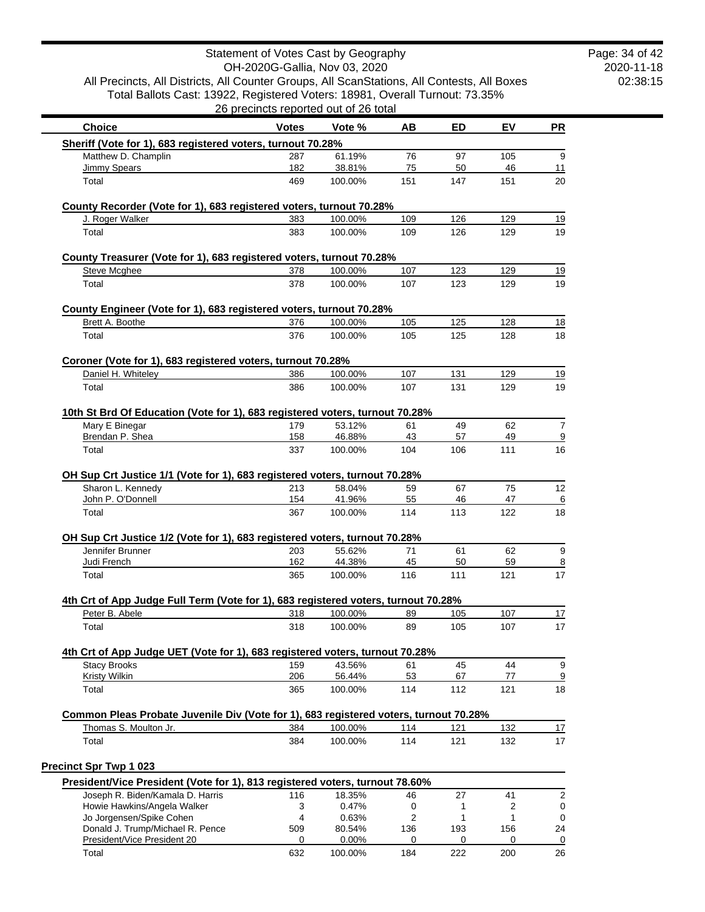Statement of Votes Cast by Geography
OH-2020G-Gallia, Nov 03, 2020
All Precincts, All Districts, All Counter Groups, All ScanStations, All Contests, All Boxes
Total Ballots Cast: 13922, Registered Voters: 18981, Overall Turnout: 73.35%
26 precincts reported out of 26 total

2020-11-18
02:38:15

| Choice | Votes | Vote % | AB | ED | EV | PR |
|---|---|---|---|---|---|---|
| **Sheriff (Vote for 1), 683 registered voters, turnout 70.28%** | | | | | | |
| Matthew D. Champlin | 287 | 61.19% | 76 | 97 | 105 | 9 |
| Jimmy Spears | 182 | 38.81% | 75 | 50 | 46 | 11 |
| Total | 469 | 100.00% | 151 | 147 | 151 | 20 |
| **County Recorder (Vote for 1), 683 registered voters, turnout 70.28%** | | | | | | |
| J. Roger Walker | 383 | 100.00% | 109 | 126 | 129 | 19 |
| Total | 383 | 100.00% | 109 | 126 | 129 | 19 |
| **County Treasurer (Vote for 1), 683 registered voters, turnout 70.28%** | | | | | | |
| Steve Mcghee | 378 | 100.00% | 107 | 123 | 129 | 19 |
| Total | 378 | 100.00% | 107 | 123 | 129 | 19 |
| **County Engineer (Vote for 1), 683 registered voters, turnout 70.28%** | | | | | | |
| Brett A. Boothe | 376 | 100.00% | 105 | 125 | 128 | 18 |
| Total | 376 | 100.00% | 105 | 125 | 128 | 18 |
| **Coroner (Vote for 1), 683 registered voters, turnout 70.28%** | | | | | | |
| Daniel H. Whiteley | 386 | 100.00% | 107 | 131 | 129 | 19 |
| Total | 386 | 100.00% | 107 | 131 | 129 | 19 |
| **10th St Brd Of Education (Vote for 1), 683 registered voters, turnout 70.28%** | | | | | | |
| Mary E Binegar | 179 | 53.12% | 61 | 49 | 62 | 7 |
| Brendan P. Shea | 158 | 46.88% | 43 | 57 | 49 | 9 |
| Total | 337 | 100.00% | 104 | 106 | 111 | 16 |
| **OH Sup Crt Justice 1/1 (Vote for 1), 683 registered voters, turnout 70.28%** | | | | | | |
| Sharon L. Kennedy | 213 | 58.04% | 59 | 67 | 75 | 12 |
| John P. O'Donnell | 154 | 41.96% | 55 | 46 | 47 | 6 |
| Total | 367 | 100.00% | 114 | 113 | 122 | 18 |
| **OH Sup Crt Justice 1/2 (Vote for 1), 683 registered voters, turnout 70.28%** | | | | | | |
| Jennifer Brunner | 203 | 55.62% | 71 | 61 | 62 | 9 |
| Judi French | 162 | 44.38% | 45 | 50 | 59 | 8 |
| Total | 365 | 100.00% | 116 | 111 | 121 | 17 |
| **4th Crt of App Judge Full Term (Vote for 1), 683 registered voters, turnout 70.28%** | | | | | | |
| Peter B. Abele | 318 | 100.00% | 89 | 105 | 107 | 17 |
| Total | 318 | 100.00% | 89 | 105 | 107 | 17 |
| **4th Crt of App Judge UET (Vote for 1), 683 registered voters, turnout 70.28%** | | | | | | |
| Stacy Brooks | 159 | 43.56% | 61 | 45 | 44 | 9 |
| Kristy Wilkin | 206 | 56.44% | 53 | 67 | 77 | 9 |
| Total | 365 | 100.00% | 114 | 112 | 121 | 18 |
| **Common Pleas Probate Juvenile Div (Vote for 1), 683 registered voters, turnout 70.28%** | | | | | | |
| Thomas S. Moulton Jr. | 384 | 100.00% | 114 | 121 | 132 | 17 |
| Total | 384 | 100.00% | 114 | 121 | 132 | 17 |

**Precinct Spr Twp 1 023**

| Choice | Votes | Vote % | AB | ED | EV | PR |
|---|---|---|---|---|---|---|
| **President/Vice President (Vote for 1), 813 registered voters, turnout 78.60%** | | | | | | |
| Joseph R. Biden/Kamala D. Harris | 116 | 18.35% | 46 | 27 | 41 | 2 |
| Howie Hawkins/Angela Walker | 3 | 0.47% | 0 | 1 | 2 | 0 |
| Jo Jorgensen/Spike Cohen | 4 | 0.63% | 2 | 1 | 1 | 0 |
| Donald J. Trump/Michael R. Pence | 509 | 80.54% | 136 | 193 | 156 | 24 |
| President/Vice President 20 | 0 | 0.00% | 0 | 0 | 0 | 0 |
| Total | 632 | 100.00% | 184 | 222 | 200 | 26 |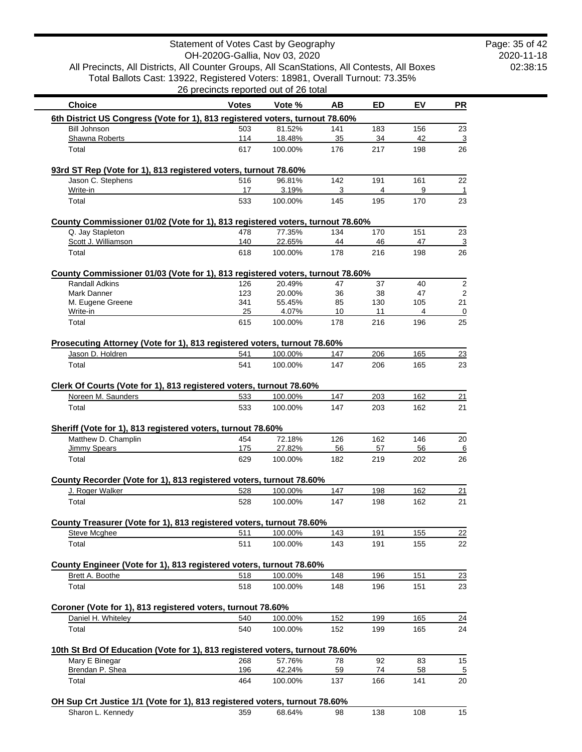Statement of Votes Cast by Geography
OH-2020G-Gallia, Nov 03, 2020
All Precincts, All Districts, All Counter Groups, All ScanStations, All Contests, All Boxes
Total Ballots Cast: 13922, Registered Voters: 18981, Overall Turnout: 73.35%
26 precincts reported out of 26 total

| Choice | Votes | Vote % | AB | ED | EV | PR |
|---|---|---|---|---|---|---|
| **6th District US Congress (Vote for 1), 813 registered voters, turnout 78.60%** | | | | | | |
| Bill Johnson | 503 | 81.52% | 141 | 183 | 156 | 23 |
| Shawna Roberts | 114 | 18.48% | 35 | 34 | 42 | 3 |
| Total | 617 | 100.00% | 176 | 217 | 198 | 26 |
| **93rd ST Rep (Vote for 1), 813 registered voters, turnout 78.60%** | | | | | | |
| Jason C. Stephens | 516 | 96.81% | 142 | 191 | 161 | 22 |
| Write-in | 17 | 3.19% | 3 | 4 | 9 | 1 |
| Total | 533 | 100.00% | 145 | 195 | 170 | 23 |
| **County Commissioner 01/02 (Vote for 1), 813 registered voters, turnout 78.60%** | | | | | | |
| Q. Jay Stapleton | 478 | 77.35% | 134 | 170 | 151 | 23 |
| Scott J. Williamson | 140 | 22.65% | 44 | 46 | 47 | 3 |
| Total | 618 | 100.00% | 178 | 216 | 198 | 26 |
| **County Commissioner 01/03 (Vote for 1), 813 registered voters, turnout 78.60%** | | | | | | |
| Randall Adkins | 126 | 20.49% | 47 | 37 | 40 | 2 |
| Mark Danner | 123 | 20.00% | 36 | 38 | 47 | 2 |
| M. Eugene Greene | 341 | 55.45% | 85 | 130 | 105 | 21 |
| Write-in | 25 | 4.07% | 10 | 11 | 4 | 0 |
| Total | 615 | 100.00% | 178 | 216 | 196 | 25 |
| **Prosecuting Attorney (Vote for 1), 813 registered voters, turnout 78.60%** | | | | | | |
| Jason D. Holdren | 541 | 100.00% | 147 | 206 | 165 | 23 |
| Total | 541 | 100.00% | 147 | 206 | 165 | 23 |
| **Clerk Of Courts (Vote for 1), 813 registered voters, turnout 78.60%** | | | | | | |
| Noreen M. Saunders | 533 | 100.00% | 147 | 203 | 162 | 21 |
| Total | 533 | 100.00% | 147 | 203 | 162 | 21 |
| **Sheriff (Vote for 1), 813 registered voters, turnout 78.60%** | | | | | | |
| Matthew D. Champlin | 454 | 72.18% | 126 | 162 | 146 | 20 |
| Jimmy Spears | 175 | 27.82% | 56 | 57 | 56 | 6 |
| Total | 629 | 100.00% | 182 | 219 | 202 | 26 |
| **County Recorder (Vote for 1), 813 registered voters, turnout 78.60%** | | | | | | |
| J. Roger Walker | 528 | 100.00% | 147 | 198 | 162 | 21 |
| Total | 528 | 100.00% | 147 | 198 | 162 | 21 |
| **County Treasurer (Vote for 1), 813 registered voters, turnout 78.60%** | | | | | | |
| Steve Mcghee | 511 | 100.00% | 143 | 191 | 155 | 22 |
| Total | 511 | 100.00% | 143 | 191 | 155 | 22 |
| **County Engineer (Vote for 1), 813 registered voters, turnout 78.60%** | | | | | | |
| Brett A. Boothe | 518 | 100.00% | 148 | 196 | 151 | 23 |
| Total | 518 | 100.00% | 148 | 196 | 151 | 23 |
| **Coroner (Vote for 1), 813 registered voters, turnout 78.60%** | | | | | | |
| Daniel H. Whiteley | 540 | 100.00% | 152 | 199 | 165 | 24 |
| Total | 540 | 100.00% | 152 | 199 | 165 | 24 |
| **10th St Brd Of Education (Vote for 1), 813 registered voters, turnout 78.60%** | | | | | | |
| Mary E Binegar | 268 | 57.76% | 78 | 92 | 83 | 15 |
| Brendan P. Shea | 196 | 42.24% | 59 | 74 | 58 | 5 |
| Total | 464 | 100.00% | 137 | 166 | 141 | 20 |
| **OH Sup Crt Justice 1/1 (Vote for 1), 813 registered voters, turnout 78.60%** | | | | | | |
| Sharon L. Kennedy | 359 | 68.64% | 98 | 138 | 108 | 15 |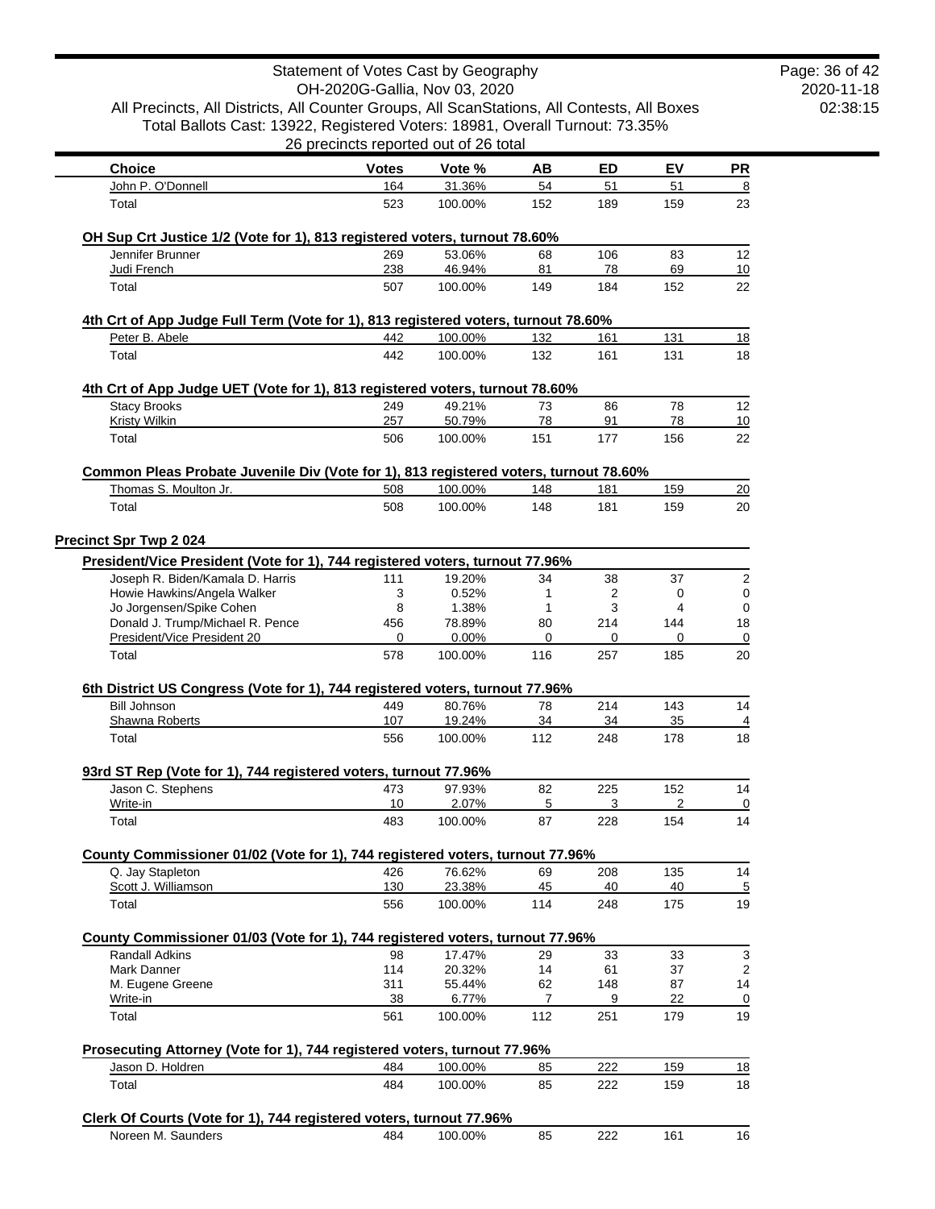Statement of Votes Cast by Geography
OH-2020G-Gallia, Nov 03, 2020
All Precincts, All Districts, All Counter Groups, All ScanStations, All Contests, All Boxes
Total Ballots Cast: 13922, Registered Voters: 18981, Overall Turnout: 73.35%
26 precincts reported out of 26 total

| Choice | Votes | Vote % | AB | ED | EV | PR |
|---|---|---|---|---|---|---|
| John P. O'Donnell | 164 | 31.36% | 54 | 51 | 51 | 8 |
| Total | 523 | 100.00% | 152 | 189 | 159 | 23 |

**OH Sup Crt Justice 1/2 (Vote for 1), 813 registered voters, turnout 78.60%**

| Choice | Votes | Vote % | AB | ED | EV | PR |
|---|---|---|---|---|---|---|
| Jennifer Brunner | 269 | 53.06% | 68 | 106 | 83 | 12 |
| Judi French | 238 | 46.94% | 81 | 78 | 69 | 10 |
| Total | 507 | 100.00% | 149 | 184 | 152 | 22 |

**4th Crt of App Judge Full Term (Vote for 1), 813 registered voters, turnout 78.60%**

| Choice | Votes | Vote % | AB | ED | EV | PR |
|---|---|---|---|---|---|---|
| Peter B. Abele | 442 | 100.00% | 132 | 161 | 131 | 18 |
| Total | 442 | 100.00% | 132 | 161 | 131 | 18 |

**4th Crt of App Judge UET (Vote for 1), 813 registered voters, turnout 78.60%**

| Choice | Votes | Vote % | AB | ED | EV | PR |
|---|---|---|---|---|---|---|
| Stacy Brooks | 249 | 49.21% | 73 | 86 | 78 | 12 |
| Kristy Wilkin | 257 | 50.79% | 78 | 91 | 78 | 10 |
| Total | 506 | 100.00% | 151 | 177 | 156 | 22 |

**Common Pleas Probate Juvenile Div (Vote for 1), 813 registered voters, turnout 78.60%**

| Choice | Votes | Vote % | AB | ED | EV | PR |
|---|---|---|---|---|---|---|
| Thomas S. Moulton Jr. | 508 | 100.00% | 148 | 181 | 159 | 20 |
| Total | 508 | 100.00% | 148 | 181 | 159 | 20 |

## Precinct Spr Twp 2 024

**President/Vice President (Vote for 1), 744 registered voters, turnout 77.96%**

| Choice | Votes | Vote % | AB | ED | EV | PR |
|---|---|---|---|---|---|---|
| Joseph R. Biden/Kamala D. Harris | 111 | 19.20% | 34 | 38 | 37 | 2 |
| Howie Hawkins/Angela Walker | 3 | 0.52% | 1 | 2 | 0 | 0 |
| Jo Jorgensen/Spike Cohen | 8 | 1.38% | 1 | 3 | 4 | 0 |
| Donald J. Trump/Michael R. Pence | 456 | 78.89% | 80 | 214 | 144 | 18 |
| President/Vice President 20 | 0 | 0.00% | 0 | 0 | 0 | 0 |
| Total | 578 | 100.00% | 116 | 257 | 185 | 20 |

**6th District US Congress (Vote for 1), 744 registered voters, turnout 77.96%**

| Choice | Votes | Vote % | AB | ED | EV | PR |
|---|---|---|---|---|---|---|
| Bill Johnson | 449 | 80.76% | 78 | 214 | 143 | 14 |
| Shawna Roberts | 107 | 19.24% | 34 | 34 | 35 | 4 |
| Total | 556 | 100.00% | 112 | 248 | 178 | 18 |

**93rd ST Rep (Vote for 1), 744 registered voters, turnout 77.96%**

| Choice | Votes | Vote % | AB | ED | EV | PR |
|---|---|---|---|---|---|---|
| Jason C. Stephens | 473 | 97.93% | 82 | 225 | 152 | 14 |
| Write-in | 10 | 2.07% | 5 | 3 | 2 | 0 |
| Total | 483 | 100.00% | 87 | 228 | 154 | 14 |

**County Commissioner 01/02 (Vote for 1), 744 registered voters, turnout 77.96%**

| Choice | Votes | Vote % | AB | ED | EV | PR |
|---|---|---|---|---|---|---|
| Q. Jay Stapleton | 426 | 76.62% | 69 | 208 | 135 | 14 |
| Scott J. Williamson | 130 | 23.38% | 45 | 40 | 40 | 5 |
| Total | 556 | 100.00% | 114 | 248 | 175 | 19 |

**County Commissioner 01/03 (Vote for 1), 744 registered voters, turnout 77.96%**

| Choice | Votes | Vote % | AB | ED | EV | PR |
|---|---|---|---|---|---|---|
| Randall Adkins | 98 | 17.47% | 29 | 33 | 33 | 3 |
| Mark Danner | 114 | 20.32% | 14 | 61 | 37 | 2 |
| M. Eugene Greene | 311 | 55.44% | 62 | 148 | 87 | 14 |
| Write-in | 38 | 6.77% | 7 | 9 | 22 | 0 |
| Total | 561 | 100.00% | 112 | 251 | 179 | 19 |

**Prosecuting Attorney (Vote for 1), 744 registered voters, turnout 77.96%**

| Choice | Votes | Vote % | AB | ED | EV | PR |
|---|---|---|---|---|---|---|
| Jason D. Holdren | 484 | 100.00% | 85 | 222 | 159 | 18 |
| Total | 484 | 100.00% | 85 | 222 | 159 | 18 |

**Clerk Of Courts (Vote for 1), 744 registered voters, turnout 77.96%**

| Choice | Votes | Vote % | AB | ED | EV | PR |
|---|---|---|---|---|---|---|
| Noreen M. Saunders | 484 | 100.00% | 85 | 222 | 161 | 16 |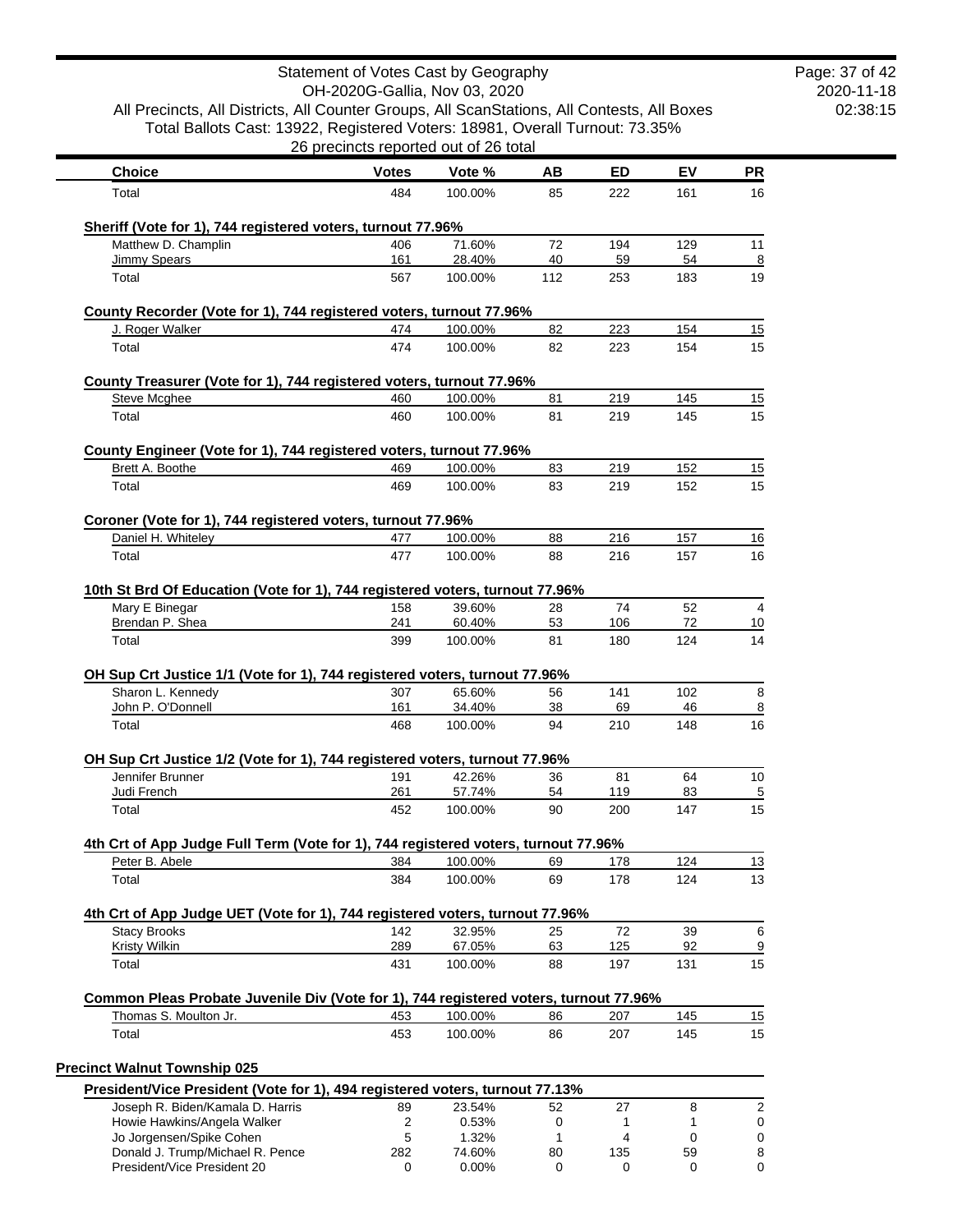Statement of Votes Cast by Geography
OH-2020G-Gallia, Nov 03, 2020
All Precincts, All Districts, All Counter Groups, All ScanStations, All Contests, All Boxes
Total Ballots Cast: 13922, Registered Voters: 18981, Overall Turnout: 73.35%
26 precincts reported out of 26 total

| Choice | Votes | Vote % | AB | ED | EV | PR |
|---|---|---|---|---|---|---|
| Total | 484 | 100.00% | 85 | 222 | 161 | 16 |

**Sheriff (Vote for 1), 744 registered voters, turnout 77.96%**

| Choice | Votes | Vote % | AB | ED | EV | PR |
|---|---|---|---|---|---|---|
| Matthew D. Champlin | 406 | 71.60% | 72 | 194 | 129 | 11 |
| Jimmy Spears | 161 | 28.40% | 40 | 59 | 54 | 8 |
| Total | 567 | 100.00% | 112 | 253 | 183 | 19 |

**County Recorder (Vote for 1), 744 registered voters, turnout 77.96%**

| Choice | Votes | Vote % | AB | ED | EV | PR |
|---|---|---|---|---|---|---|
| J. Roger Walker | 474 | 100.00% | 82 | 223 | 154 | 15 |
| Total | 474 | 100.00% | 82 | 223 | 154 | 15 |

**County Treasurer (Vote for 1), 744 registered voters, turnout 77.96%**

| Choice | Votes | Vote % | AB | ED | EV | PR |
|---|---|---|---|---|---|---|
| Steve Mcghee | 460 | 100.00% | 81 | 219 | 145 | 15 |
| Total | 460 | 100.00% | 81 | 219 | 145 | 15 |

**County Engineer (Vote for 1), 744 registered voters, turnout 77.96%**

| Choice | Votes | Vote % | AB | ED | EV | PR |
|---|---|---|---|---|---|---|
| Brett A. Boothe | 469 | 100.00% | 83 | 219 | 152 | 15 |
| Total | 469 | 100.00% | 83 | 219 | 152 | 15 |

**Coroner (Vote for 1), 744 registered voters, turnout 77.96%**

| Choice | Votes | Vote % | AB | ED | EV | PR |
|---|---|---|---|---|---|---|
| Daniel H. Whiteley | 477 | 100.00% | 88 | 216 | 157 | 16 |
| Total | 477 | 100.00% | 88 | 216 | 157 | 16 |

**10th St Brd Of Education (Vote for 1), 744 registered voters, turnout 77.96%**

| Choice | Votes | Vote % | AB | ED | EV | PR |
|---|---|---|---|---|---|---|
| Mary E Binegar | 158 | 39.60% | 28 | 74 | 52 | 4 |
| Brendan P. Shea | 241 | 60.40% | 53 | 106 | 72 | 10 |
| Total | 399 | 100.00% | 81 | 180 | 124 | 14 |

**OH Sup Crt Justice 1/1 (Vote for 1), 744 registered voters, turnout 77.96%**

| Choice | Votes | Vote % | AB | ED | EV | PR |
|---|---|---|---|---|---|---|
| Sharon L. Kennedy | 307 | 65.60% | 56 | 141 | 102 | 8 |
| John P. O'Donnell | 161 | 34.40% | 38 | 69 | 46 | 8 |
| Total | 468 | 100.00% | 94 | 210 | 148 | 16 |

**OH Sup Crt Justice 1/2 (Vote for 1), 744 registered voters, turnout 77.96%**

| Choice | Votes | Vote % | AB | ED | EV | PR |
|---|---|---|---|---|---|---|
| Jennifer Brunner | 191 | 42.26% | 36 | 81 | 64 | 10 |
| Judi French | 261 | 57.74% | 54 | 119 | 83 | 5 |
| Total | 452 | 100.00% | 90 | 200 | 147 | 15 |

**4th Crt of App Judge Full Term (Vote for 1), 744 registered voters, turnout 77.96%**

| Choice | Votes | Vote % | AB | ED | EV | PR |
|---|---|---|---|---|---|---|
| Peter B. Abele | 384 | 100.00% | 69 | 178 | 124 | 13 |
| Total | 384 | 100.00% | 69 | 178 | 124 | 13 |

**4th Crt of App Judge UET (Vote for 1), 744 registered voters, turnout 77.96%**

| Choice | Votes | Vote % | AB | ED | EV | PR |
|---|---|---|---|---|---|---|
| Stacy Brooks | 142 | 32.95% | 25 | 72 | 39 | 6 |
| Kristy Wilkin | 289 | 67.05% | 63 | 125 | 92 | 9 |
| Total | 431 | 100.00% | 88 | 197 | 131 | 15 |

**Common Pleas Probate Juvenile Div (Vote for 1), 744 registered voters, turnout 77.96%**

| Choice | Votes | Vote % | AB | ED | EV | PR |
|---|---|---|---|---|---|---|
| Thomas S. Moulton Jr. | 453 | 100.00% | 86 | 207 | 145 | 15 |
| Total | 453 | 100.00% | 86 | 207 | 145 | 15 |

## Precinct Walnut Township 025

**President/Vice President (Vote for 1), 494 registered voters, turnout 77.13%**

| Choice | Votes | Vote % | AB | ED | EV | PR |
|---|---|---|---|---|---|---|
| Joseph R. Biden/Kamala D. Harris | 89 | 23.54% | 52 | 27 | 8 | 2 |
| Howie Hawkins/Angela Walker | 2 | 0.53% | 0 | 1 | 1 | 0 |
| Jo Jorgensen/Spike Cohen | 5 | 1.32% | 1 | 4 | 0 | 0 |
| Donald J. Trump/Michael R. Pence | 282 | 74.60% | 80 | 135 | 59 | 8 |
| President/Vice President 20 | 0 | 0.00% | 0 | 0 | 0 | 0 |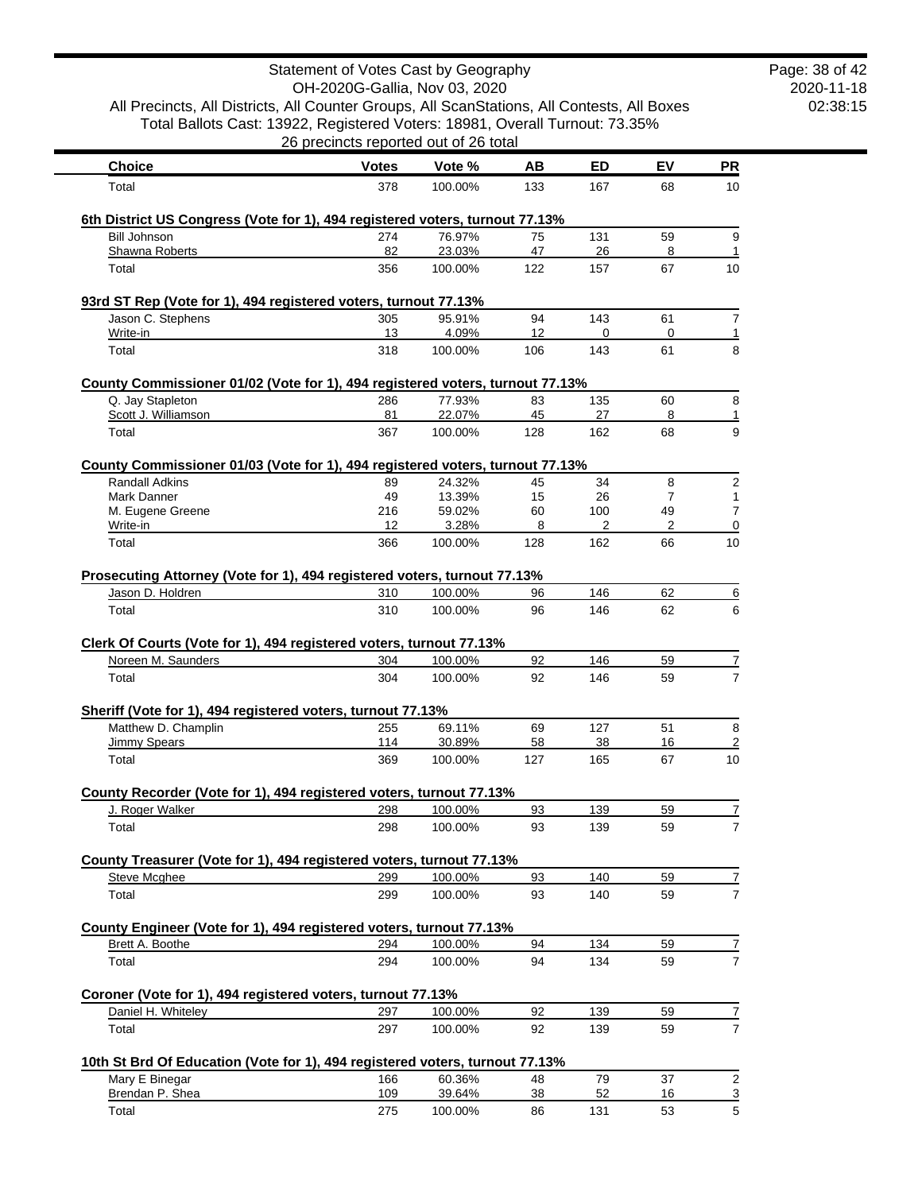Statement of Votes Cast by Geography
OH-2020G-Gallia, Nov 03, 2020
All Precincts, All Districts, All Counter Groups, All ScanStations, All Contests, All Boxes
Total Ballots Cast: 13922, Registered Voters: 18981, Overall Turnout: 73.35%
26 precincts reported out of 26 total

2020-11-18
02:38:15

| Choice | Votes | Vote % | AB | ED | EV | PR |
|---|---|---|---|---|---|---|
| Total | 378 | 100.00% | 133 | 167 | 68 | 10 |

### 6th District US Congress (Vote for 1), 494 registered voters, turnout 77.13%

| Choice | Votes | Vote % | AB | ED | EV | PR |
|---|---|---|---|---|---|---|
| Bill Johnson | 274 | 76.97% | 75 | 131 | 59 | 9 |
| Shawna Roberts | 82 | 23.03% | 47 | 26 | 8 | 1 |
| Total | 356 | 100.00% | 122 | 157 | 67 | 10 |

### 93rd ST Rep (Vote for 1), 494 registered voters, turnout 77.13%

| Choice | Votes | Vote % | AB | ED | EV | PR |
|---|---|---|---|---|---|---|
| Jason C. Stephens | 305 | 95.91% | 94 | 143 | 61 | 7 |
| Write-in | 13 | 4.09% | 12 | 0 | 0 | 1 |
| Total | 318 | 100.00% | 106 | 143 | 61 | 8 |

### County Commissioner 01/02 (Vote for 1), 494 registered voters, turnout 77.13%

| Choice | Votes | Vote % | AB | ED | EV | PR |
|---|---|---|---|---|---|---|
| Q. Jay Stapleton | 286 | 77.93% | 83 | 135 | 60 | 8 |
| Scott J. Williamson | 81 | 22.07% | 45 | 27 | 8 | 1 |
| Total | 367 | 100.00% | 128 | 162 | 68 | 9 |

### County Commissioner 01/03 (Vote for 1), 494 registered voters, turnout 77.13%

| Choice | Votes | Vote % | AB | ED | EV | PR |
|---|---|---|---|---|---|---|
| Randall Adkins | 89 | 24.32% | 45 | 34 | 8 | 2 |
| Mark Danner | 49 | 13.39% | 15 | 26 | 7 | 1 |
| M. Eugene Greene | 216 | 59.02% | 60 | 100 | 49 | 7 |
| Write-in | 12 | 3.28% | 8 | 2 | 2 | 0 |
| Total | 366 | 100.00% | 128 | 162 | 66 | 10 |

### Prosecuting Attorney (Vote for 1), 494 registered voters, turnout 77.13%

| Choice | Votes | Vote % | AB | ED | EV | PR |
|---|---|---|---|---|---|---|
| Jason D. Holdren | 310 | 100.00% | 96 | 146 | 62 | 6 |
| Total | 310 | 100.00% | 96 | 146 | 62 | 6 |

### Clerk Of Courts (Vote for 1), 494 registered voters, turnout 77.13%

| Choice | Votes | Vote % | AB | ED | EV | PR |
|---|---|---|---|---|---|---|
| Noreen M. Saunders | 304 | 100.00% | 92 | 146 | 59 | 7 |
| Total | 304 | 100.00% | 92 | 146 | 59 | 7 |

### Sheriff (Vote for 1), 494 registered voters, turnout 77.13%

| Choice | Votes | Vote % | AB | ED | EV | PR |
|---|---|---|---|---|---|---|
| Matthew D. Champlin | 255 | 69.11% | 69 | 127 | 51 | 8 |
| Jimmy Spears | 114 | 30.89% | 58 | 38 | 16 | 2 |
| Total | 369 | 100.00% | 127 | 165 | 67 | 10 |

### County Recorder (Vote for 1), 494 registered voters, turnout 77.13%

| Choice | Votes | Vote % | AB | ED | EV | PR |
|---|---|---|---|---|---|---|
| J. Roger Walker | 298 | 100.00% | 93 | 139 | 59 | 7 |
| Total | 298 | 100.00% | 93 | 139 | 59 | 7 |

### County Treasurer (Vote for 1), 494 registered voters, turnout 77.13%

| Choice | Votes | Vote % | AB | ED | EV | PR |
|---|---|---|---|---|---|---|
| Steve Mcghee | 299 | 100.00% | 93 | 140 | 59 | 7 |
| Total | 299 | 100.00% | 93 | 140 | 59 | 7 |

### County Engineer (Vote for 1), 494 registered voters, turnout 77.13%

| Choice | Votes | Vote % | AB | ED | EV | PR |
|---|---|---|---|---|---|---|
| Brett A. Boothe | 294 | 100.00% | 94 | 134 | 59 | 7 |
| Total | 294 | 100.00% | 94 | 134 | 59 | 7 |

### Coroner (Vote for 1), 494 registered voters, turnout 77.13%

| Choice | Votes | Vote % | AB | ED | EV | PR |
|---|---|---|---|---|---|---|
| Daniel H. Whiteley | 297 | 100.00% | 92 | 139 | 59 | 7 |
| Total | 297 | 100.00% | 92 | 139 | 59 | 7 |

### 10th St Brd Of Education (Vote for 1), 494 registered voters, turnout 77.13%

| Choice | Votes | Vote % | AB | ED | EV | PR |
|---|---|---|---|---|---|---|
| Mary E Binegar | 166 | 60.36% | 48 | 79 | 37 | 2 |
| Brendan P. Shea | 109 | 39.64% | 38 | 52 | 16 | 3 |
| Total | 275 | 100.00% | 86 | 131 | 53 | 5 |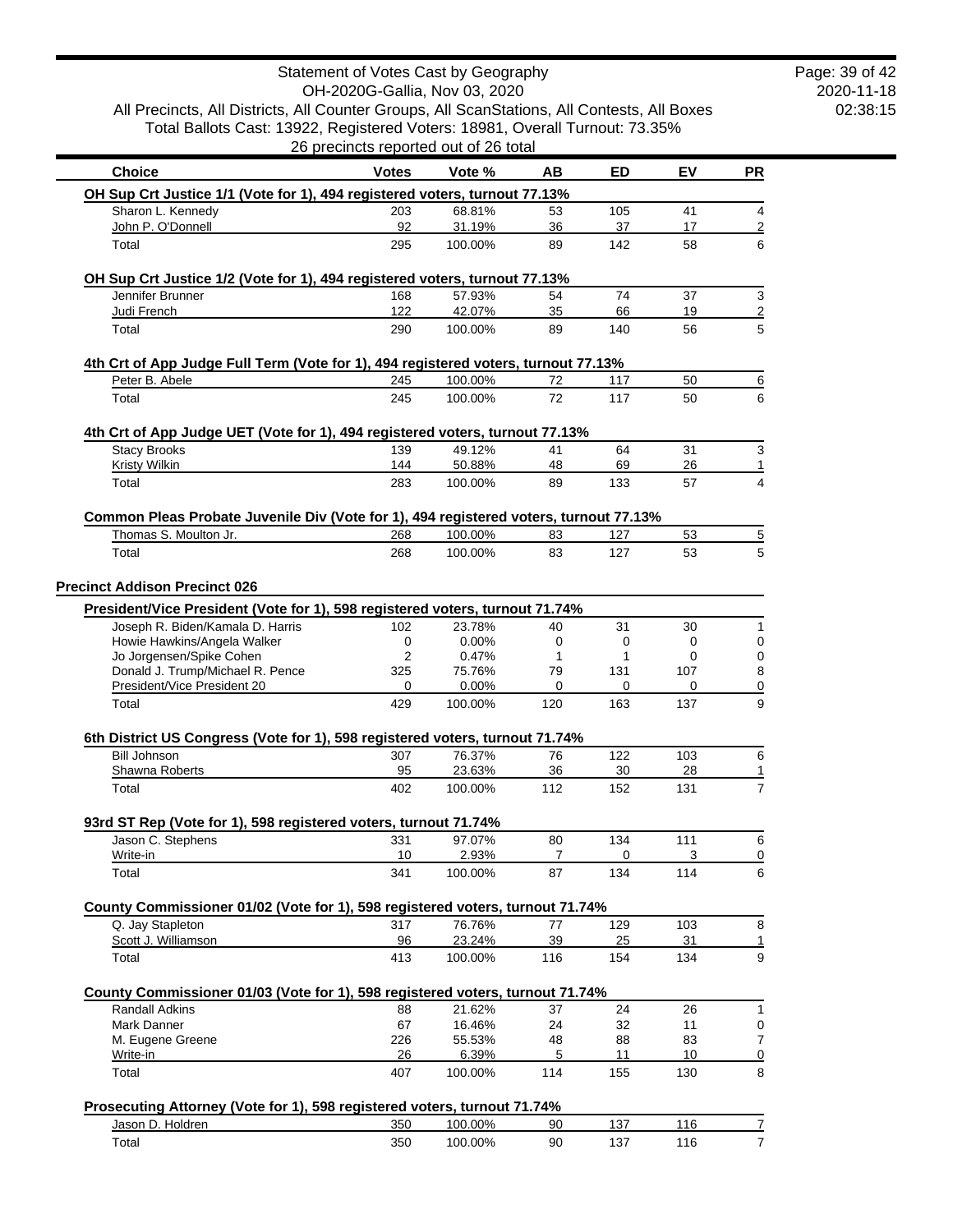Statement of Votes Cast by Geography
OH-2020G-Gallia, Nov 03, 2020
All Precincts, All Districts, All Counter Groups, All ScanStations, All Contests, All Boxes
Total Ballots Cast: 13922, Registered Voters: 18981, Overall Turnout: 73.35%
26 precincts reported out of 26 total

| Choice | Votes | Vote % | AB | ED | EV | PR |
|---|---|---|---|---|---|---|
| **OH Sup Crt Justice 1/1 (Vote for 1), 494 registered voters, turnout 77.13%** | | | | | | |
| Sharon L. Kennedy | 203 | 68.81% | 53 | 105 | 41 | 4 |
| John P. O'Donnell | 92 | 31.19% | 36 | 37 | 17 | 2 |
| Total | 295 | 100.00% | 89 | 142 | 58 | 6 |
| **OH Sup Crt Justice 1/2 (Vote for 1), 494 registered voters, turnout 77.13%** | | | | | | |
| Jennifer Brunner | 168 | 57.93% | 54 | 74 | 37 | 3 |
| Judi French | 122 | 42.07% | 35 | 66 | 19 | 2 |
| Total | 290 | 100.00% | 89 | 140 | 56 | 5 |
| **4th Crt of App Judge Full Term (Vote for 1), 494 registered voters, turnout 77.13%** | | | | | | |
| Peter B. Abele | 245 | 100.00% | 72 | 117 | 50 | 6 |
| Total | 245 | 100.00% | 72 | 117 | 50 | 6 |
| **4th Crt of App Judge UET (Vote for 1), 494 registered voters, turnout 77.13%** | | | | | | |
| Stacy Brooks | 139 | 49.12% | 41 | 64 | 31 | 3 |
| Kristy Wilkin | 144 | 50.88% | 48 | 69 | 26 | 1 |
| Total | 283 | 100.00% | 89 | 133 | 57 | 4 |
| **Common Pleas Probate Juvenile Div (Vote for 1), 494 registered voters, turnout 77.13%** | | | | | | |
| Thomas S. Moulton Jr. | 268 | 100.00% | 83 | 127 | 53 | 5 |
| Total | 268 | 100.00% | 83 | 127 | 53 | 5 |

**Precinct Addison Precinct 026**

| Choice | Votes | Vote % | AB | ED | EV | PR |
|---|---|---|---|---|---|---|
| **President/Vice President (Vote for 1), 598 registered voters, turnout 71.74%** | | | | | | |
| Joseph R. Biden/Kamala D. Harris | 102 | 23.78% | 40 | 31 | 30 | 1 |
| Howie Hawkins/Angela Walker | 0 | 0.00% | 0 | 0 | 0 | 0 |
| Jo Jorgensen/Spike Cohen | 2 | 0.47% | 1 | 1 | 0 | 0 |
| Donald J. Trump/Michael R. Pence | 325 | 75.76% | 79 | 131 | 107 | 8 |
| President/Vice President 20 | 0 | 0.00% | 0 | 0 | 0 | 0 |
| Total | 429 | 100.00% | 120 | 163 | 137 | 9 |
| **6th District US Congress (Vote for 1), 598 registered voters, turnout 71.74%** | | | | | | |
| Bill Johnson | 307 | 76.37% | 76 | 122 | 103 | 6 |
| Shawna Roberts | 95 | 23.63% | 36 | 30 | 28 | 1 |
| Total | 402 | 100.00% | 112 | 152 | 131 | 7 |
| **93rd ST Rep (Vote for 1), 598 registered voters, turnout 71.74%** | | | | | | |
| Jason C. Stephens | 331 | 97.07% | 80 | 134 | 111 | 6 |
| Write-in | 10 | 2.93% | 7 | 0 | 3 | 0 |
| Total | 341 | 100.00% | 87 | 134 | 114 | 6 |
| **County Commissioner 01/02 (Vote for 1), 598 registered voters, turnout 71.74%** | | | | | | |
| Q. Jay Stapleton | 317 | 76.76% | 77 | 129 | 103 | 8 |
| Scott J. Williamson | 96 | 23.24% | 39 | 25 | 31 | 1 |
| Total | 413 | 100.00% | 116 | 154 | 134 | 9 |
| **County Commissioner 01/03 (Vote for 1), 598 registered voters, turnout 71.74%** | | | | | | |
| Randall Adkins | 88 | 21.62% | 37 | 24 | 26 | 1 |
| Mark Danner | 67 | 16.46% | 24 | 32 | 11 | 0 |
| M. Eugene Greene | 226 | 55.53% | 48 | 88 | 83 | 7 |
| Write-in | 26 | 6.39% | 5 | 11 | 10 | 0 |
| Total | 407 | 100.00% | 114 | 155 | 130 | 8 |
| **Prosecuting Attorney (Vote for 1), 598 registered voters, turnout 71.74%** | | | | | | |
| Jason D. Holdren | 350 | 100.00% | 90 | 137 | 116 | 7 |
| Total | 350 | 100.00% | 90 | 137 | 116 | 7 |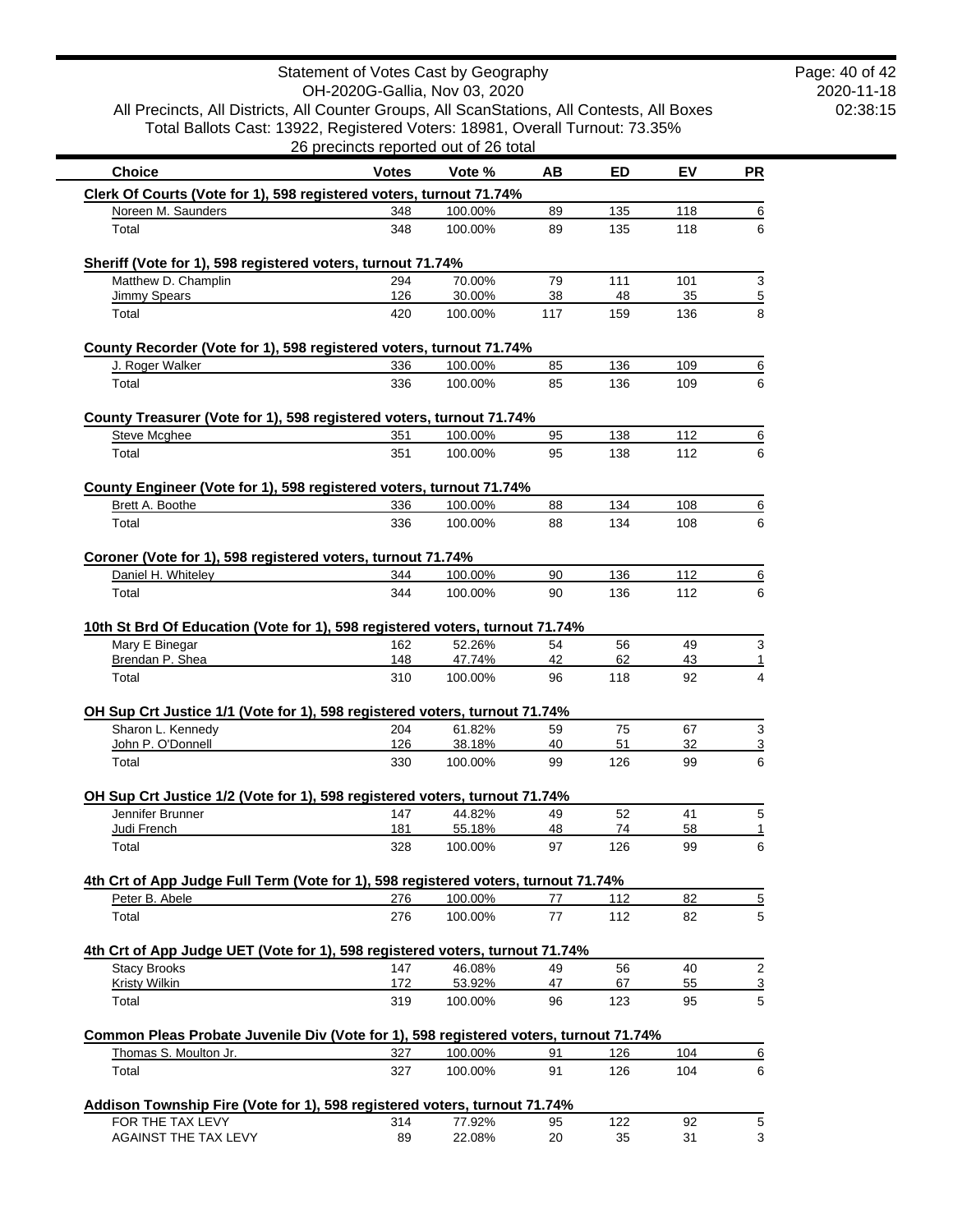Statement of Votes Cast by Geography
OH-2020G-Gallia, Nov 03, 2020
All Precincts, All Districts, All Counter Groups, All ScanStations, All Contests, All Boxes
Total Ballots Cast: 13922, Registered Voters: 18981, Overall Turnout: 73.35%
26 precincts reported out of 26 total

| Choice | Votes | Vote % | AB | ED | EV | PR |
|---|---|---|---|---|---|---|
| **Clerk Of Courts (Vote for 1), 598 registered voters, turnout 71.74%** | | | | | | |
| Noreen M. Saunders | 348 | 100.00% | 89 | 135 | 118 | 6 |
| Total | 348 | 100.00% | 89 | 135 | 118 | 6 |
| **Sheriff (Vote for 1), 598 registered voters, turnout 71.74%** | | | | | | |
| Matthew D. Champlin | 294 | 70.00% | 79 | 111 | 101 | 3 |
| Jimmy Spears | 126 | 30.00% | 38 | 48 | 35 | 5 |
| Total | 420 | 100.00% | 117 | 159 | 136 | 8 |
| **County Recorder (Vote for 1), 598 registered voters, turnout 71.74%** | | | | | | |
| J. Roger Walker | 336 | 100.00% | 85 | 136 | 109 | 6 |
| Total | 336 | 100.00% | 85 | 136 | 109 | 6 |
| **County Treasurer (Vote for 1), 598 registered voters, turnout 71.74%** | | | | | | |
| Steve Mcghee | 351 | 100.00% | 95 | 138 | 112 | 6 |
| Total | 351 | 100.00% | 95 | 138 | 112 | 6 |
| **County Engineer (Vote for 1), 598 registered voters, turnout 71.74%** | | | | | | |
| Brett A. Boothe | 336 | 100.00% | 88 | 134 | 108 | 6 |
| Total | 336 | 100.00% | 88 | 134 | 108 | 6 |
| **Coroner (Vote for 1), 598 registered voters, turnout 71.74%** | | | | | | |
| Daniel H. Whiteley | 344 | 100.00% | 90 | 136 | 112 | 6 |
| Total | 344 | 100.00% | 90 | 136 | 112 | 6 |
| **10th St Brd Of Education (Vote for 1), 598 registered voters, turnout 71.74%** | | | | | | |
| Mary E Binegar | 162 | 52.26% | 54 | 56 | 49 | 3 |
| Brendan P. Shea | 148 | 47.74% | 42 | 62 | 43 | 1 |
| Total | 310 | 100.00% | 96 | 118 | 92 | 4 |
| **OH Sup Crt Justice 1/1 (Vote for 1), 598 registered voters, turnout 71.74%** | | | | | | |
| Sharon L. Kennedy | 204 | 61.82% | 59 | 75 | 67 | 3 |
| John P. O'Donnell | 126 | 38.18% | 40 | 51 | 32 | 3 |
| Total | 330 | 100.00% | 99 | 126 | 99 | 6 |
| **OH Sup Crt Justice 1/2 (Vote for 1), 598 registered voters, turnout 71.74%** | | | | | | |
| Jennifer Brunner | 147 | 44.82% | 49 | 52 | 41 | 5 |
| Judi French | 181 | 55.18% | 48 | 74 | 58 | 1 |
| Total | 328 | 100.00% | 97 | 126 | 99 | 6 |
| **4th Crt of App Judge Full Term (Vote for 1), 598 registered voters, turnout 71.74%** | | | | | | |
| Peter B. Abele | 276 | 100.00% | 77 | 112 | 82 | 5 |
| Total | 276 | 100.00% | 77 | 112 | 82 | 5 |
| **4th Crt of App Judge UET (Vote for 1), 598 registered voters, turnout 71.74%** | | | | | | |
| Stacy Brooks | 147 | 46.08% | 49 | 56 | 40 | 2 |
| Kristy Wilkin | 172 | 53.92% | 47 | 67 | 55 | 3 |
| Total | 319 | 100.00% | 96 | 123 | 95 | 5 |
| **Common Pleas Probate Juvenile Div (Vote for 1), 598 registered voters, turnout 71.74%** | | | | | | |
| Thomas S. Moulton Jr. | 327 | 100.00% | 91 | 126 | 104 | 6 |
| Total | 327 | 100.00% | 91 | 126 | 104 | 6 |
| **Addison Township Fire (Vote for 1), 598 registered voters, turnout 71.74%** | | | | | | |
| FOR THE TAX LEVY | 314 | 77.92% | 95 | 122 | 92 | 5 |
| AGAINST THE TAX LEVY | 89 | 22.08% | 20 | 35 | 31 | 3 |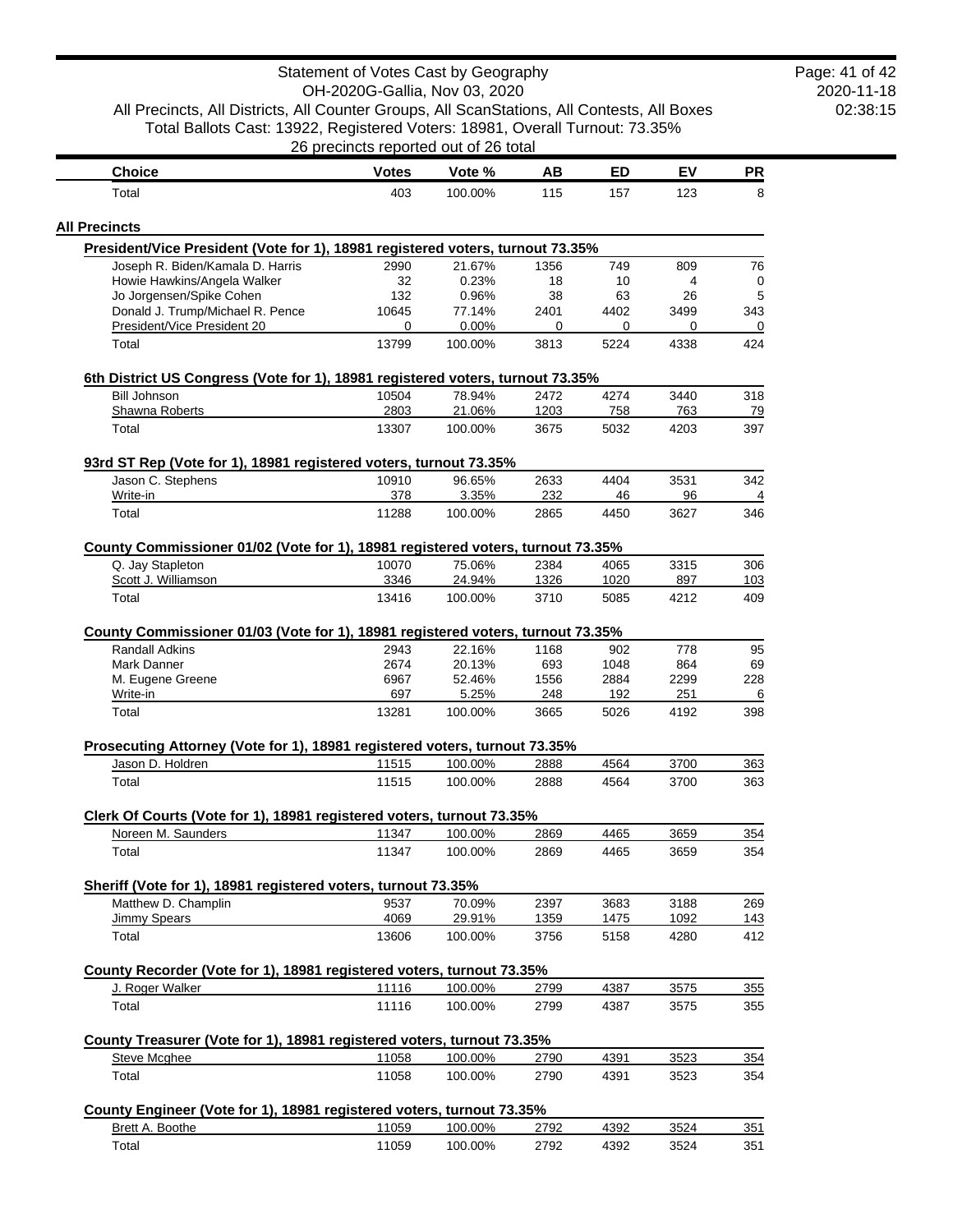Statement of Votes Cast by Geography
OH-2020G-Gallia, Nov 03, 2020
All Precincts, All Districts, All Counter Groups, All ScanStations, All Contests, All Boxes
Total Ballots Cast: 13922, Registered Voters: 18981, Overall Turnout: 73.35%
26 precincts reported out of 26 total

| Choice | Votes | Vote % | AB | ED | EV | PR |
|---|---|---|---|---|---|---|
| Total | 403 | 100.00% | 115 | 157 | 123 | 8 |

## All Precincts

### President/Vice President (Vote for 1), 18981 registered voters, turnout 73.35%

| Choice | Votes | Vote % | AB | ED | EV | PR |
|---|---|---|---|---|---|---|
| Joseph R. Biden/Kamala D. Harris | 2990 | 21.67% | 1356 | 749 | 809 | 76 |
| Howie Hawkins/Angela Walker | 32 | 0.23% | 18 | 10 | 4 | 0 |
| Jo Jorgensen/Spike Cohen | 132 | 0.96% | 38 | 63 | 26 | 5 |
| Donald J. Trump/Michael R. Pence | 10645 | 77.14% | 2401 | 4402 | 3499 | 343 |
| President/Vice President 20 | 0 | 0.00% | 0 | 0 | 0 | 0 |
| Total | 13799 | 100.00% | 3813 | 5224 | 4338 | 424 |

### 6th District US Congress (Vote for 1), 18981 registered voters, turnout 73.35%

| Choice | Votes | Vote % | AB | ED | EV | PR |
|---|---|---|---|---|---|---|
| Bill Johnson | 10504 | 78.94% | 2472 | 4274 | 3440 | 318 |
| Shawna Roberts | 2803 | 21.06% | 1203 | 758 | 763 | 79 |
| Total | 13307 | 100.00% | 3675 | 5032 | 4203 | 397 |

### 93rd ST Rep (Vote for 1), 18981 registered voters, turnout 73.35%

| Choice | Votes | Vote % | AB | ED | EV | PR |
|---|---|---|---|---|---|---|
| Jason C. Stephens | 10910 | 96.65% | 2633 | 4404 | 3531 | 342 |
| Write-in | 378 | 3.35% | 232 | 46 | 96 | 4 |
| Total | 11288 | 100.00% | 2865 | 4450 | 3627 | 346 |

### County Commissioner 01/02 (Vote for 1), 18981 registered voters, turnout 73.35%

| Choice | Votes | Vote % | AB | ED | EV | PR |
|---|---|---|---|---|---|---|
| Q. Jay Stapleton | 10070 | 75.06% | 2384 | 4065 | 3315 | 306 |
| Scott J. Williamson | 3346 | 24.94% | 1326 | 1020 | 897 | 103 |
| Total | 13416 | 100.00% | 3710 | 5085 | 4212 | 409 |

### County Commissioner 01/03 (Vote for 1), 18981 registered voters, turnout 73.35%

| Choice | Votes | Vote % | AB | ED | EV | PR |
|---|---|---|---|---|---|---|
| Randall Adkins | 2943 | 22.16% | 1168 | 902 | 778 | 95 |
| Mark Danner | 2674 | 20.13% | 693 | 1048 | 864 | 69 |
| M. Eugene Greene | 6967 | 52.46% | 1556 | 2884 | 2299 | 228 |
| Write-in | 697 | 5.25% | 248 | 192 | 251 | 6 |
| Total | 13281 | 100.00% | 3665 | 5026 | 4192 | 398 |

### Prosecuting Attorney (Vote for 1), 18981 registered voters, turnout 73.35%

| Choice | Votes | Vote % | AB | ED | EV | PR |
|---|---|---|---|---|---|---|
| Jason D. Holdren | 11515 | 100.00% | 2888 | 4564 | 3700 | 363 |
| Total | 11515 | 100.00% | 2888 | 4564 | 3700 | 363 |

### Clerk Of Courts (Vote for 1), 18981 registered voters, turnout 73.35%

| Choice | Votes | Vote % | AB | ED | EV | PR |
|---|---|---|---|---|---|---|
| Noreen M. Saunders | 11347 | 100.00% | 2869 | 4465 | 3659 | 354 |
| Total | 11347 | 100.00% | 2869 | 4465 | 3659 | 354 |

### Sheriff (Vote for 1), 18981 registered voters, turnout 73.35%

| Choice | Votes | Vote % | AB | ED | EV | PR |
|---|---|---|---|---|---|---|
| Matthew D. Champlin | 9537 | 70.09% | 2397 | 3683 | 3188 | 269 |
| Jimmy Spears | 4069 | 29.91% | 1359 | 1475 | 1092 | 143 |
| Total | 13606 | 100.00% | 3756 | 5158 | 4280 | 412 |

### County Recorder (Vote for 1), 18981 registered voters, turnout 73.35%

| Choice | Votes | Vote % | AB | ED | EV | PR |
|---|---|---|---|---|---|---|
| J. Roger Walker | 11116 | 100.00% | 2799 | 4387 | 3575 | 355 |
| Total | 11116 | 100.00% | 2799 | 4387 | 3575 | 355 |

### County Treasurer (Vote for 1), 18981 registered voters, turnout 73.35%

| Choice | Votes | Vote % | AB | ED | EV | PR |
|---|---|---|---|---|---|---|
| Steve Mcghee | 11058 | 100.00% | 2790 | 4391 | 3523 | 354 |
| Total | 11058 | 100.00% | 2790 | 4391 | 3523 | 354 |

### County Engineer (Vote for 1), 18981 registered voters, turnout 73.35%

| Choice | Votes | Vote % | AB | ED | EV | PR |
|---|---|---|---|---|---|---|
| Brett A. Boothe | 11059 | 100.00% | 2792 | 4392 | 3524 | 351 |
| Total | 11059 | 100.00% | 2792 | 4392 | 3524 | 351 |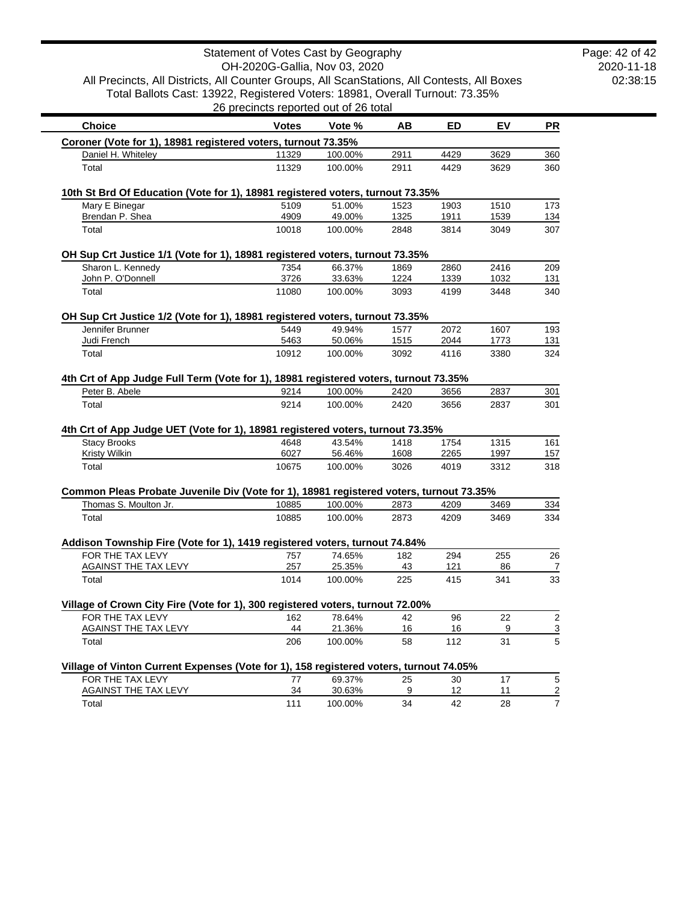Statement of Votes Cast by Geography
OH-2020G-Gallia, Nov 03, 2020
All Precincts, All Districts, All Counter Groups, All ScanStations, All Contests, All Boxes
Total Ballots Cast: 13922, Registered Voters: 18981, Overall Turnout: 73.35%
26 precincts reported out of 26 total

2020-11-18
02:38:15

| Choice | Votes | Vote % | AB | ED | EV | PR |
|---|---|---|---|---|---|---|
| **Coroner (Vote for 1), 18981 registered voters, turnout 73.35%** | | | | | | |
| Daniel H. Whiteley | 11329 | 100.00% | 2911 | 4429 | 3629 | 360 |
| Total | 11329 | 100.00% | 2911 | 4429 | 3629 | 360 |
| **10th St Brd Of Education (Vote for 1), 18981 registered voters, turnout 73.35%** | | | | | | |
| Mary E Binegar | 5109 | 51.00% | 1523 | 1903 | 1510 | 173 |
| Brendan P. Shea | 4909 | 49.00% | 1325 | 1911 | 1539 | 134 |
| Total | 10018 | 100.00% | 2848 | 3814 | 3049 | 307 |
| **OH Sup Crt Justice 1/1 (Vote for 1), 18981 registered voters, turnout 73.35%** | | | | | | |
| Sharon L. Kennedy | 7354 | 66.37% | 1869 | 2860 | 2416 | 209 |
| John P. O'Donnell | 3726 | 33.63% | 1224 | 1339 | 1032 | 131 |
| Total | 11080 | 100.00% | 3093 | 4199 | 3448 | 340 |
| **OH Sup Crt Justice 1/2 (Vote for 1), 18981 registered voters, turnout 73.35%** | | | | | | |
| Jennifer Brunner | 5449 | 49.94% | 1577 | 2072 | 1607 | 193 |
| Judi French | 5463 | 50.06% | 1515 | 2044 | 1773 | 131 |
| Total | 10912 | 100.00% | 3092 | 4116 | 3380 | 324 |
| **4th Crt of App Judge Full Term (Vote for 1), 18981 registered voters, turnout 73.35%** | | | | | | |
| Peter B. Abele | 9214 | 100.00% | 2420 | 3656 | 2837 | 301 |
| Total | 9214 | 100.00% | 2420 | 3656 | 2837 | 301 |
| **4th Crt of App Judge UET (Vote for 1), 18981 registered voters, turnout 73.35%** | | | | | | |
| Stacy Brooks | 4648 | 43.54% | 1418 | 1754 | 1315 | 161 |
| Kristy Wilkin | 6027 | 56.46% | 1608 | 2265 | 1997 | 157 |
| Total | 10675 | 100.00% | 3026 | 4019 | 3312 | 318 |
| **Common Pleas Probate Juvenile Div (Vote for 1), 18981 registered voters, turnout 73.35%** | | | | | | |
| Thomas S. Moulton Jr. | 10885 | 100.00% | 2873 | 4209 | 3469 | 334 |
| Total | 10885 | 100.00% | 2873 | 4209 | 3469 | 334 |
| **Addison Township Fire (Vote for 1), 1419 registered voters, turnout 74.84%** | | | | | | |
| FOR THE TAX LEVY | 757 | 74.65% | 182 | 294 | 255 | 26 |
| AGAINST THE TAX LEVY | 257 | 25.35% | 43 | 121 | 86 | 7 |
| Total | 1014 | 100.00% | 225 | 415 | 341 | 33 |
| **Village of Crown City Fire (Vote for 1), 300 registered voters, turnout 72.00%** | | | | | | |
| FOR THE TAX LEVY | 162 | 78.64% | 42 | 96 | 22 | 2 |
| AGAINST THE TAX LEVY | 44 | 21.36% | 16 | 16 | 9 | 3 |
| Total | 206 | 100.00% | 58 | 112 | 31 | 5 |
| **Village of Vinton Current Expenses (Vote for 1), 158 registered voters, turnout 74.05%** | | | | | | |
| FOR THE TAX LEVY | 77 | 69.37% | 25 | 30 | 17 | 5 |
| AGAINST THE TAX LEVY | 34 | 30.63% | 9 | 12 | 11 | 2 |
| Total | 111 | 100.00% | 34 | 42 | 28 | 7 |